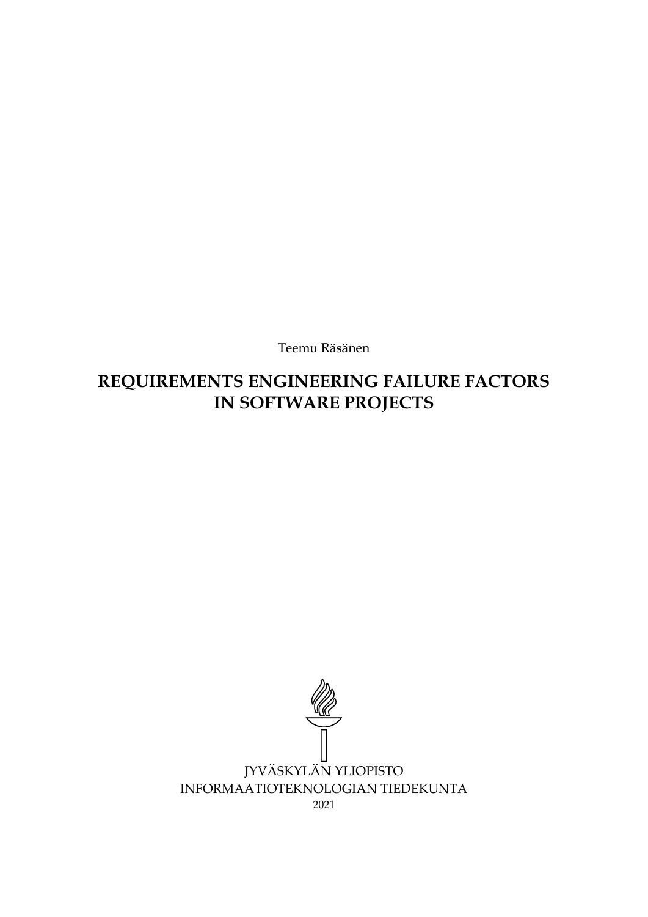Teemu Räsänen

# REQUIREMENTS ENGINEERING FAILURE FACTORS IN SOFTWARE PROJECTS

JYVÄSKYLÄN YLIOPISTO
INFORMAATIOTEKNOLOGIAN TIEDEKUNTA
2021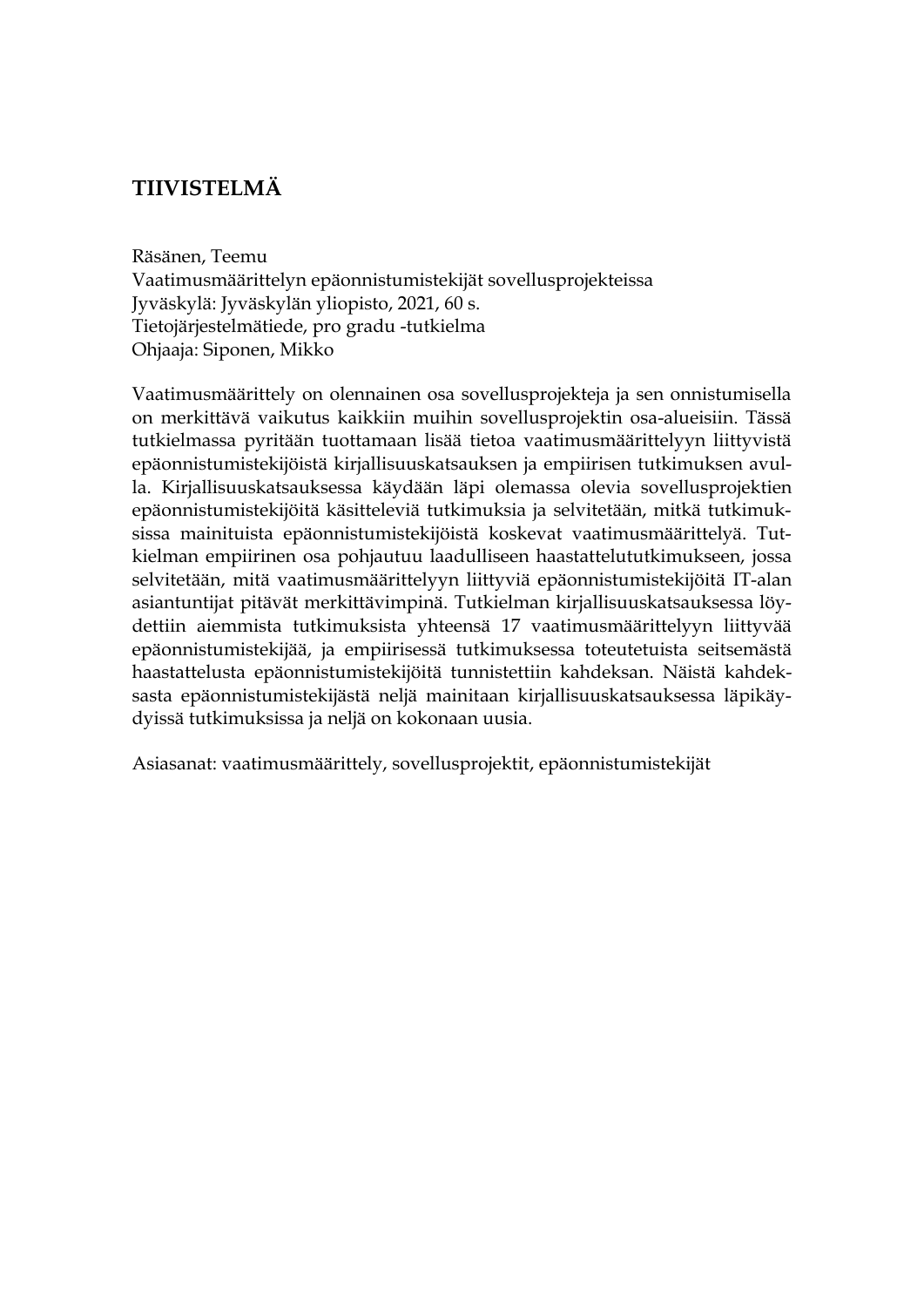# TIIVISTELMÄ

Räsänen, Teemu
Vaatimusmäärittelyn epäonnistumistekijät sovellusprojekteissa
Jyväskylä: Jyväskylän yliopisto, 2021, 60 s.
Tietojärjestelmätiede, pro gradu -tutkielma
Ohjaaja: Siponen, Mikko

Vaatimusmäärittely on olennainen osa sovellusprojekteja ja sen onnistumisella on merkittävä vaikutus kaikkiin muihin sovellusprojektin osa-alueisiin. Tässä tutkielmassa pyritään tuottamaan lisää tietoa vaatimusmäärittelyyn liittyvistä epäonnistumistekijöistä kirjallisuuskatsauksen ja empiirisen tutkimuksen avulla. Kirjallisuuskatsauksessa käydään läpi olemassa olevia sovellusprojektien epäonnistumistekijöitä käsitteleviä tutkimuksia ja selvitetään, mitkä tutkimuksissa mainituista epäonnistumistekijöistä koskevat vaatimusmäärittelyä. Tutkielman empiirinen osa pohjautuu laadulliseen haastattelututkimukseen, jossa selvitetään, mitä vaatimusmäärittelyyn liittyviä epäonnistumistekijöitä IT-alan asiantuntijat pitävät merkittävimpinä. Tutkielman kirjallisuuskatsauksessa löydettiin aiemmista tutkimuksista yhteensä 17 vaatimusmäärittelyyn liittyvää epäonnistumistekijää, ja empiirisessä tutkimuksessa toteutetuista seitsemästä haastattelusta epäonnistumistekijöitä tunnistettiin kahdeksan. Näistä kahdeksasta epäonnistumistekijästä neljä mainitaan kirjallisuuskatsauksessa läpikäydyissä tutkimuksissa ja neljä on kokonaan uusia.

Asiasanat: vaatimusmäärittely, sovellusprojektit, epäonnistumistekijät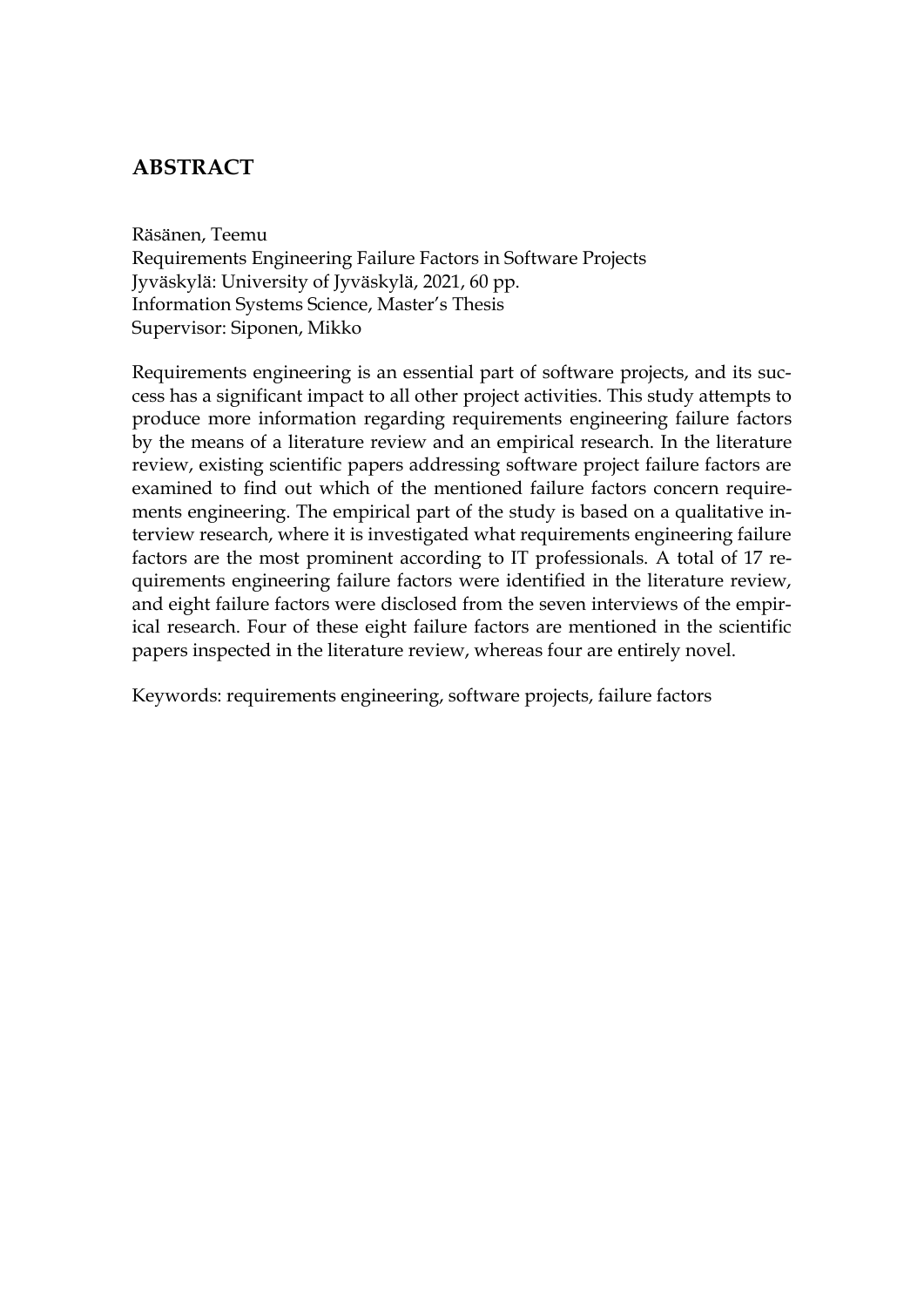# ABSTRACT

Räsänen, Teemu
Requirements Engineering Failure Factors in Software Projects
Jyväskylä: University of Jyväskylä, 2021, 60 pp.
Information Systems Science, Master's Thesis
Supervisor: Siponen, Mikko

Requirements engineering is an essential part of software projects, and its success has a significant impact to all other project activities. This study attempts to produce more information regarding requirements engineering failure factors by the means of a literature review and an empirical research. In the literature review, existing scientific papers addressing software project failure factors are examined to find out which of the mentioned failure factors concern requirements engineering. The empirical part of the study is based on a qualitative interview research, where it is investigated what requirements engineering failure factors are the most prominent according to IT professionals. A total of 17 requirements engineering failure factors were identified in the literature review, and eight failure factors were disclosed from the seven interviews of the empirical research. Four of these eight failure factors are mentioned in the scientific papers inspected in the literature review, whereas four are entirely novel.

Keywords: requirements engineering, software projects, failure factors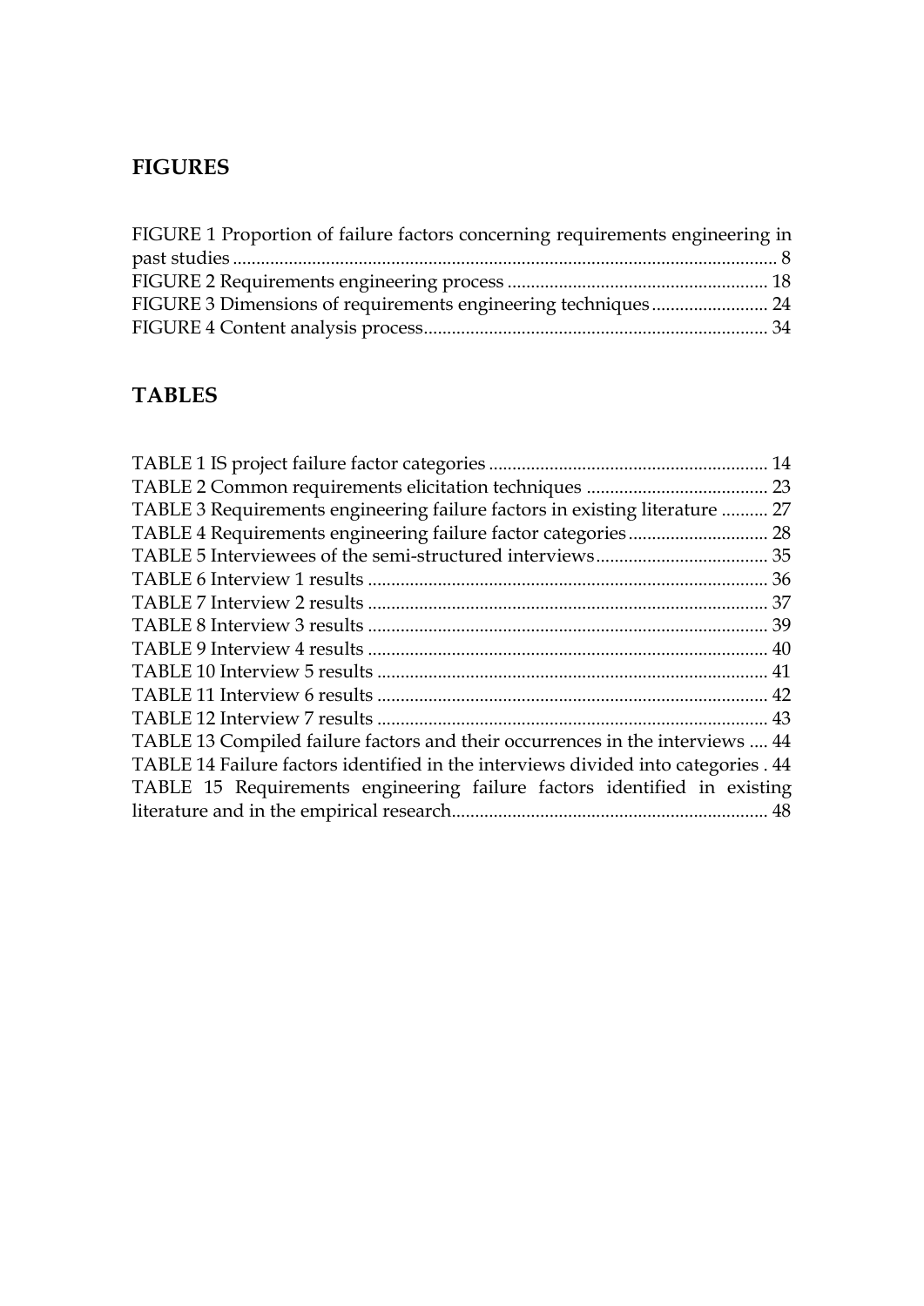# FIGURES

FIGURE 1 Proportion of failure factors concerning requirements engineering in past studies ..................................................................................................................... 8
FIGURE 2 Requirements engineering process ........................................................ 18
FIGURE 3 Dimensions of requirements engineering techniques ......................... 24
FIGURE 4 Content analysis process......................................................................... 34

# TABLES

TABLE 1 IS project failure factor categories ............................................................ 14
TABLE 2 Common requirements elicitation techniques ....................................... 23
TABLE 3 Requirements engineering failure factors in existing literature .......... 27
TABLE 4 Requirements engineering failure factor categories .............................. 28
TABLE 5 Interviewees of the semi-structured interviews..................................... 35
TABLE 6 Interview 1 results ...................................................................................... 36
TABLE 7 Interview 2 results ...................................................................................... 37
TABLE 8 Interview 3 results ...................................................................................... 39
TABLE 9 Interview 4 results ...................................................................................... 40
TABLE 10 Interview 5 results .................................................................................... 41
TABLE 11 Interview 6 results .................................................................................... 42
TABLE 12 Interview 7 results .................................................................................... 43
TABLE 13 Compiled failure factors and their occurrences in the interviews .... 44
TABLE 14 Failure factors identified in the interviews divided into categories . 44
TABLE 15 Requirements engineering failure factors identified in existing literature and in the empirical research.................................................................... 48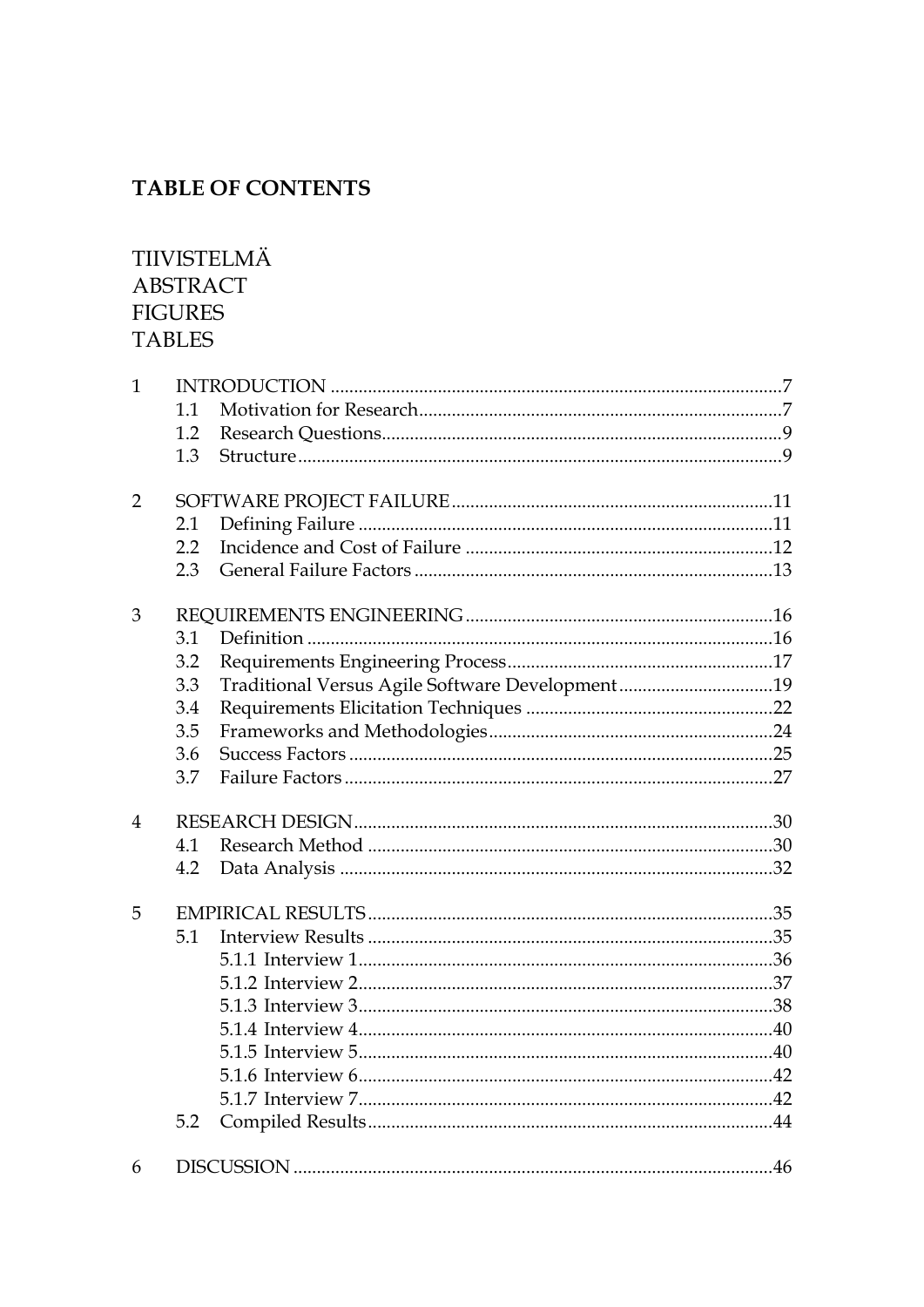# TABLE OF CONTENTS

TIIVISTELMÄ
ABSTRACT
FIGURES
TABLES

1 INTRODUCTION ..... 7
  1.1 Motivation for Research ..... 7
  1.2 Research Questions ..... 9
  1.3 Structure ..... 9

2 SOFTWARE PROJECT FAILURE ..... 11
  2.1 Defining Failure ..... 11
  2.2 Incidence and Cost of Failure ..... 12
  2.3 General Failure Factors ..... 13

3 REQUIREMENTS ENGINEERING ..... 16
  3.1 Definition ..... 16
  3.2 Requirements Engineering Process ..... 17
  3.3 Traditional Versus Agile Software Development ..... 19
  3.4 Requirements Elicitation Techniques ..... 22
  3.5 Frameworks and Methodologies ..... 24
  3.6 Success Factors ..... 25
  3.7 Failure Factors ..... 27

4 RESEARCH DESIGN ..... 30
  4.1 Research Method ..... 30
  4.2 Data Analysis ..... 32

5 EMPIRICAL RESULTS ..... 35
  5.1 Interview Results ..... 35
    5.1.1 Interview 1 ..... 36
    5.1.2 Interview 2 ..... 37
    5.1.3 Interview 3 ..... 38
    5.1.4 Interview 4 ..... 40
    5.1.5 Interview 5 ..... 40
    5.1.6 Interview 6 ..... 42
    5.1.7 Interview 7 ..... 42
  5.2 Compiled Results ..... 44

6 DISCUSSION ..... 46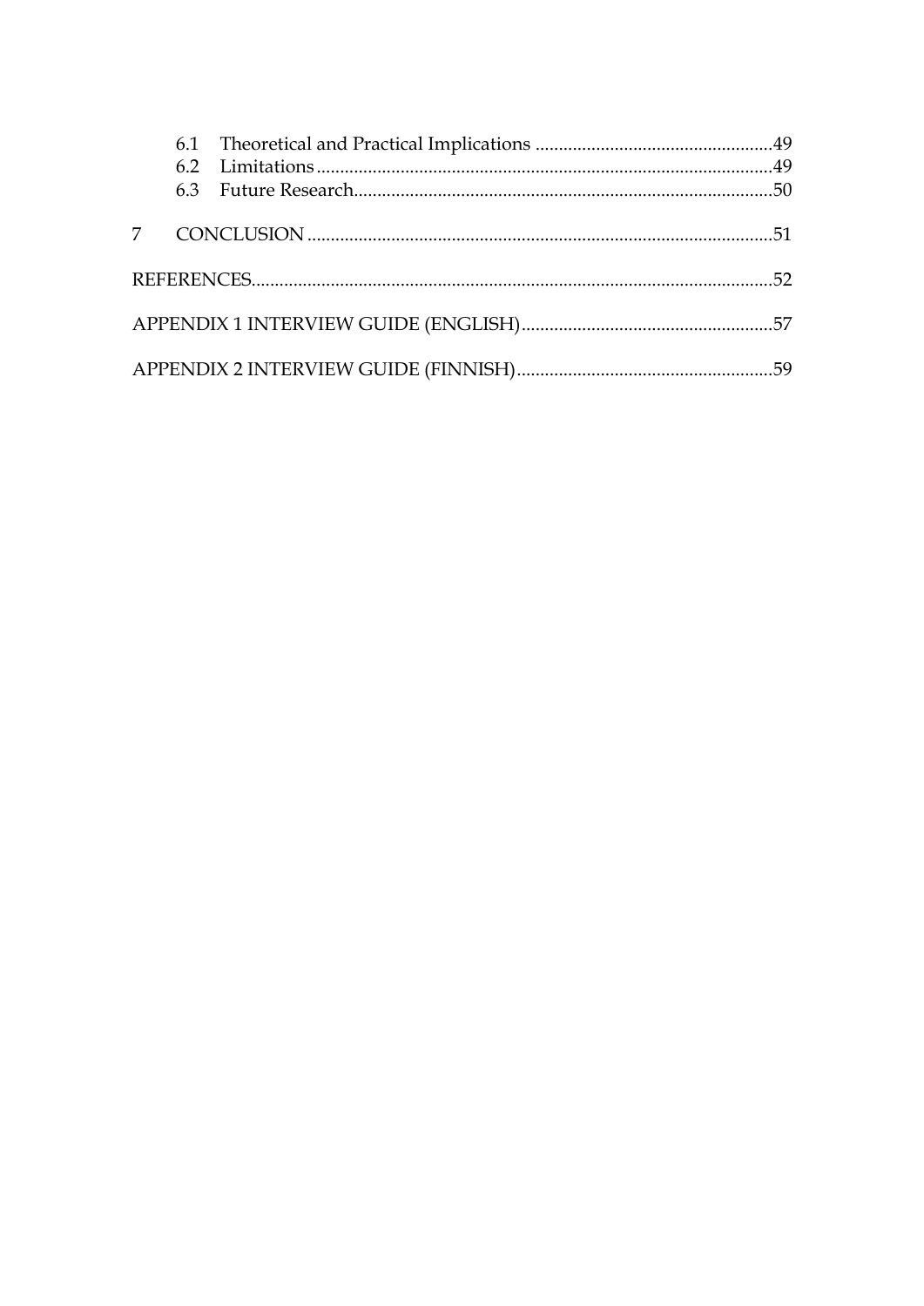6.1 Theoretical and Practical Implications ....................................................49
6.2 Limitations ....................................................................................................49
6.3 Future Research............................................................................................50

7 CONCLUSION ....................................................................................................51

REFERENCES.............................................................................................................52

APPENDIX 1 INTERVIEW GUIDE (ENGLISH).......................................................57

APPENDIX 2 INTERVIEW GUIDE (FINNISH)........................................................59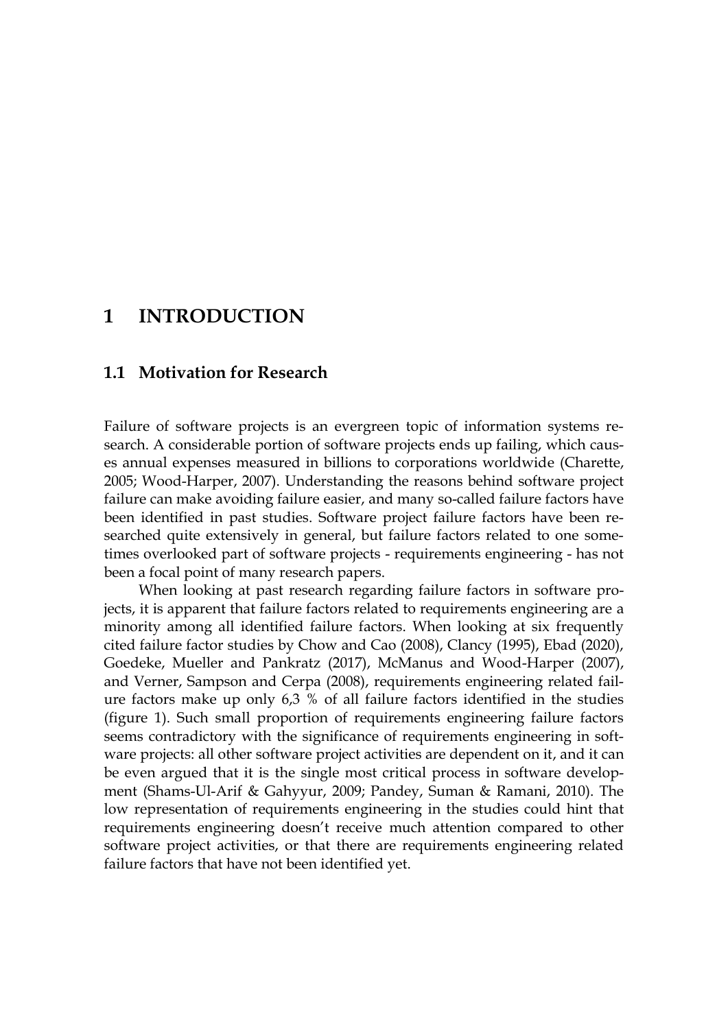# 1 INTRODUCTION

## 1.1 Motivation for Research

Failure of software projects is an evergreen topic of information systems research. A considerable portion of software projects ends up failing, which causes annual expenses measured in billions to corporations worldwide (Charette, 2005; Wood-Harper, 2007). Understanding the reasons behind software project failure can make avoiding failure easier, and many so-called failure factors have been identified in past studies. Software project failure factors have been researched quite extensively in general, but failure factors related to one sometimes overlooked part of software projects - requirements engineering - has not been a focal point of many research papers.

When looking at past research regarding failure factors in software projects, it is apparent that failure factors related to requirements engineering are a minority among all identified failure factors. When looking at six frequently cited failure factor studies by Chow and Cao (2008), Clancy (1995), Ebad (2020), Goedeke, Mueller and Pankratz (2017), McManus and Wood-Harper (2007), and Verner, Sampson and Cerpa (2008), requirements engineering related failure factors make up only 6,3 % of all failure factors identified in the studies (figure 1). Such small proportion of requirements engineering failure factors seems contradictory with the significance of requirements engineering in software projects: all other software project activities are dependent on it, and it can be even argued that it is the single most critical process in software development (Shams-Ul-Arif & Gahyyur, 2009; Pandey, Suman & Ramani, 2010). The low representation of requirements engineering in the studies could hint that requirements engineering doesn't receive much attention compared to other software project activities, or that there are requirements engineering related failure factors that have not been identified yet.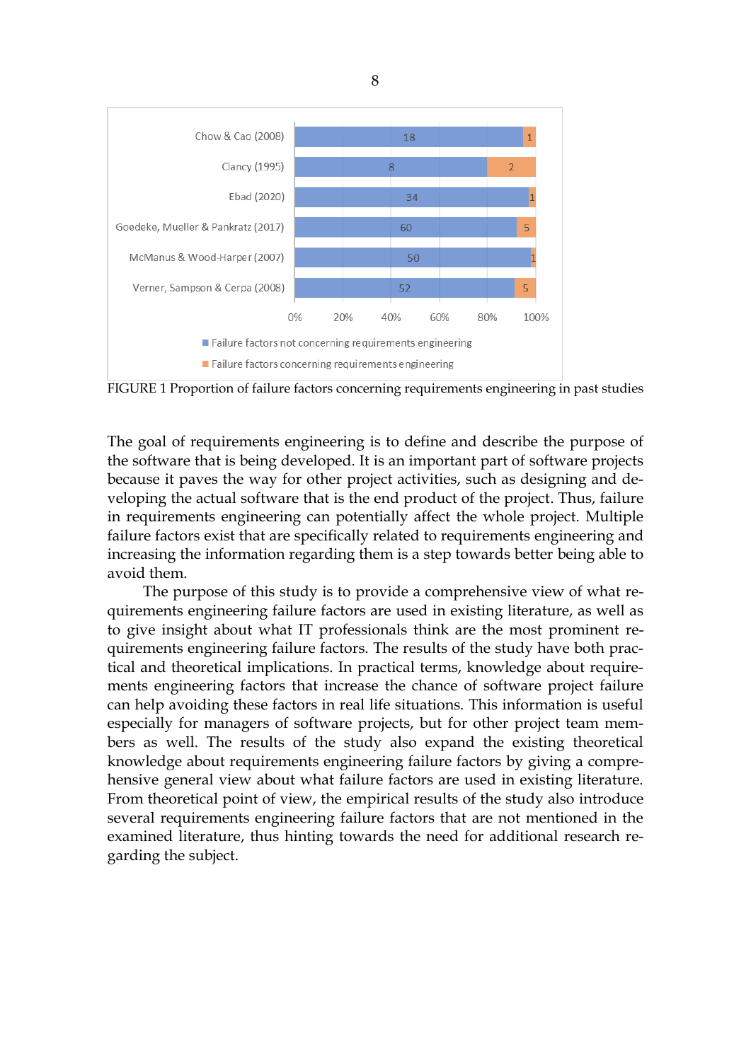| Study | Failure factors not concerning requirements engineering | Failure factors concerning requirements engineering |
|---|---|---|
| Chow & Cao (2008) | 18 | 1 |
| Clancy (1995) | 8 | 2 |
| Ebad (2020) | 34 | 1 |
| Goedeke, Mueller & Pankratz (2017) | 60 | 5 |
| McManus & Wood-Harper (2007) | 50 | 1 |
| Verner, Sampson & Cerpa (2008) | 52 | 5 |

FIGURE 1 Proportion of failure factors concerning requirements engineering in past studies

The goal of requirements engineering is to define and describe the purpose of the software that is being developed. It is an important part of software projects because it paves the way for other project activities, such as designing and developing the actual software that is the end product of the project. Thus, failure in requirements engineering can potentially affect the whole project. Multiple failure factors exist that are specifically related to requirements engineering and increasing the information regarding them is a step towards better being able to avoid them.

The purpose of this study is to provide a comprehensive view of what requirements engineering failure factors are used in existing literature, as well as to give insight about what IT professionals think are the most prominent requirements engineering failure factors. The results of the study have both practical and theoretical implications. In practical terms, knowledge about requirements engineering factors that increase the chance of software project failure can help avoiding these factors in real life situations. This information is useful especially for managers of software projects, but for other project team members as well. The results of the study also expand the existing theoretical knowledge about requirements engineering failure factors by giving a comprehensive general view about what failure factors are used in existing literature. From theoretical point of view, the empirical results of the study also introduce several requirements engineering failure factors that are not mentioned in the examined literature, thus hinting towards the need for additional research regarding the subject.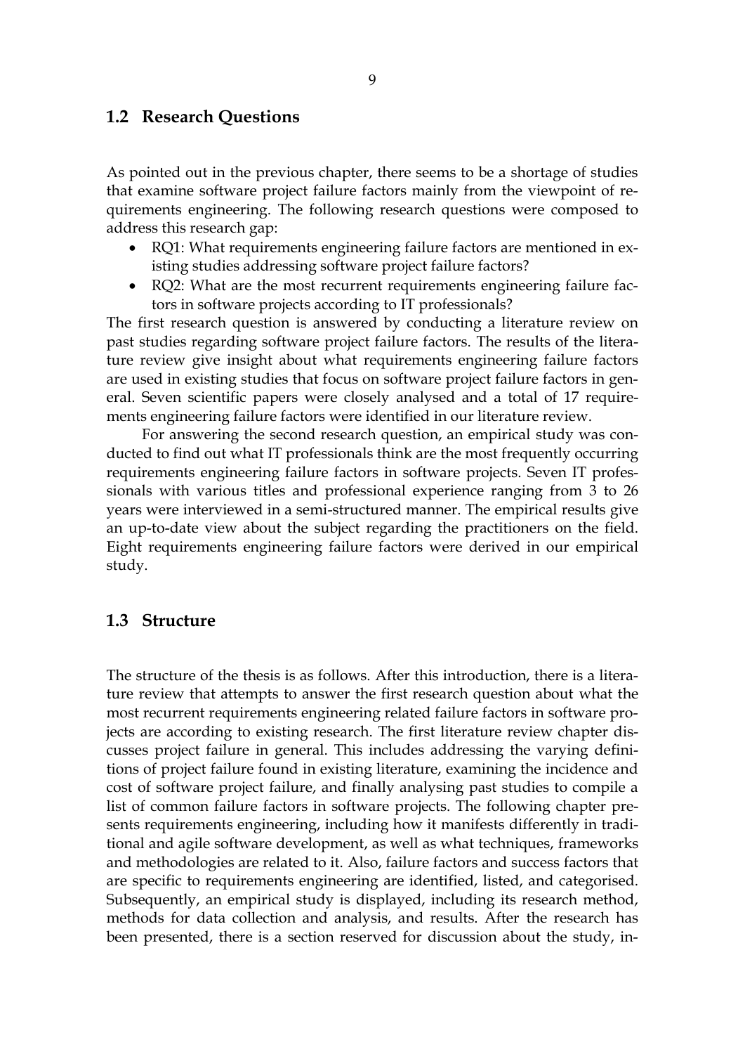## 1.2 Research Questions

As pointed out in the previous chapter, there seems to be a shortage of studies that examine software project failure factors mainly from the viewpoint of requirements engineering. The following research questions were composed to address this research gap:

- RQ1: What requirements engineering failure factors are mentioned in existing studies addressing software project failure factors?
- RQ2: What are the most recurrent requirements engineering failure factors in software projects according to IT professionals?

The first research question is answered by conducting a literature review on past studies regarding software project failure factors. The results of the literature review give insight about what requirements engineering failure factors are used in existing studies that focus on software project failure factors in general. Seven scientific papers were closely analysed and a total of 17 requirements engineering failure factors were identified in our literature review.

For answering the second research question, an empirical study was conducted to find out what IT professionals think are the most frequently occurring requirements engineering failure factors in software projects. Seven IT professionals with various titles and professional experience ranging from 3 to 26 years were interviewed in a semi-structured manner. The empirical results give an up-to-date view about the subject regarding the practitioners on the field. Eight requirements engineering failure factors were derived in our empirical study.

## 1.3 Structure

The structure of the thesis is as follows. After this introduction, there is a literature review that attempts to answer the first research question about what the most recurrent requirements engineering related failure factors in software projects are according to existing research. The first literature review chapter discusses project failure in general. This includes addressing the varying definitions of project failure found in existing literature, examining the incidence and cost of software project failure, and finally analysing past studies to compile a list of common failure factors in software projects. The following chapter presents requirements engineering, including how it manifests differently in traditional and agile software development, as well as what techniques, frameworks and methodologies are related to it. Also, failure factors and success factors that are specific to requirements engineering are identified, listed, and categorised. Subsequently, an empirical study is displayed, including its research method, methods for data collection and analysis, and results. After the research has been presented, there is a section reserved for discussion about the study, in-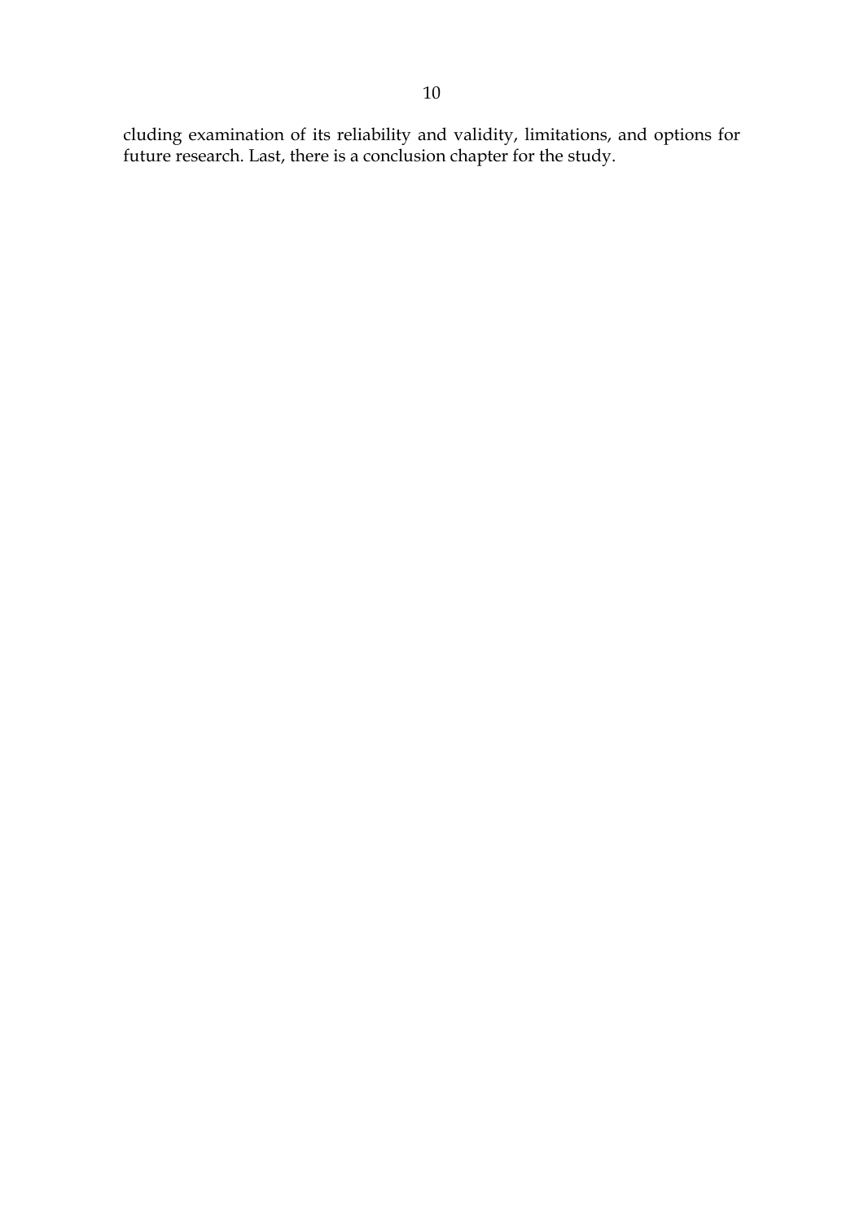cluding examination of its reliability and validity, limitations, and options for future research. Last, there is a conclusion chapter for the study.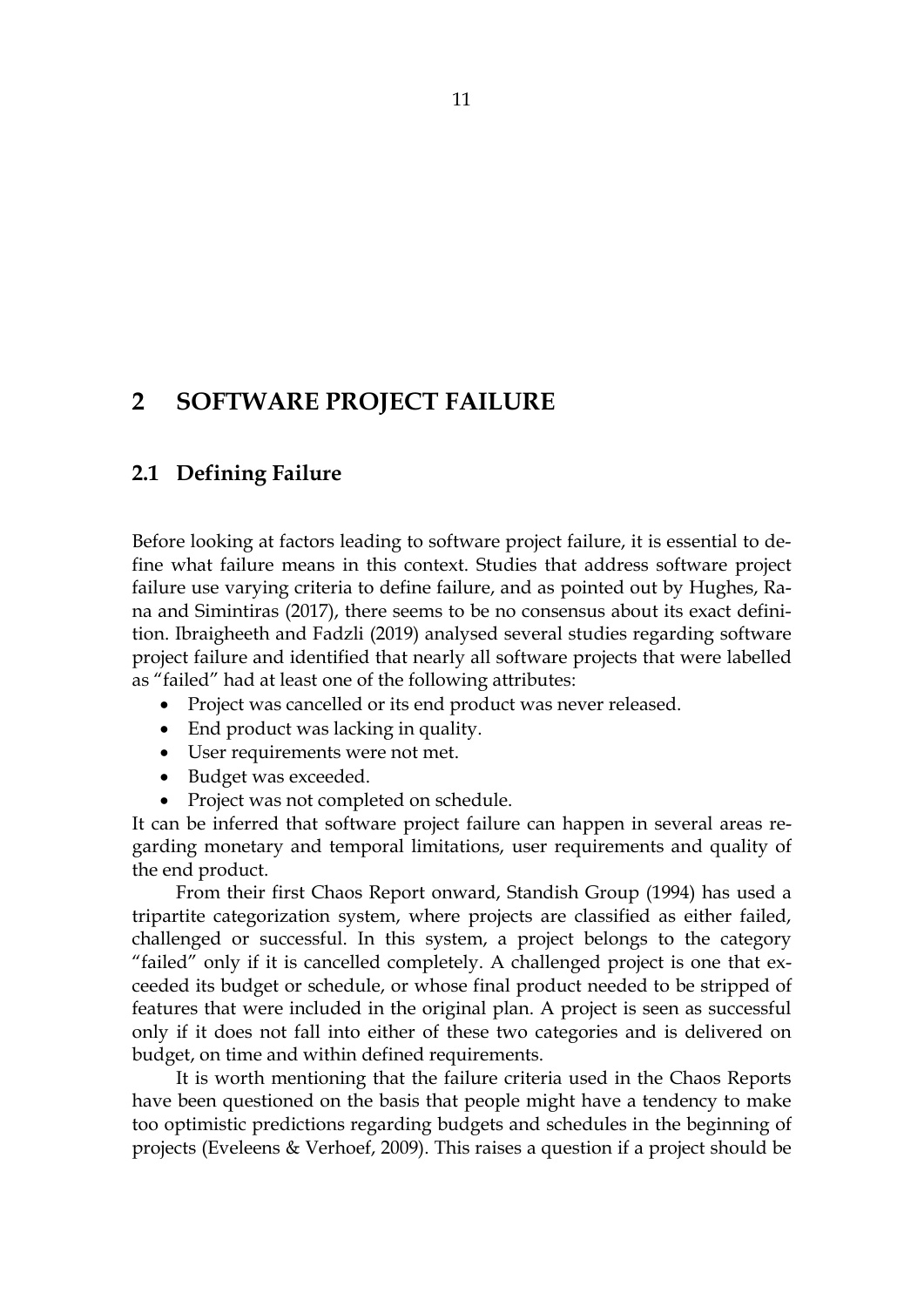# 2 SOFTWARE PROJECT FAILURE

## 2.1 Defining Failure

Before looking at factors leading to software project failure, it is essential to define what failure means in this context. Studies that address software project failure use varying criteria to define failure, and as pointed out by Hughes, Rana and Simintiras (2017), there seems to be no consensus about its exact definition. Ibraigheeth and Fadzli (2019) analysed several studies regarding software project failure and identified that nearly all software projects that were labelled as "failed" had at least one of the following attributes:

- Project was cancelled or its end product was never released.
- End product was lacking in quality.
- User requirements were not met.
- Budget was exceeded.
- Project was not completed on schedule.

It can be inferred that software project failure can happen in several areas regarding monetary and temporal limitations, user requirements and quality of the end product.

From their first Chaos Report onward, Standish Group (1994) has used a tripartite categorization system, where projects are classified as either failed, challenged or successful. In this system, a project belongs to the category "failed" only if it is cancelled completely. A challenged project is one that exceeded its budget or schedule, or whose final product needed to be stripped of features that were included in the original plan. A project is seen as successful only if it does not fall into either of these two categories and is delivered on budget, on time and within defined requirements.

It is worth mentioning that the failure criteria used in the Chaos Reports have been questioned on the basis that people might have a tendency to make too optimistic predictions regarding budgets and schedules in the beginning of projects (Eveleens & Verhoef, 2009). This raises a question if a project should be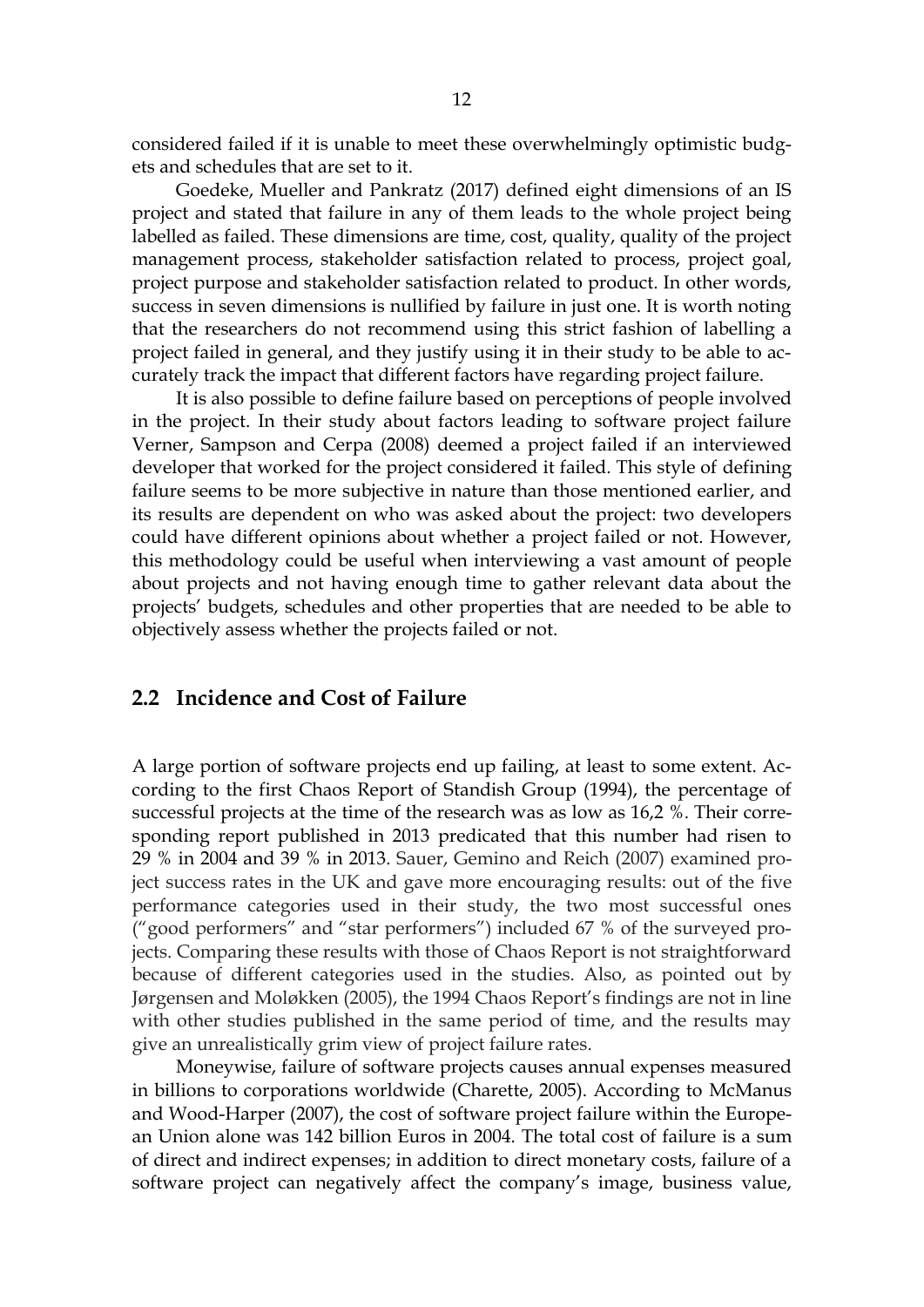considered failed if it is unable to meet these overwhelmingly optimistic budgets and schedules that are set to it.

Goedeke, Mueller and Pankratz (2017) defined eight dimensions of an IS project and stated that failure in any of them leads to the whole project being labelled as failed. These dimensions are time, cost, quality, quality of the project management process, stakeholder satisfaction related to process, project goal, project purpose and stakeholder satisfaction related to product. In other words, success in seven dimensions is nullified by failure in just one. It is worth noting that the researchers do not recommend using this strict fashion of labelling a project failed in general, and they justify using it in their study to be able to accurately track the impact that different factors have regarding project failure.

It is also possible to define failure based on perceptions of people involved in the project. In their study about factors leading to software project failure Verner, Sampson and Cerpa (2008) deemed a project failed if an interviewed developer that worked for the project considered it failed. This style of defining failure seems to be more subjective in nature than those mentioned earlier, and its results are dependent on who was asked about the project: two developers could have different opinions about whether a project failed or not. However, this methodology could be useful when interviewing a vast amount of people about projects and not having enough time to gather relevant data about the projects' budgets, schedules and other properties that are needed to be able to objectively assess whether the projects failed or not.

## 2.2 Incidence and Cost of Failure

A large portion of software projects end up failing, at least to some extent. According to the first Chaos Report of Standish Group (1994), the percentage of successful projects at the time of the research was as low as 16,2 %. Their corresponding report published in 2013 predicated that this number had risen to 29 % in 2004 and 39 % in 2013. Sauer, Gemino and Reich (2007) examined project success rates in the UK and gave more encouraging results: out of the five performance categories used in their study, the two most successful ones ("good performers" and "star performers") included 67 % of the surveyed projects. Comparing these results with those of Chaos Report is not straightforward because of different categories used in the studies. Also, as pointed out by Jørgensen and Moløkken (2005), the 1994 Chaos Report's findings are not in line with other studies published in the same period of time, and the results may give an unrealistically grim view of project failure rates.

Moneywise, failure of software projects causes annual expenses measured in billions to corporations worldwide (Charette, 2005). According to McManus and Wood-Harper (2007), the cost of software project failure within the European Union alone was 142 billion Euros in 2004. The total cost of failure is a sum of direct and indirect expenses; in addition to direct monetary costs, failure of a software project can negatively affect the company's image, business value,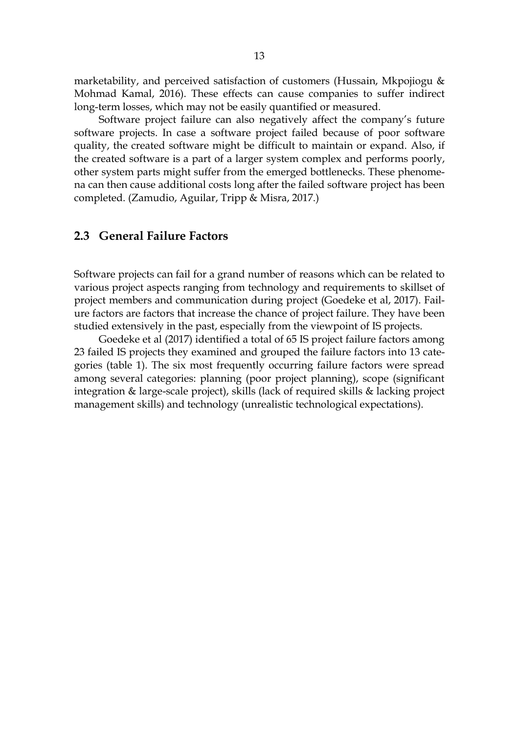marketability, and perceived satisfaction of customers (Hussain, Mkpojiogu & Mohmad Kamal, 2016). These effects can cause companies to suffer indirect long-term losses, which may not be easily quantified or measured.

Software project failure can also negatively affect the company's future software projects. In case a software project failed because of poor software quality, the created software might be difficult to maintain or expand. Also, if the created software is a part of a larger system complex and performs poorly, other system parts might suffer from the emerged bottlenecks. These phenomena can then cause additional costs long after the failed software project has been completed. (Zamudio, Aguilar, Tripp & Misra, 2017.)

## 2.3 General Failure Factors

Software projects can fail for a grand number of reasons which can be related to various project aspects ranging from technology and requirements to skillset of project members and communication during project (Goedeke et al, 2017). Failure factors are factors that increase the chance of project failure. They have been studied extensively in the past, especially from the viewpoint of IS projects.

Goedeke et al (2017) identified a total of 65 IS project failure factors among 23 failed IS projects they examined and grouped the failure factors into 13 categories (table 1). The six most frequently occurring failure factors were spread among several categories: planning (poor project planning), scope (significant integration & large-scale project), skills (lack of required skills & lacking project management skills) and technology (unrealistic technological expectations).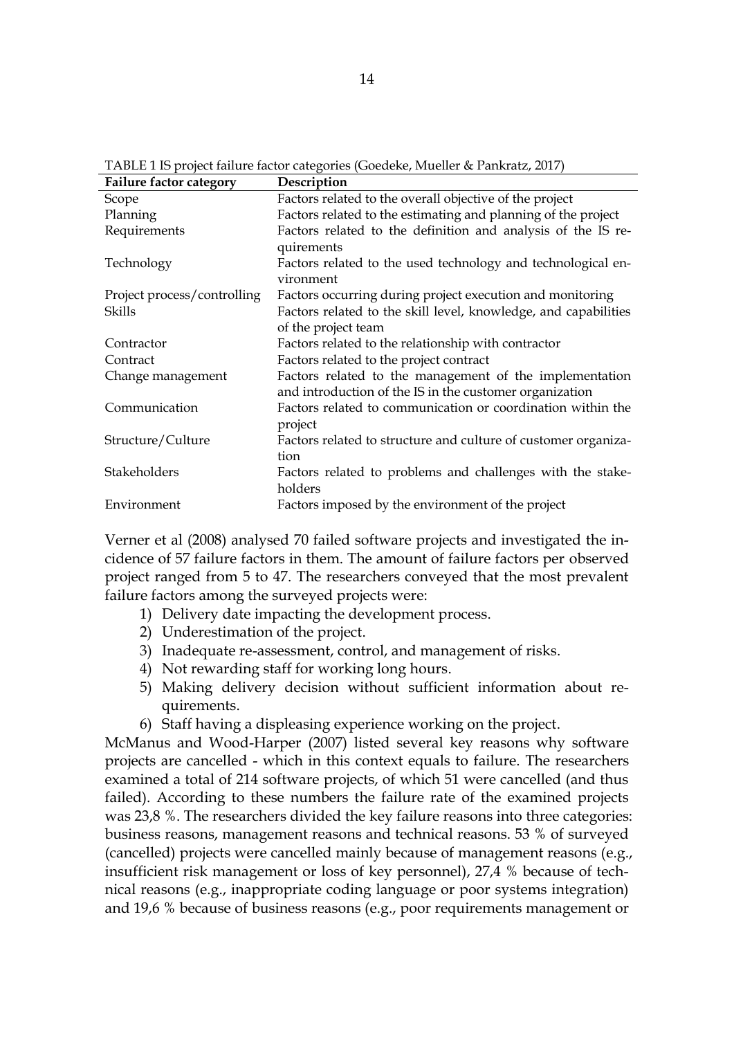TABLE 1 IS project failure factor categories (Goedeke, Mueller & Pankratz, 2017)

| Failure factor category | Description |
|---|---|
| Scope | Factors related to the overall objective of the project |
| Planning | Factors related to the estimating and planning of the project |
| Requirements | Factors related to the definition and analysis of the IS requirements |
| Technology | Factors related to the used technology and technological environment |
| Project process/controlling | Factors occurring during project execution and monitoring |
| Skills | Factors related to the skill level, knowledge, and capabilities of the project team |
| Contractor | Factors related to the relationship with contractor |
| Contract | Factors related to the project contract |
| Change management | Factors related to the management of the implementation and introduction of the IS in the customer organization |
| Communication | Factors related to communication or coordination within the project |
| Structure/Culture | Factors related to structure and culture of customer organization |
| Stakeholders | Factors related to problems and challenges with the stakeholders |
| Environment | Factors imposed by the environment of the project |

Verner et al (2008) analysed 70 failed software projects and investigated the incidence of 57 failure factors in them. The amount of failure factors per observed project ranged from 5 to 47. The researchers conveyed that the most prevalent failure factors among the surveyed projects were:

1) Delivery date impacting the development process.
2) Underestimation of the project.
3) Inadequate re-assessment, control, and management of risks.
4) Not rewarding staff for working long hours.
5) Making delivery decision without sufficient information about requirements.
6) Staff having a displeasing experience working on the project.

McManus and Wood-Harper (2007) listed several key reasons why software projects are cancelled - which in this context equals to failure. The researchers examined a total of 214 software projects, of which 51 were cancelled (and thus failed). According to these numbers the failure rate of the examined projects was 23,8 %. The researchers divided the key failure reasons into three categories: business reasons, management reasons and technical reasons. 53 % of surveyed (cancelled) projects were cancelled mainly because of management reasons (e.g., insufficient risk management or loss of key personnel), 27,4 % because of technical reasons (e.g., inappropriate coding language or poor systems integration) and 19,6 % because of business reasons (e.g., poor requirements management or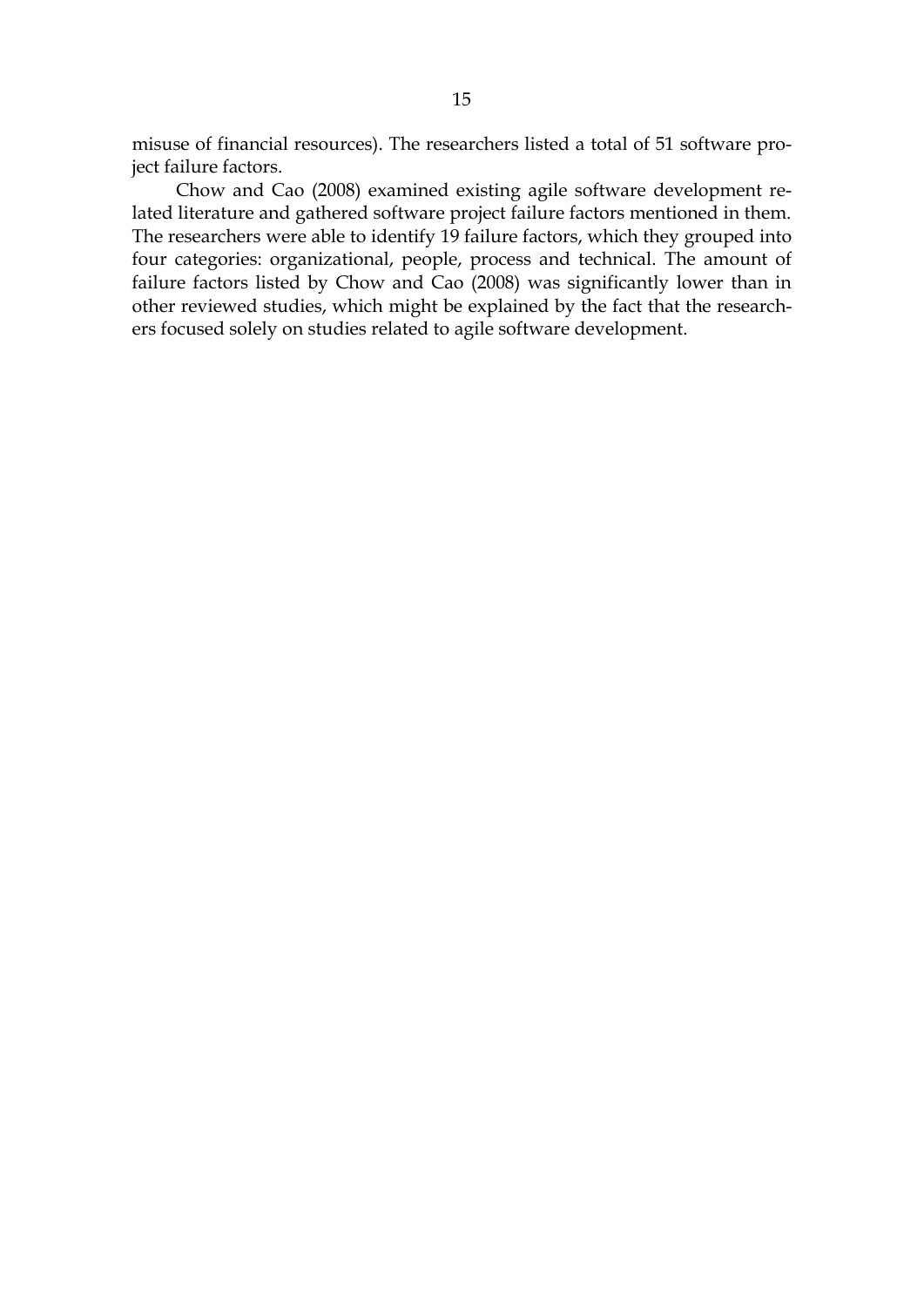misuse of financial resources). The researchers listed a total of 51 software project failure factors.

Chow and Cao (2008) examined existing agile software development related literature and gathered software project failure factors mentioned in them. The researchers were able to identify 19 failure factors, which they grouped into four categories: organizational, people, process and technical. The amount of failure factors listed by Chow and Cao (2008) was significantly lower than in other reviewed studies, which might be explained by the fact that the researchers focused solely on studies related to agile software development.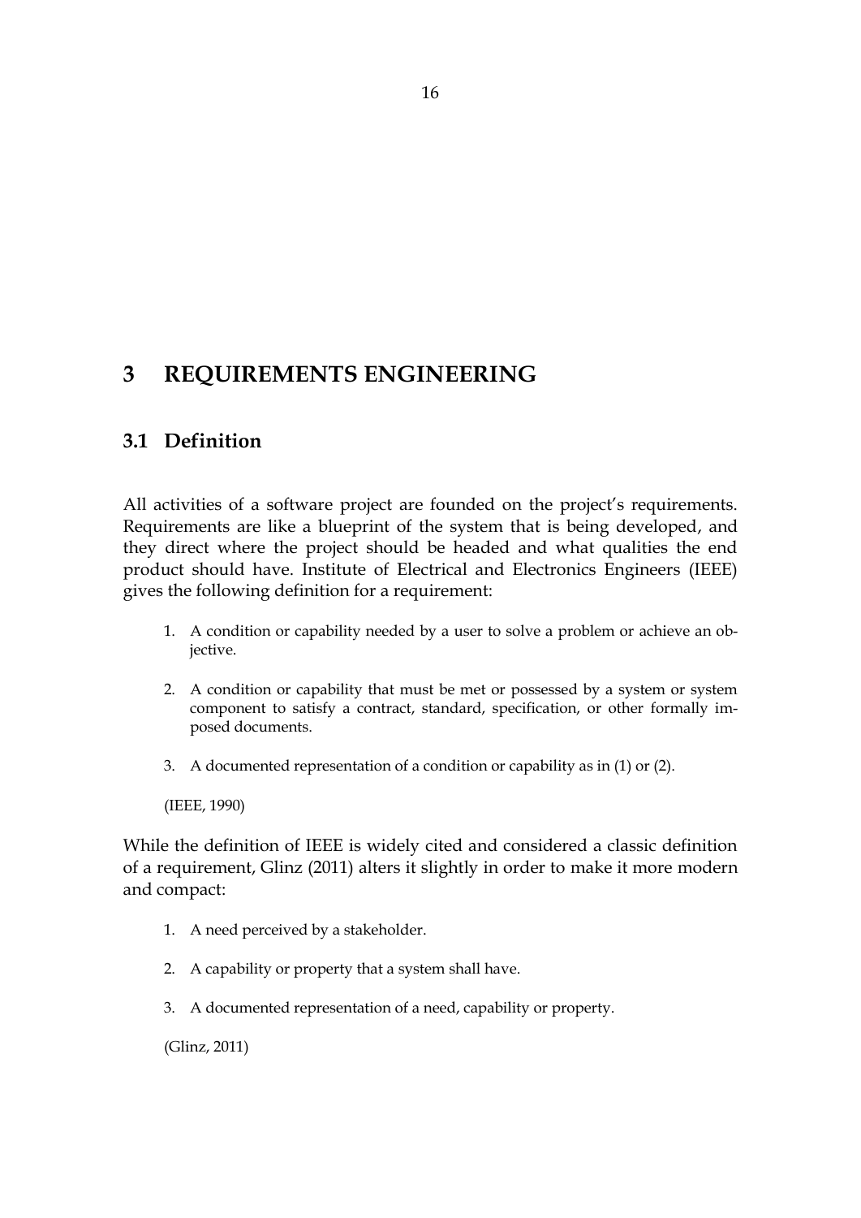# 3 REQUIREMENTS ENGINEERING

## 3.1 Definition

All activities of a software project are founded on the project's requirements. Requirements are like a blueprint of the system that is being developed, and they direct where the project should be headed and what qualities the end product should have. Institute of Electrical and Electronics Engineers (IEEE) gives the following definition for a requirement:

> 1. A condition or capability needed by a user to solve a problem or achieve an objective.
> 2. A condition or capability that must be met or possessed by a system or system component to satisfy a contract, standard, specification, or other formally imposed documents.
> 3. A documented representation of a condition or capability as in (1) or (2).
>
> (IEEE, 1990)

While the definition of IEEE is widely cited and considered a classic definition of a requirement, Glinz (2011) alters it slightly in order to make it more modern and compact:

> 1. A need perceived by a stakeholder.
> 2. A capability or property that a system shall have.
> 3. A documented representation of a need, capability or property.
>
> (Glinz, 2011)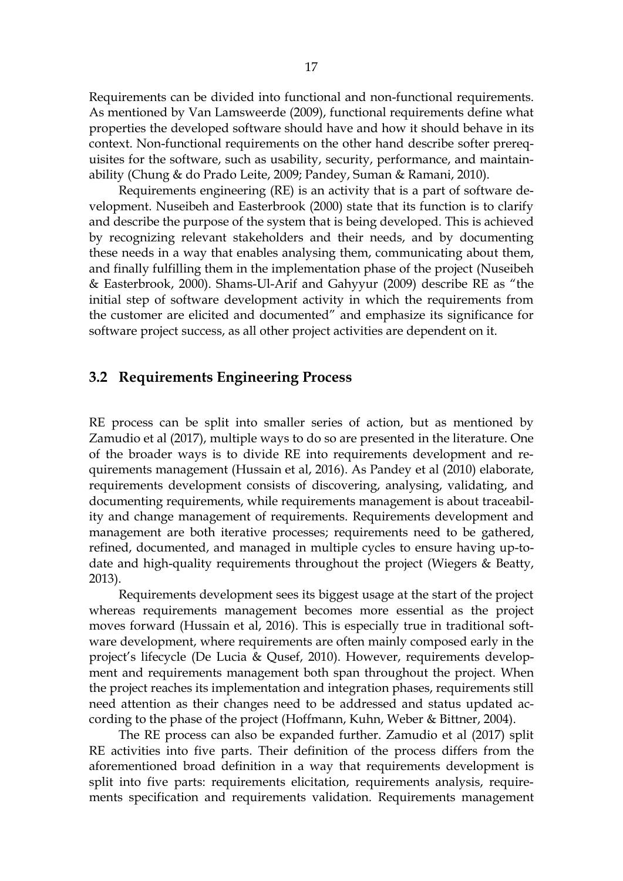Requirements can be divided into functional and non-functional requirements. As mentioned by Van Lamsweerde (2009), functional requirements define what properties the developed software should have and how it should behave in its context. Non-functional requirements on the other hand describe softer prerequisites for the software, such as usability, security, performance, and maintainability (Chung & do Prado Leite, 2009; Pandey, Suman & Ramani, 2010).

Requirements engineering (RE) is an activity that is a part of software development. Nuseibeh and Easterbrook (2000) state that its function is to clarify and describe the purpose of the system that is being developed. This is achieved by recognizing relevant stakeholders and their needs, and by documenting these needs in a way that enables analysing them, communicating about them, and finally fulfilling them in the implementation phase of the project (Nuseibeh & Easterbrook, 2000). Shams-Ul-Arif and Gahyyur (2009) describe RE as "the initial step of software development activity in which the requirements from the customer are elicited and documented" and emphasize its significance for software project success, as all other project activities are dependent on it.

## 3.2 Requirements Engineering Process

RE process can be split into smaller series of action, but as mentioned by Zamudio et al (2017), multiple ways to do so are presented in the literature. One of the broader ways is to divide RE into requirements development and requirements management (Hussain et al, 2016). As Pandey et al (2010) elaborate, requirements development consists of discovering, analysing, validating, and documenting requirements, while requirements management is about traceability and change management of requirements. Requirements development and management are both iterative processes; requirements need to be gathered, refined, documented, and managed in multiple cycles to ensure having up-to-date and high-quality requirements throughout the project (Wiegers & Beatty, 2013).

Requirements development sees its biggest usage at the start of the project whereas requirements management becomes more essential as the project moves forward (Hussain et al, 2016). This is especially true in traditional software development, where requirements are often mainly composed early in the project's lifecycle (De Lucia & Qusef, 2010). However, requirements development and requirements management both span throughout the project. When the project reaches its implementation and integration phases, requirements still need attention as their changes need to be addressed and status updated according to the phase of the project (Hoffmann, Kuhn, Weber & Bittner, 2004).

The RE process can also be expanded further. Zamudio et al (2017) split RE activities into five parts. Their definition of the process differs from the aforementioned broad definition in a way that requirements development is split into five parts: requirements elicitation, requirements analysis, requirements specification and requirements validation. Requirements management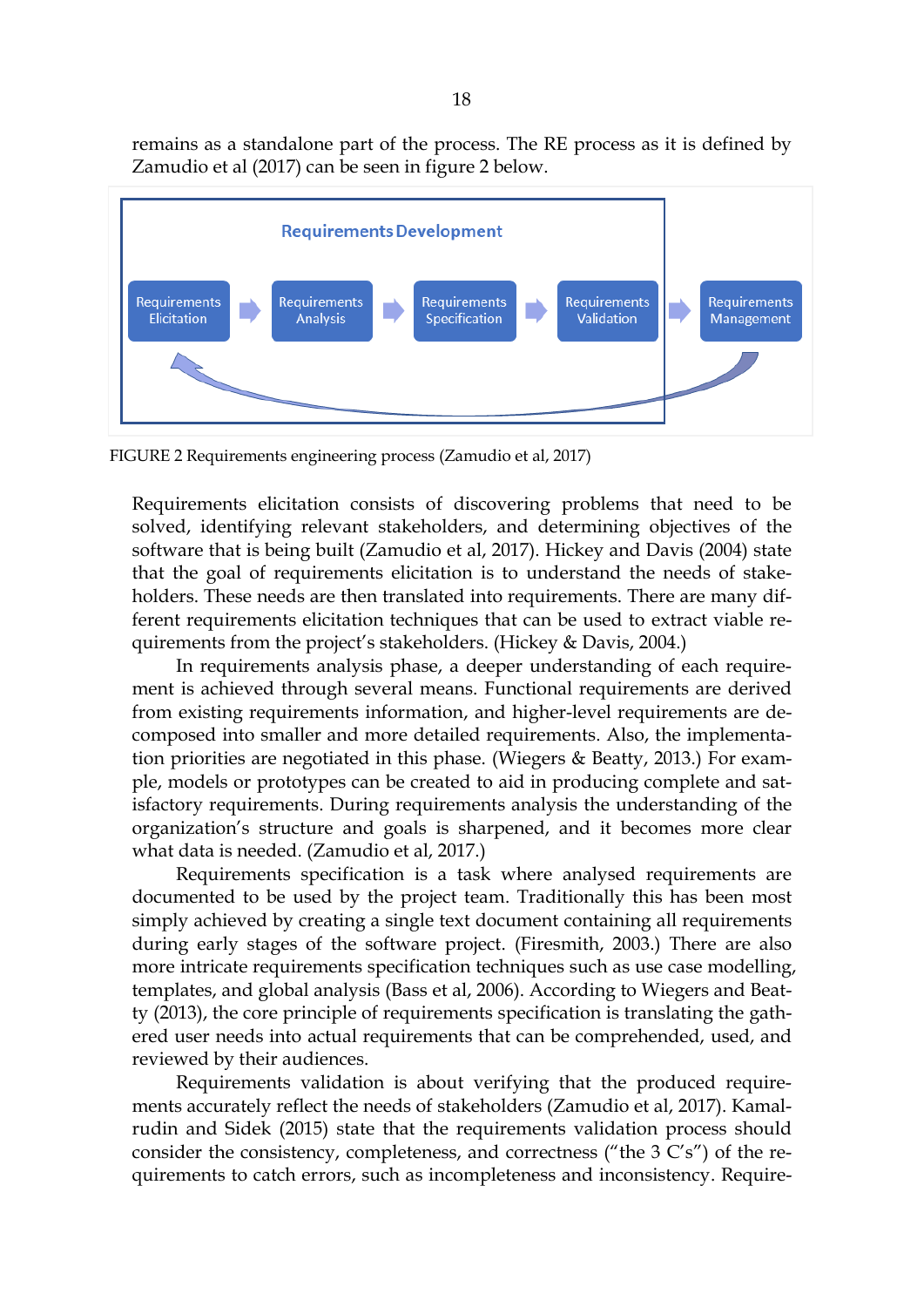remains as a standalone part of the process. The RE process as it is defined by Zamudio et al (2017) can be seen in figure 2 below.

FIGURE 2 Requirements engineering process (Zamudio et al, 2017)

Requirements elicitation consists of discovering problems that need to be solved, identifying relevant stakeholders, and determining objectives of the software that is being built (Zamudio et al, 2017). Hickey and Davis (2004) state that the goal of requirements elicitation is to understand the needs of stakeholders. These needs are then translated into requirements. There are many different requirements elicitation techniques that can be used to extract viable requirements from the project's stakeholders. (Hickey & Davis, 2004.)

In requirements analysis phase, a deeper understanding of each requirement is achieved through several means. Functional requirements are derived from existing requirements information, and higher-level requirements are decomposed into smaller and more detailed requirements. Also, the implementation priorities are negotiated in this phase. (Wiegers & Beatty, 2013.) For example, models or prototypes can be created to aid in producing complete and satisfactory requirements. During requirements analysis the understanding of the organization's structure and goals is sharpened, and it becomes more clear what data is needed. (Zamudio et al, 2017.)

Requirements specification is a task where analysed requirements are documented to be used by the project team. Traditionally this has been most simply achieved by creating a single text document containing all requirements during early stages of the software project. (Firesmith, 2003.) There are also more intricate requirements specification techniques such as use case modelling, templates, and global analysis (Bass et al, 2006). According to Wiegers and Beatty (2013), the core principle of requirements specification is translating the gathered user needs into actual requirements that can be comprehended, used, and reviewed by their audiences.

Requirements validation is about verifying that the produced requirements accurately reflect the needs of stakeholders (Zamudio et al, 2017). Kamalrudin and Sidek (2015) state that the requirements validation process should consider the consistency, completeness, and correctness ("the 3 C's") of the requirements to catch errors, such as incompleteness and inconsistency. Require-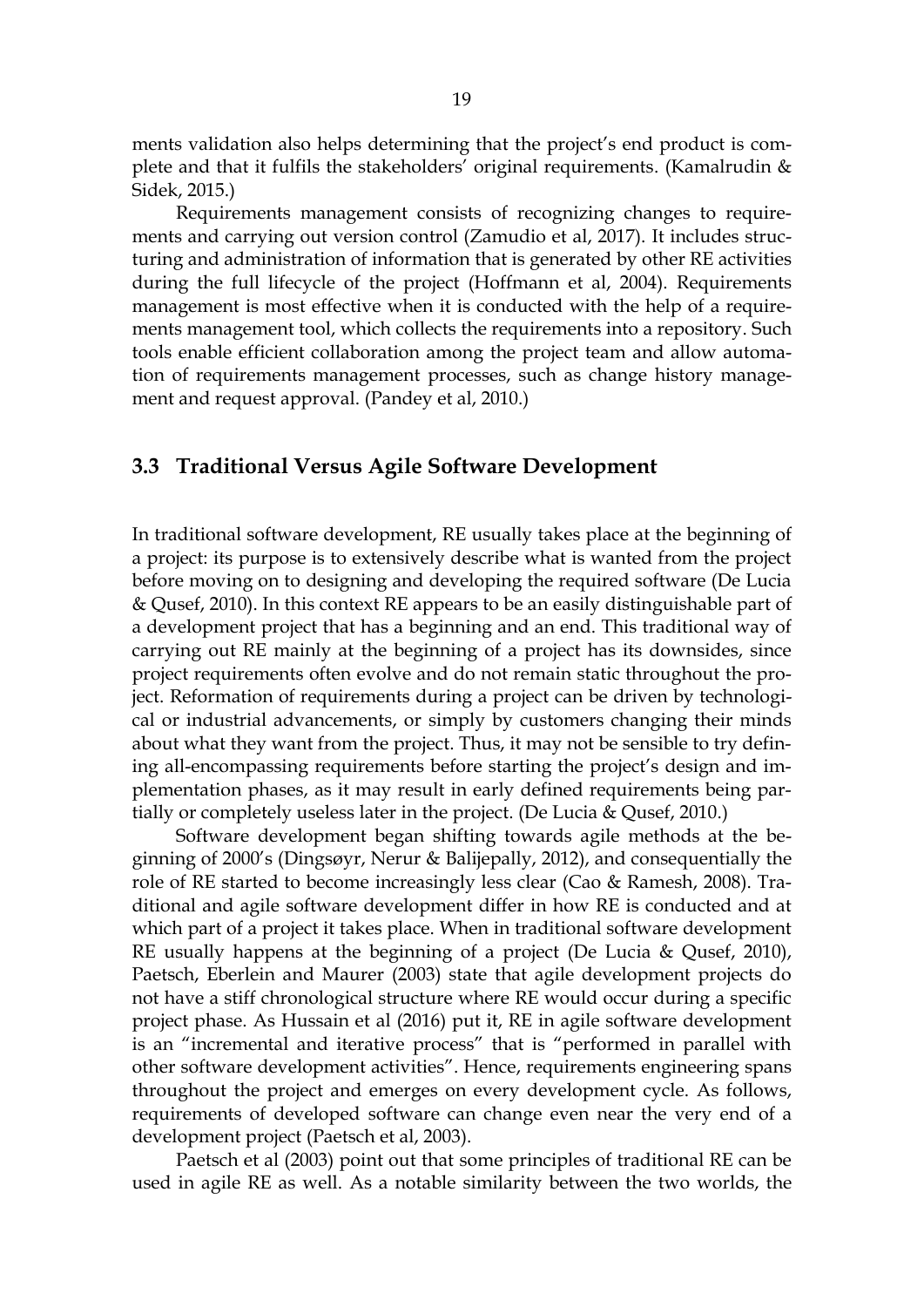ments validation also helps determining that the project's end product is complete and that it fulfils the stakeholders' original requirements. (Kamalrudin & Sidek, 2015.)

Requirements management consists of recognizing changes to requirements and carrying out version control (Zamudio et al, 2017). It includes structuring and administration of information that is generated by other RE activities during the full lifecycle of the project (Hoffmann et al, 2004). Requirements management is most effective when it is conducted with the help of a requirements management tool, which collects the requirements into a repository. Such tools enable efficient collaboration among the project team and allow automation of requirements management processes, such as change history management and request approval. (Pandey et al, 2010.)

## 3.3 Traditional Versus Agile Software Development

In traditional software development, RE usually takes place at the beginning of a project: its purpose is to extensively describe what is wanted from the project before moving on to designing and developing the required software (De Lucia & Qusef, 2010). In this context RE appears to be an easily distinguishable part of a development project that has a beginning and an end. This traditional way of carrying out RE mainly at the beginning of a project has its downsides, since project requirements often evolve and do not remain static throughout the project. Reformation of requirements during a project can be driven by technological or industrial advancements, or simply by customers changing their minds about what they want from the project. Thus, it may not be sensible to try defining all-encompassing requirements before starting the project's design and implementation phases, as it may result in early defined requirements being partially or completely useless later in the project. (De Lucia & Qusef, 2010.)

Software development began shifting towards agile methods at the beginning of 2000's (Dingsøyr, Nerur & Balijepally, 2012), and consequentially the role of RE started to become increasingly less clear (Cao & Ramesh, 2008). Traditional and agile software development differ in how RE is conducted and at which part of a project it takes place. When in traditional software development RE usually happens at the beginning of a project (De Lucia & Qusef, 2010), Paetsch, Eberlein and Maurer (2003) state that agile development projects do not have a stiff chronological structure where RE would occur during a specific project phase. As Hussain et al (2016) put it, RE in agile software development is an "incremental and iterative process" that is "performed in parallel with other software development activities". Hence, requirements engineering spans throughout the project and emerges on every development cycle. As follows, requirements of developed software can change even near the very end of a development project (Paetsch et al, 2003).

Paetsch et al (2003) point out that some principles of traditional RE can be used in agile RE as well. As a notable similarity between the two worlds, the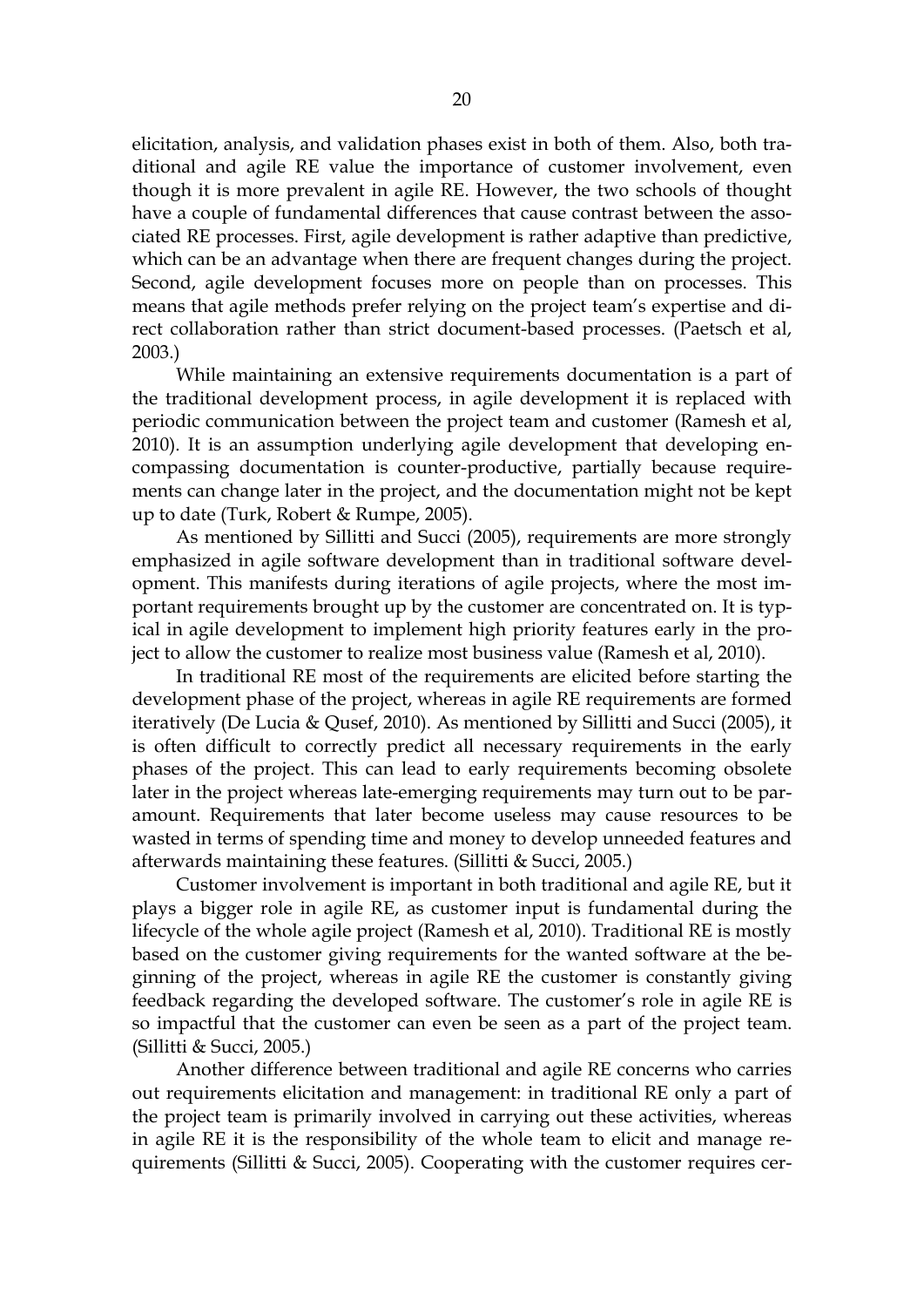elicitation, analysis, and validation phases exist in both of them. Also, both traditional and agile RE value the importance of customer involvement, even though it is more prevalent in agile RE. However, the two schools of thought have a couple of fundamental differences that cause contrast between the associated RE processes. First, agile development is rather adaptive than predictive, which can be an advantage when there are frequent changes during the project. Second, agile development focuses more on people than on processes. This means that agile methods prefer relying on the project team's expertise and direct collaboration rather than strict document-based processes. (Paetsch et al, 2003.)

While maintaining an extensive requirements documentation is a part of the traditional development process, in agile development it is replaced with periodic communication between the project team and customer (Ramesh et al, 2010). It is an assumption underlying agile development that developing encompassing documentation is counter-productive, partially because requirements can change later in the project, and the documentation might not be kept up to date (Turk, Robert & Rumpe, 2005).

As mentioned by Sillitti and Succi (2005), requirements are more strongly emphasized in agile software development than in traditional software development. This manifests during iterations of agile projects, where the most important requirements brought up by the customer are concentrated on. It is typical in agile development to implement high priority features early in the project to allow the customer to realize most business value (Ramesh et al, 2010).

In traditional RE most of the requirements are elicited before starting the development phase of the project, whereas in agile RE requirements are formed iteratively (De Lucia & Qusef, 2010). As mentioned by Sillitti and Succi (2005), it is often difficult to correctly predict all necessary requirements in the early phases of the project. This can lead to early requirements becoming obsolete later in the project whereas late-emerging requirements may turn out to be paramount. Requirements that later become useless may cause resources to be wasted in terms of spending time and money to develop unneeded features and afterwards maintaining these features. (Sillitti & Succi, 2005.)

Customer involvement is important in both traditional and agile RE, but it plays a bigger role in agile RE, as customer input is fundamental during the lifecycle of the whole agile project (Ramesh et al, 2010). Traditional RE is mostly based on the customer giving requirements for the wanted software at the beginning of the project, whereas in agile RE the customer is constantly giving feedback regarding the developed software. The customer's role in agile RE is so impactful that the customer can even be seen as a part of the project team. (Sillitti & Succi, 2005.)

Another difference between traditional and agile RE concerns who carries out requirements elicitation and management: in traditional RE only a part of the project team is primarily involved in carrying out these activities, whereas in agile RE it is the responsibility of the whole team to elicit and manage requirements (Sillitti & Succi, 2005). Cooperating with the customer requires cer-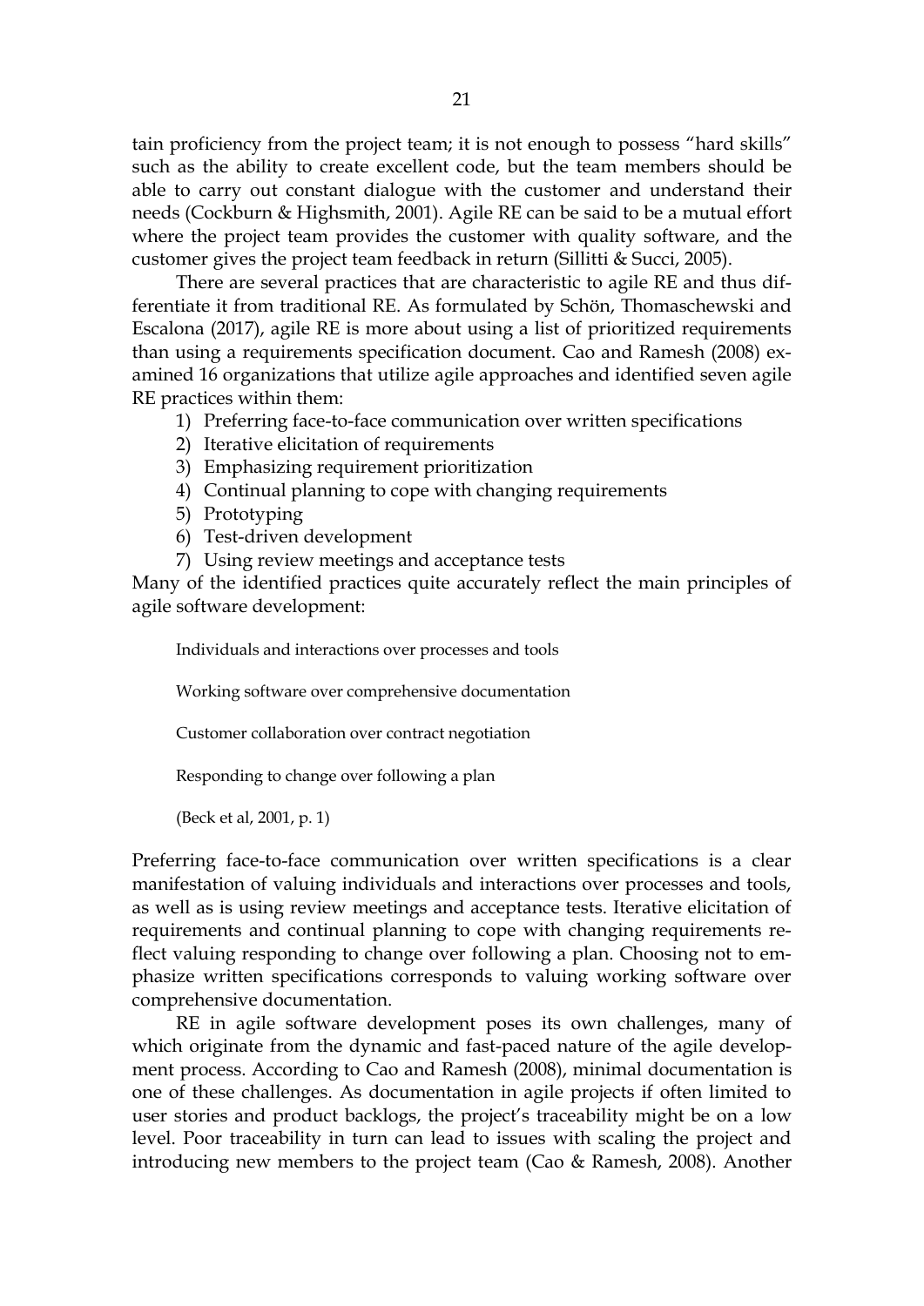tain proficiency from the project team; it is not enough to possess "hard skills" such as the ability to create excellent code, but the team members should be able to carry out constant dialogue with the customer and understand their needs (Cockburn & Highsmith, 2001). Agile RE can be said to be a mutual effort where the project team provides the customer with quality software, and the customer gives the project team feedback in return (Sillitti & Succi, 2005).

There are several practices that are characteristic to agile RE and thus differentiate it from traditional RE. As formulated by Schön, Thomaschewski and Escalona (2017), agile RE is more about using a list of prioritized requirements than using a requirements specification document. Cao and Ramesh (2008) examined 16 organizations that utilize agile approaches and identified seven agile RE practices within them:

1) Preferring face-to-face communication over written specifications
2) Iterative elicitation of requirements
3) Emphasizing requirement prioritization
4) Continual planning to cope with changing requirements
5) Prototyping
6) Test-driven development
7) Using review meetings and acceptance tests

Many of the identified practices quite accurately reflect the main principles of agile software development:

> Individuals and interactions over processes and tools
>
> Working software over comprehensive documentation
>
> Customer collaboration over contract negotiation
>
> Responding to change over following a plan
>
> (Beck et al, 2001, p. 1)

Preferring face-to-face communication over written specifications is a clear manifestation of valuing individuals and interactions over processes and tools, as well as is using review meetings and acceptance tests. Iterative elicitation of requirements and continual planning to cope with changing requirements reflect valuing responding to change over following a plan. Choosing not to emphasize written specifications corresponds to valuing working software over comprehensive documentation.

RE in agile software development poses its own challenges, many of which originate from the dynamic and fast-paced nature of the agile development process. According to Cao and Ramesh (2008), minimal documentation is one of these challenges. As documentation in agile projects if often limited to user stories and product backlogs, the project's traceability might be on a low level. Poor traceability in turn can lead to issues with scaling the project and introducing new members to the project team (Cao & Ramesh, 2008). Another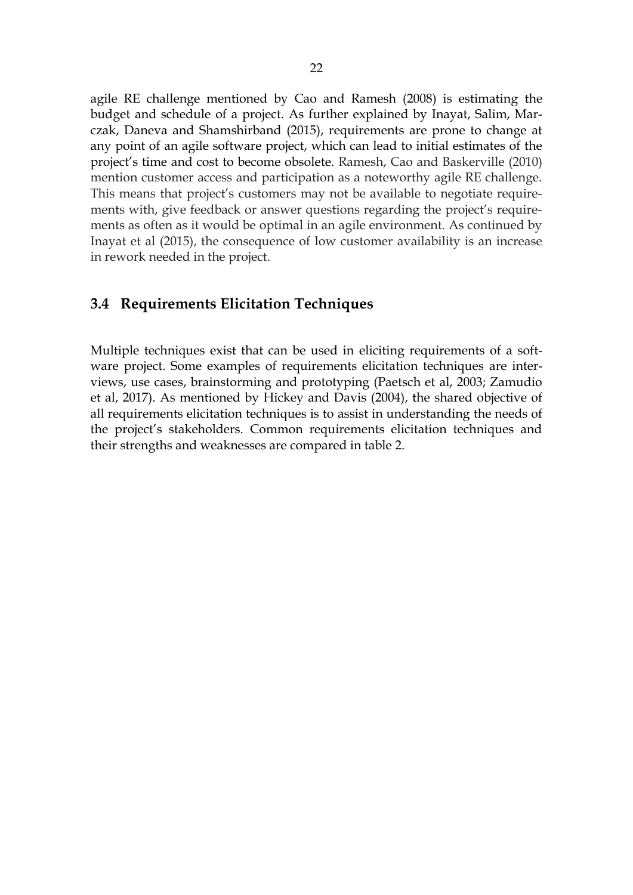agile RE challenge mentioned by Cao and Ramesh (2008) is estimating the budget and schedule of a project. As further explained by Inayat, Salim, Marczak, Daneva and Shamshirband (2015), requirements are prone to change at any point of an agile software project, which can lead to initial estimates of the project's time and cost to become obsolete. Ramesh, Cao and Baskerville (2010) mention customer access and participation as a noteworthy agile RE challenge. This means that project's customers may not be available to negotiate requirements with, give feedback or answer questions regarding the project's requirements as often as it would be optimal in an agile environment. As continued by Inayat et al (2015), the consequence of low customer availability is an increase in rework needed in the project.

## 3.4 Requirements Elicitation Techniques

Multiple techniques exist that can be used in eliciting requirements of a software project. Some examples of requirements elicitation techniques are interviews, use cases, brainstorming and prototyping (Paetsch et al, 2003; Zamudio et al, 2017). As mentioned by Hickey and Davis (2004), the shared objective of all requirements elicitation techniques is to assist in understanding the needs of the project's stakeholders. Common requirements elicitation techniques and their strengths and weaknesses are compared in table 2.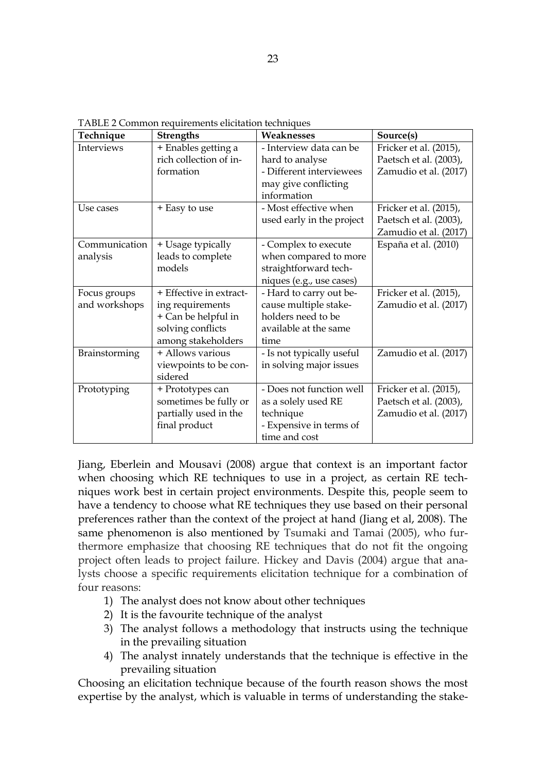TABLE 2 Common requirements elicitation techniques

| Technique | Strengths | Weaknesses | Source(s) |
| --- | --- | --- | --- |
| Interviews | + Enables getting a rich collection of information | - Interview data can be hard to analyse<br>- Different interviewees may give conflicting information | Fricker et al. (2015), Paetsch et al. (2003), Zamudio et al. (2017) |
| Use cases | + Easy to use | - Most effective when used early in the project | Fricker et al. (2015), Paetsch et al. (2003), Zamudio et al. (2017) |
| Communication analysis | + Usage typically leads to complete models | - Complex to execute when compared to more straightforward techniques (e.g., use cases) | España et al. (2010) |
| Focus groups and workshops | + Effective in extracting requirements<br>+ Can be helpful in solving conflicts among stakeholders | - Hard to carry out because multiple stakeholders need to be available at the same time | Fricker et al. (2015), Zamudio et al. (2017) |
| Brainstorming | + Allows various viewpoints to be considered | - Is not typically useful in solving major issues | Zamudio et al. (2017) |
| Prototyping | + Prototypes can sometimes be fully or partially used in the final product | - Does not function well as a solely used RE technique<br>- Expensive in terms of time and cost | Fricker et al. (2015), Paetsch et al. (2003), Zamudio et al. (2017) |

Jiang, Eberlein and Mousavi (2008) argue that context is an important factor when choosing which RE techniques to use in a project, as certain RE techniques work best in certain project environments. Despite this, people seem to have a tendency to choose what RE techniques they use based on their personal preferences rather than the context of the project at hand (Jiang et al, 2008). The same phenomenon is also mentioned by Tsumaki and Tamai (2005), who furthermore emphasize that choosing RE techniques that do not fit the ongoing project often leads to project failure. Hickey and Davis (2004) argue that analysts choose a specific requirements elicitation technique for a combination of four reasons:

1) The analyst does not know about other techniques
2) It is the favourite technique of the analyst
3) The analyst follows a methodology that instructs using the technique in the prevailing situation
4) The analyst innately understands that the technique is effective in the prevailing situation

Choosing an elicitation technique because of the fourth reason shows the most expertise by the analyst, which is valuable in terms of understanding the stake-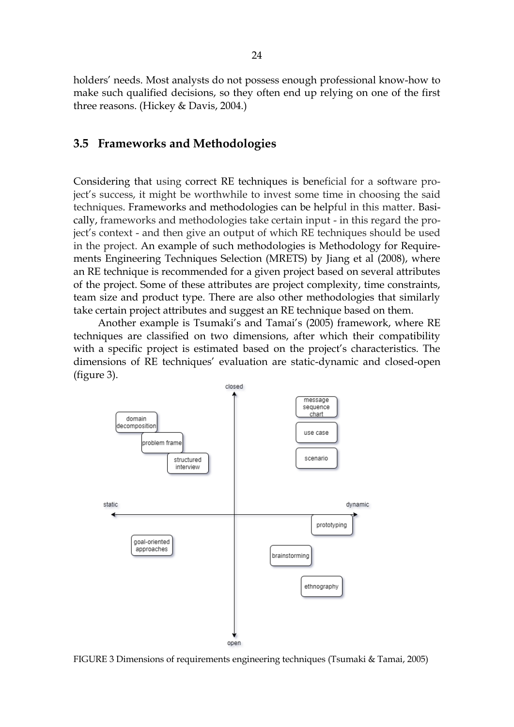holders' needs. Most analysts do not possess enough professional know-how to make such qualified decisions, so they often end up relying on one of the first three reasons. (Hickey & Davis, 2004.)

## 3.5 Frameworks and Methodologies

Considering that using correct RE techniques is beneficial for a software project's success, it might be worthwhile to invest some time in choosing the said techniques. Frameworks and methodologies can be helpful in this matter. Basically, frameworks and methodologies take certain input - in this regard the project's context - and then give an output of which RE techniques should be used in the project. An example of such methodologies is Methodology for Requirements Engineering Techniques Selection (MRETS) by Jiang et al (2008), where an RE technique is recommended for a given project based on several attributes of the project. Some of these attributes are project complexity, time constraints, team size and product type. There are also other methodologies that similarly take certain project attributes and suggest an RE technique based on them.

Another example is Tsumaki's and Tamai's (2005) framework, where RE techniques are classified on two dimensions, after which their compatibility with a specific project is estimated based on the project's characteristics. The dimensions of RE techniques' evaluation are static-dynamic and closed-open (figure 3).

FIGURE 3 Dimensions of requirements engineering techniques (Tsumaki & Tamai, 2005)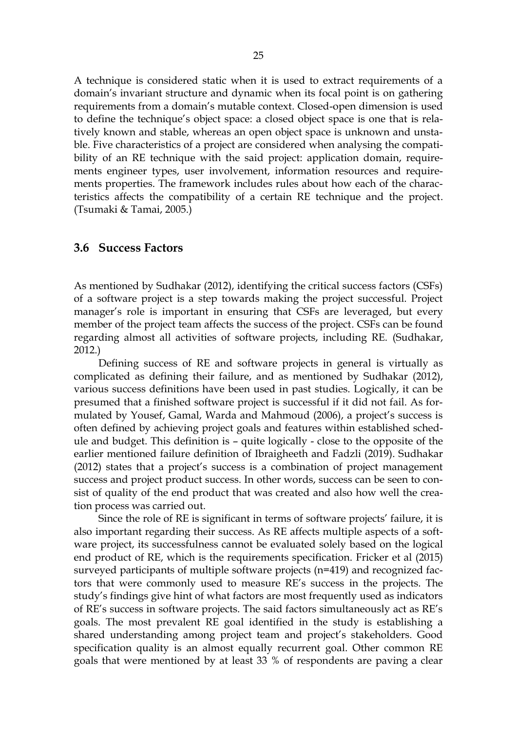A technique is considered static when it is used to extract requirements of a domain's invariant structure and dynamic when its focal point is on gathering requirements from a domain's mutable context. Closed-open dimension is used to define the technique's object space: a closed object space is one that is relatively known and stable, whereas an open object space is unknown and unstable. Five characteristics of a project are considered when analysing the compatibility of an RE technique with the said project: application domain, requirements engineer types, user involvement, information resources and requirements properties. The framework includes rules about how each of the characteristics affects the compatibility of a certain RE technique and the project. (Tsumaki & Tamai, 2005.)

## 3.6 Success Factors

As mentioned by Sudhakar (2012), identifying the critical success factors (CSFs) of a software project is a step towards making the project successful. Project manager's role is important in ensuring that CSFs are leveraged, but every member of the project team affects the success of the project. CSFs can be found regarding almost all activities of software projects, including RE. (Sudhakar, 2012.)

Defining success of RE and software projects in general is virtually as complicated as defining their failure, and as mentioned by Sudhakar (2012), various success definitions have been used in past studies. Logically, it can be presumed that a finished software project is successful if it did not fail. As formulated by Yousef, Gamal, Warda and Mahmoud (2006), a project's success is often defined by achieving project goals and features within established schedule and budget. This definition is – quite logically - close to the opposite of the earlier mentioned failure definition of Ibraigheeth and Fadzli (2019). Sudhakar (2012) states that a project's success is a combination of project management success and project product success. In other words, success can be seen to consist of quality of the end product that was created and also how well the creation process was carried out.

Since the role of RE is significant in terms of software projects' failure, it is also important regarding their success. As RE affects multiple aspects of a software project, its successfulness cannot be evaluated solely based on the logical end product of RE, which is the requirements specification. Fricker et al (2015) surveyed participants of multiple software projects (n=419) and recognized factors that were commonly used to measure RE's success in the projects. The study's findings give hint of what factors are most frequently used as indicators of RE's success in software projects. The said factors simultaneously act as RE's goals. The most prevalent RE goal identified in the study is establishing a shared understanding among project team and project's stakeholders. Good specification quality is an almost equally recurrent goal. Other common RE goals that were mentioned by at least 33 % of respondents are paving a clear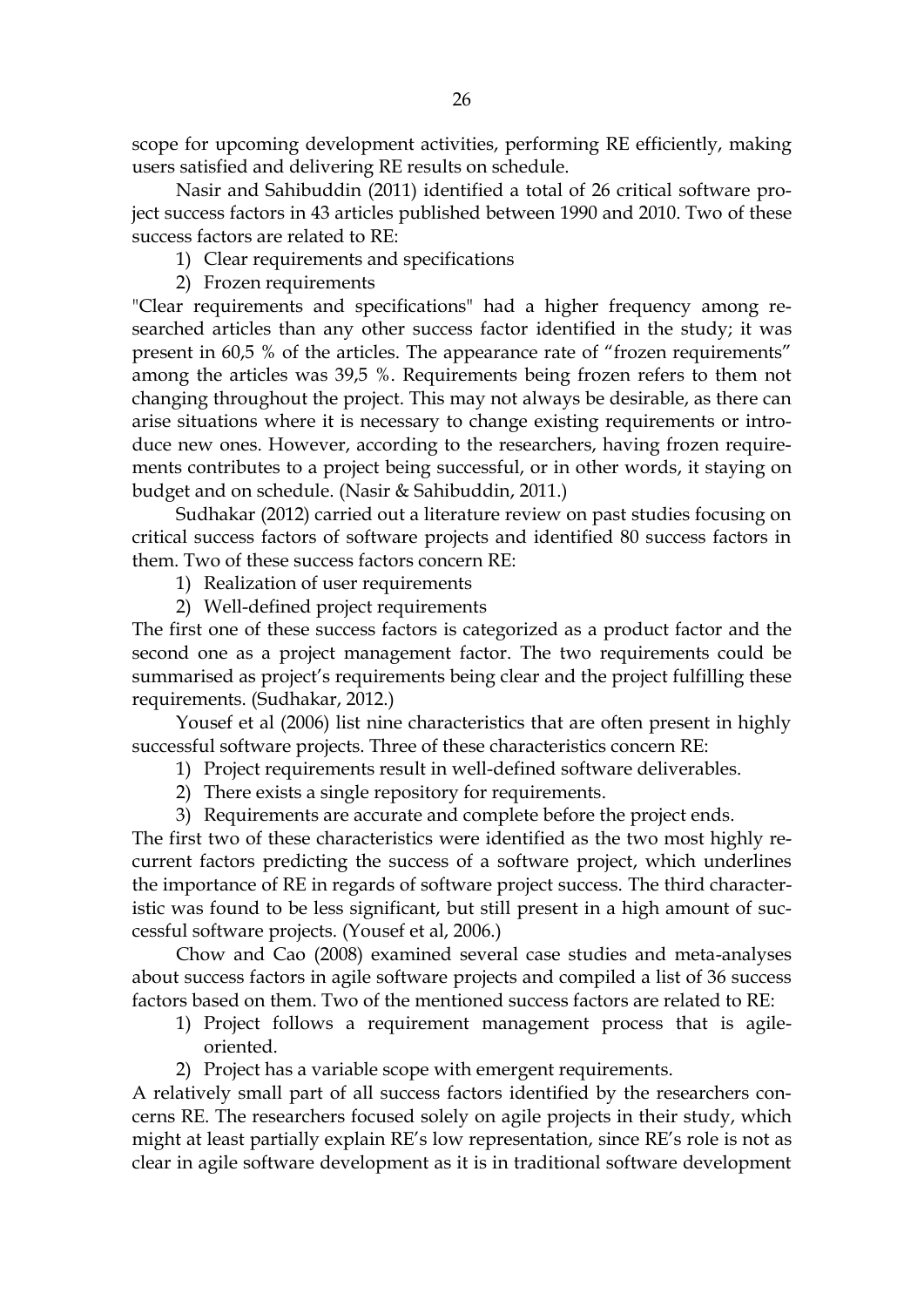scope for upcoming development activities, performing RE efficiently, making users satisfied and delivering RE results on schedule.

Nasir and Sahibuddin (2011) identified a total of 26 critical software project success factors in 43 articles published between 1990 and 2010. Two of these success factors are related to RE:

1) Clear requirements and specifications
2) Frozen requirements

"Clear requirements and specifications" had a higher frequency among researched articles than any other success factor identified in the study; it was present in 60,5 % of the articles. The appearance rate of "frozen requirements" among the articles was 39,5 %. Requirements being frozen refers to them not changing throughout the project. This may not always be desirable, as there can arise situations where it is necessary to change existing requirements or introduce new ones. However, according to the researchers, having frozen requirements contributes to a project being successful, or in other words, it staying on budget and on schedule. (Nasir & Sahibuddin, 2011.)

Sudhakar (2012) carried out a literature review on past studies focusing on critical success factors of software projects and identified 80 success factors in them. Two of these success factors concern RE:

1) Realization of user requirements
2) Well-defined project requirements

The first one of these success factors is categorized as a product factor and the second one as a project management factor. The two requirements could be summarised as project's requirements being clear and the project fulfilling these requirements. (Sudhakar, 2012.)

Yousef et al (2006) list nine characteristics that are often present in highly successful software projects. Three of these characteristics concern RE:

1) Project requirements result in well-defined software deliverables.
2) There exists a single repository for requirements.
3) Requirements are accurate and complete before the project ends.

The first two of these characteristics were identified as the two most highly recurrent factors predicting the success of a software project, which underlines the importance of RE in regards of software project success. The third characteristic was found to be less significant, but still present in a high amount of successful software projects. (Yousef et al, 2006.)

Chow and Cao (2008) examined several case studies and meta-analyses about success factors in agile software projects and compiled a list of 36 success factors based on them. Two of the mentioned success factors are related to RE:

1) Project follows a requirement management process that is agile-oriented.
2) Project has a variable scope with emergent requirements.

A relatively small part of all success factors identified by the researchers concerns RE. The researchers focused solely on agile projects in their study, which might at least partially explain RE's low representation, since RE's role is not as clear in agile software development as it is in traditional software development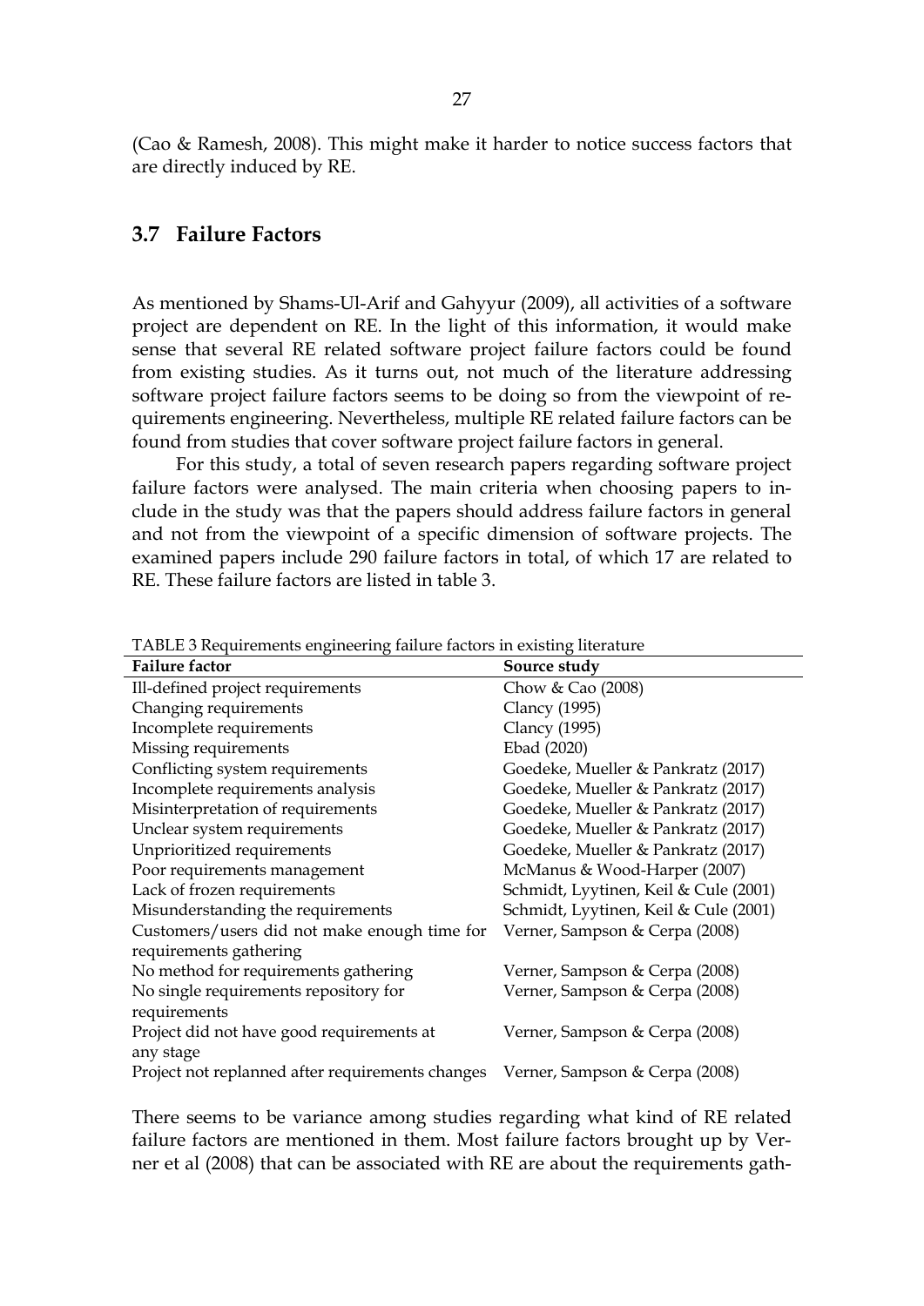(Cao & Ramesh, 2008). This might make it harder to notice success factors that are directly induced by RE.

## 3.7 Failure Factors

As mentioned by Shams-Ul-Arif and Gahyyur (2009), all activities of a software project are dependent on RE. In the light of this information, it would make sense that several RE related software project failure factors could be found from existing studies. As it turns out, not much of the literature addressing software project failure factors seems to be doing so from the viewpoint of requirements engineering. Nevertheless, multiple RE related failure factors can be found from studies that cover software project failure factors in general.

For this study, a total of seven research papers regarding software project failure factors were analysed. The main criteria when choosing papers to include in the study was that the papers should address failure factors in general and not from the viewpoint of a specific dimension of software projects. The examined papers include 290 failure factors in total, of which 17 are related to RE. These failure factors are listed in table 3.

TABLE 3 Requirements engineering failure factors in existing literature

| Failure factor | Source study |
|---|---|
| Ill-defined project requirements | Chow & Cao (2008) |
| Changing requirements | Clancy (1995) |
| Incomplete requirements | Clancy (1995) |
| Missing requirements | Ebad (2020) |
| Conflicting system requirements | Goedeke, Mueller & Pankratz (2017) |
| Incomplete requirements analysis | Goedeke, Mueller & Pankratz (2017) |
| Misinterpretation of requirements | Goedeke, Mueller & Pankratz (2017) |
| Unclear system requirements | Goedeke, Mueller & Pankratz (2017) |
| Unprioritized requirements | Goedeke, Mueller & Pankratz (2017) |
| Poor requirements management | McManus & Wood-Harper (2007) |
| Lack of frozen requirements | Schmidt, Lyytinen, Keil & Cule (2001) |
| Misunderstanding the requirements | Schmidt, Lyytinen, Keil & Cule (2001) |
| Customers/users did not make enough time for requirements gathering | Verner, Sampson & Cerpa (2008) |
| No method for requirements gathering | Verner, Sampson & Cerpa (2008) |
| No single requirements repository for requirements | Verner, Sampson & Cerpa (2008) |
| Project did not have good requirements at any stage | Verner, Sampson & Cerpa (2008) |
| Project not replanned after requirements changes | Verner, Sampson & Cerpa (2008) |

There seems to be variance among studies regarding what kind of RE related failure factors are mentioned in them. Most failure factors brought up by Verner et al (2008) that can be associated with RE are about the requirements gath-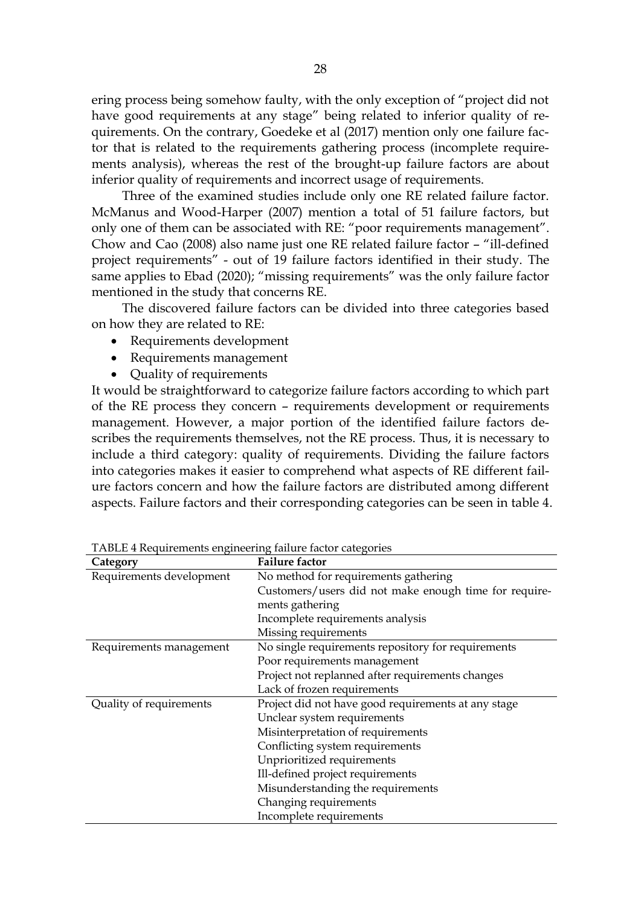ering process being somehow faulty, with the only exception of "project did not have good requirements at any stage" being related to inferior quality of requirements. On the contrary, Goedeke et al (2017) mention only one failure factor that is related to the requirements gathering process (incomplete requirements analysis), whereas the rest of the brought-up failure factors are about inferior quality of requirements and incorrect usage of requirements.

Three of the examined studies include only one RE related failure factor. McManus and Wood-Harper (2007) mention a total of 51 failure factors, but only one of them can be associated with RE: "poor requirements management". Chow and Cao (2008) also name just one RE related failure factor – "ill-defined project requirements" - out of 19 failure factors identified in their study. The same applies to Ebad (2020); "missing requirements" was the only failure factor mentioned in the study that concerns RE.

The discovered failure factors can be divided into three categories based on how they are related to RE:

- Requirements development
- Requirements management
- Quality of requirements

It would be straightforward to categorize failure factors according to which part of the RE process they concern – requirements development or requirements management. However, a major portion of the identified failure factors describes the requirements themselves, not the RE process. Thus, it is necessary to include a third category: quality of requirements. Dividing the failure factors into categories makes it easier to comprehend what aspects of RE different failure factors concern and how the failure factors are distributed among different aspects. Failure factors and their corresponding categories can be seen in table 4.

TABLE 4 Requirements engineering failure factor categories

| Category | Failure factor |
|---|---|
| Requirements development | No method for requirements gathering |
| | Customers/users did not make enough time for requirements gathering |
| | Incomplete requirements analysis |
| | Missing requirements |
| Requirements management | No single requirements repository for requirements |
| | Poor requirements management |
| | Project not replanned after requirements changes |
| | Lack of frozen requirements |
| Quality of requirements | Project did not have good requirements at any stage |
| | Unclear system requirements |
| | Misinterpretation of requirements |
| | Conflicting system requirements |
| | Unprioritized requirements |
| | Ill-defined project requirements |
| | Misunderstanding the requirements |
| | Changing requirements |
| | Incomplete requirements |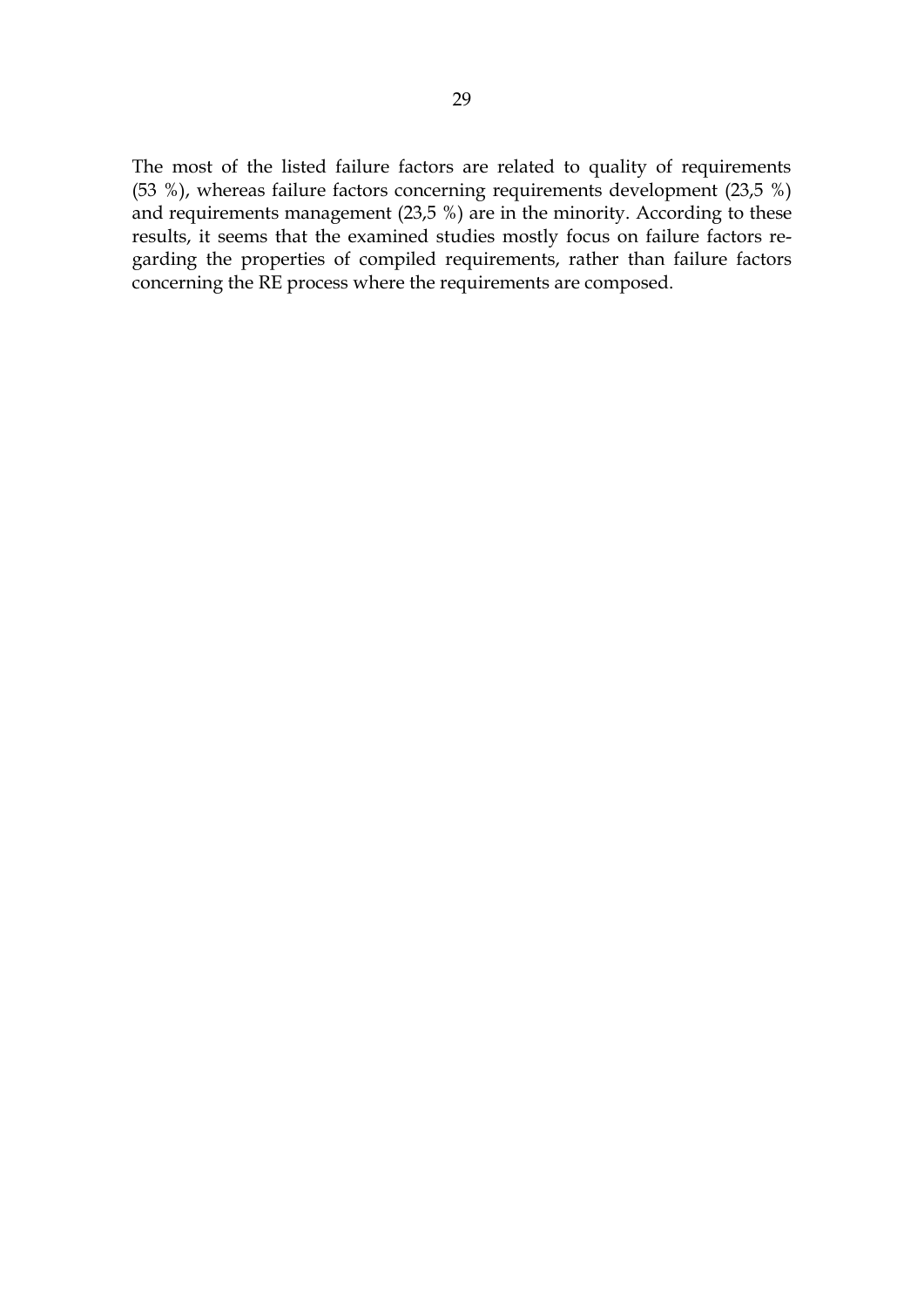The most of the listed failure factors are related to quality of requirements (53 %), whereas failure factors concerning requirements development (23,5 %) and requirements management (23,5 %) are in the minority. According to these results, it seems that the examined studies mostly focus on failure factors regarding the properties of compiled requirements, rather than failure factors concerning the RE process where the requirements are composed.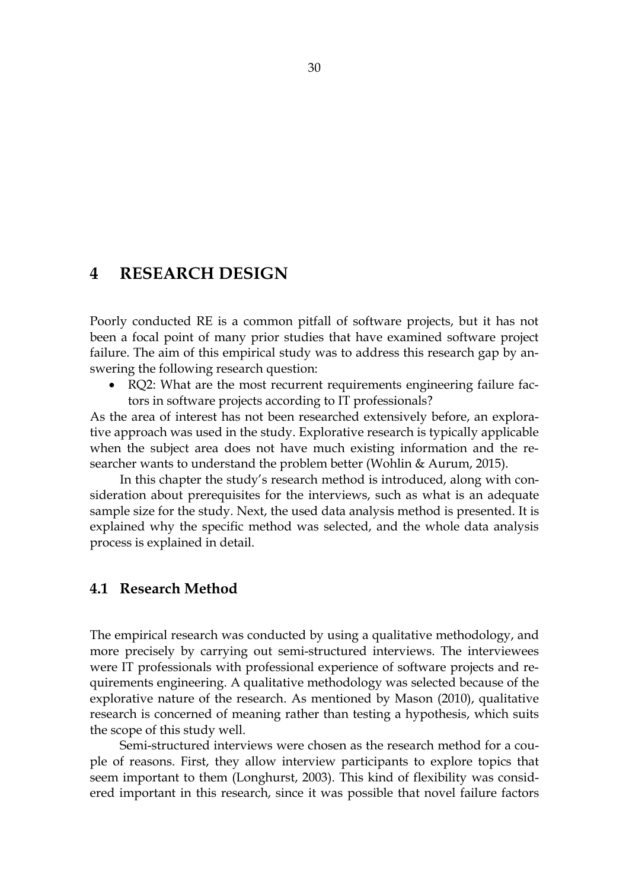# 4 RESEARCH DESIGN

Poorly conducted RE is a common pitfall of software projects, but it has not been a focal point of many prior studies that have examined software project failure. The aim of this empirical study was to address this research gap by answering the following research question:

- RQ2: What are the most recurrent requirements engineering failure factors in software projects according to IT professionals?

As the area of interest has not been researched extensively before, an explorative approach was used in the study. Explorative research is typically applicable when the subject area does not have much existing information and the researcher wants to understand the problem better (Wohlin & Aurum, 2015).

In this chapter the study's research method is introduced, along with consideration about prerequisites for the interviews, such as what is an adequate sample size for the study. Next, the used data analysis method is presented. It is explained why the specific method was selected, and the whole data analysis process is explained in detail.

## 4.1 Research Method

The empirical research was conducted by using a qualitative methodology, and more precisely by carrying out semi-structured interviews. The interviewees were IT professionals with professional experience of software projects and requirements engineering. A qualitative methodology was selected because of the explorative nature of the research. As mentioned by Mason (2010), qualitative research is concerned of meaning rather than testing a hypothesis, which suits the scope of this study well.

Semi-structured interviews were chosen as the research method for a couple of reasons. First, they allow interview participants to explore topics that seem important to them (Longhurst, 2003). This kind of flexibility was considered important in this research, since it was possible that novel failure factors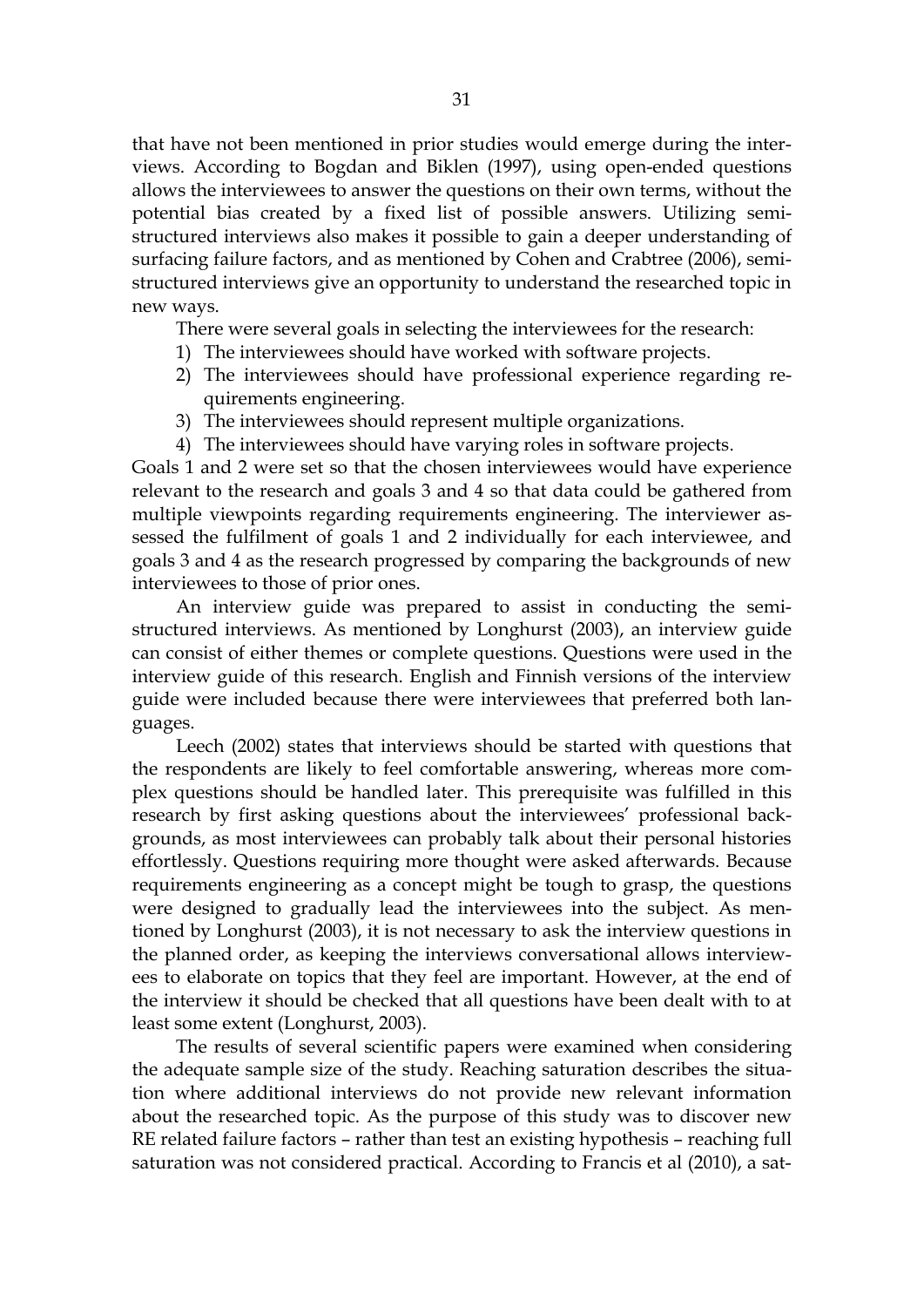that have not been mentioned in prior studies would emerge during the interviews. According to Bogdan and Biklen (1997), using open-ended questions allows the interviewees to answer the questions on their own terms, without the potential bias created by a fixed list of possible answers. Utilizing semi-structured interviews also makes it possible to gain a deeper understanding of surfacing failure factors, and as mentioned by Cohen and Crabtree (2006), semi-structured interviews give an opportunity to understand the researched topic in new ways.

There were several goals in selecting the interviewees for the research:

1) The interviewees should have worked with software projects.
2) The interviewees should have professional experience regarding requirements engineering.
3) The interviewees should represent multiple organizations.
4) The interviewees should have varying roles in software projects.

Goals 1 and 2 were set so that the chosen interviewees would have experience relevant to the research and goals 3 and 4 so that data could be gathered from multiple viewpoints regarding requirements engineering. The interviewer assessed the fulfilment of goals 1 and 2 individually for each interviewee, and goals 3 and 4 as the research progressed by comparing the backgrounds of new interviewees to those of prior ones.

An interview guide was prepared to assist in conducting the semi-structured interviews. As mentioned by Longhurst (2003), an interview guide can consist of either themes or complete questions. Questions were used in the interview guide of this research. English and Finnish versions of the interview guide were included because there were interviewees that preferred both languages.

Leech (2002) states that interviews should be started with questions that the respondents are likely to feel comfortable answering, whereas more complex questions should be handled later. This prerequisite was fulfilled in this research by first asking questions about the interviewees' professional backgrounds, as most interviewees can probably talk about their personal histories effortlessly. Questions requiring more thought were asked afterwards. Because requirements engineering as a concept might be tough to grasp, the questions were designed to gradually lead the interviewees into the subject. As mentioned by Longhurst (2003), it is not necessary to ask the interview questions in the planned order, as keeping the interviews conversational allows interviewees to elaborate on topics that they feel are important. However, at the end of the interview it should be checked that all questions have been dealt with to at least some extent (Longhurst, 2003).

The results of several scientific papers were examined when considering the adequate sample size of the study. Reaching saturation describes the situation where additional interviews do not provide new relevant information about the researched topic. As the purpose of this study was to discover new RE related failure factors – rather than test an existing hypothesis – reaching full saturation was not considered practical. According to Francis et al (2010), a sat-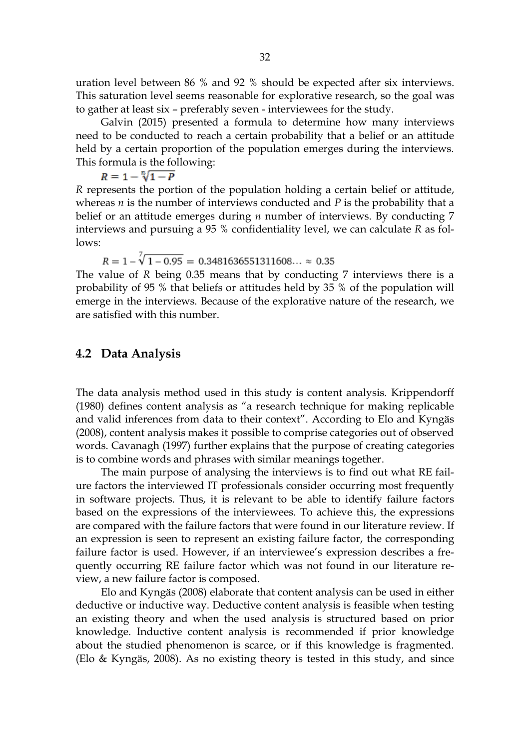uration level between 86 % and 92 % should be expected after six interviews. This saturation level seems reasonable for explorative research, so the goal was to gather at least six – preferably seven - interviewees for the study.

Galvin (2015) presented a formula to determine how many interviews need to be conducted to reach a certain probability that a belief or an attitude held by a certain proportion of the population emerges during the interviews. This formula is the following:

$$R = 1 - \sqrt[n]{1 - P}$$

*R* represents the portion of the population holding a certain belief or attitude, whereas *n* is the number of interviews conducted and *P* is the probability that a belief or an attitude emerges during *n* number of interviews. By conducting 7 interviews and pursuing a 95 % confidentiality level, we can calculate *R* as follows:

$$R = 1 - \sqrt[7]{1 - 0.95} = 0.3481636551311608\ldots \approx 0.35$$

The value of *R* being 0.35 means that by conducting 7 interviews there is a probability of 95 % that beliefs or attitudes held by 35 % of the population will emerge in the interviews. Because of the explorative nature of the research, we are satisfied with this number.

## 4.2 Data Analysis

The data analysis method used in this study is content analysis. Krippendorff (1980) defines content analysis as "a research technique for making replicable and valid inferences from data to their context". According to Elo and Kyngäs (2008), content analysis makes it possible to comprise categories out of observed words. Cavanagh (1997) further explains that the purpose of creating categories is to combine words and phrases with similar meanings together.

The main purpose of analysing the interviews is to find out what RE failure factors the interviewed IT professionals consider occurring most frequently in software projects. Thus, it is relevant to be able to identify failure factors based on the expressions of the interviewees. To achieve this, the expressions are compared with the failure factors that were found in our literature review. If an expression is seen to represent an existing failure factor, the corresponding failure factor is used. However, if an interviewee's expression describes a frequently occurring RE failure factor which was not found in our literature review, a new failure factor is composed.

Elo and Kyngäs (2008) elaborate that content analysis can be used in either deductive or inductive way. Deductive content analysis is feasible when testing an existing theory and when the used analysis is structured based on prior knowledge. Inductive content analysis is recommended if prior knowledge about the studied phenomenon is scarce, or if this knowledge is fragmented. (Elo & Kyngäs, 2008). As no existing theory is tested in this study, and since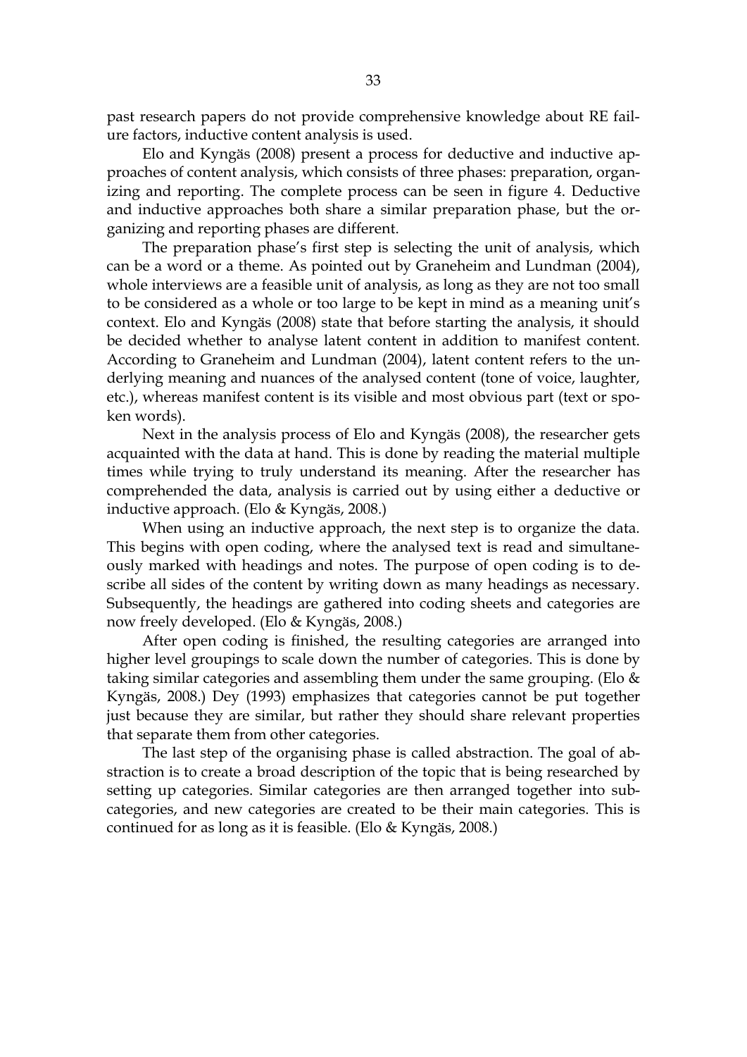past research papers do not provide comprehensive knowledge about RE failure factors, inductive content analysis is used.

Elo and Kyngäs (2008) present a process for deductive and inductive approaches of content analysis, which consists of three phases: preparation, organizing and reporting. The complete process can be seen in figure 4. Deductive and inductive approaches both share a similar preparation phase, but the organizing and reporting phases are different.

The preparation phase's first step is selecting the unit of analysis, which can be a word or a theme. As pointed out by Graneheim and Lundman (2004), whole interviews are a feasible unit of analysis, as long as they are not too small to be considered as a whole or too large to be kept in mind as a meaning unit's context. Elo and Kyngäs (2008) state that before starting the analysis, it should be decided whether to analyse latent content in addition to manifest content. According to Graneheim and Lundman (2004), latent content refers to the underlying meaning and nuances of the analysed content (tone of voice, laughter, etc.), whereas manifest content is its visible and most obvious part (text or spoken words).

Next in the analysis process of Elo and Kyngäs (2008), the researcher gets acquainted with the data at hand. This is done by reading the material multiple times while trying to truly understand its meaning. After the researcher has comprehended the data, analysis is carried out by using either a deductive or inductive approach. (Elo & Kyngäs, 2008.)

When using an inductive approach, the next step is to organize the data. This begins with open coding, where the analysed text is read and simultaneously marked with headings and notes. The purpose of open coding is to describe all sides of the content by writing down as many headings as necessary. Subsequently, the headings are gathered into coding sheets and categories are now freely developed. (Elo & Kyngäs, 2008.)

After open coding is finished, the resulting categories are arranged into higher level groupings to scale down the number of categories. This is done by taking similar categories and assembling them under the same grouping. (Elo & Kyngäs, 2008.) Dey (1993) emphasizes that categories cannot be put together just because they are similar, but rather they should share relevant properties that separate them from other categories.

The last step of the organising phase is called abstraction. The goal of abstraction is to create a broad description of the topic that is being researched by setting up categories. Similar categories are then arranged together into subcategories, and new categories are created to be their main categories. This is continued for as long as it is feasible. (Elo & Kyngäs, 2008.)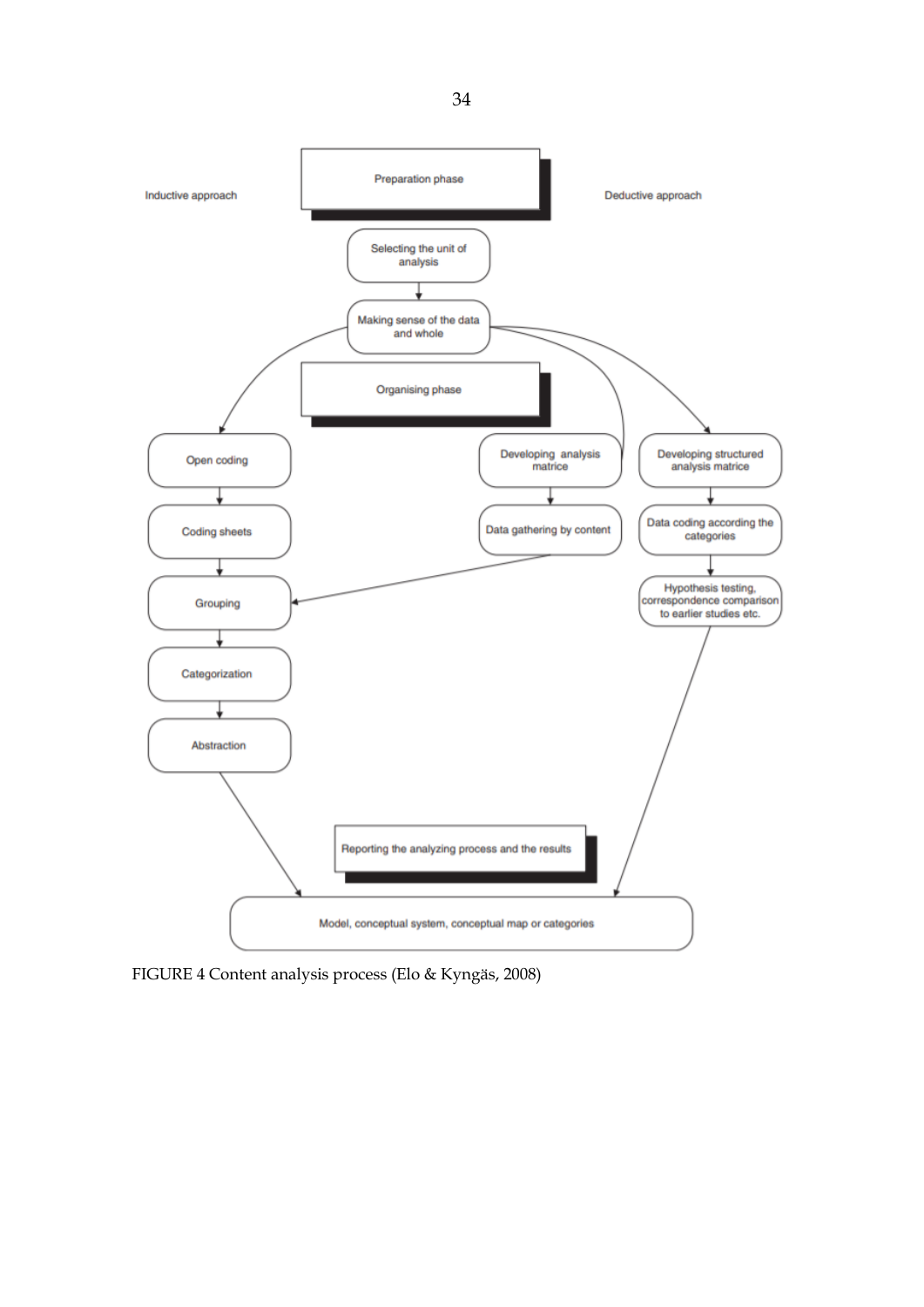Inductive approach

Preparation phase

Deductive approach

Selecting the unit of analysis

Making sense of the data and whole

Organising phase

Open coding

Coding sheets

Grouping

Categorization

Abstraction

Developing analysis matrice

Data gathering by content

Developing structured analysis matrice

Data coding according the categories

Hypothesis testing, correspondence comparison to earlier studies etc.

Reporting the analyzing process and the results

Model, conceptual system, conceptual map or categories

FIGURE 4 Content analysis process (Elo & Kyngäs, 2008)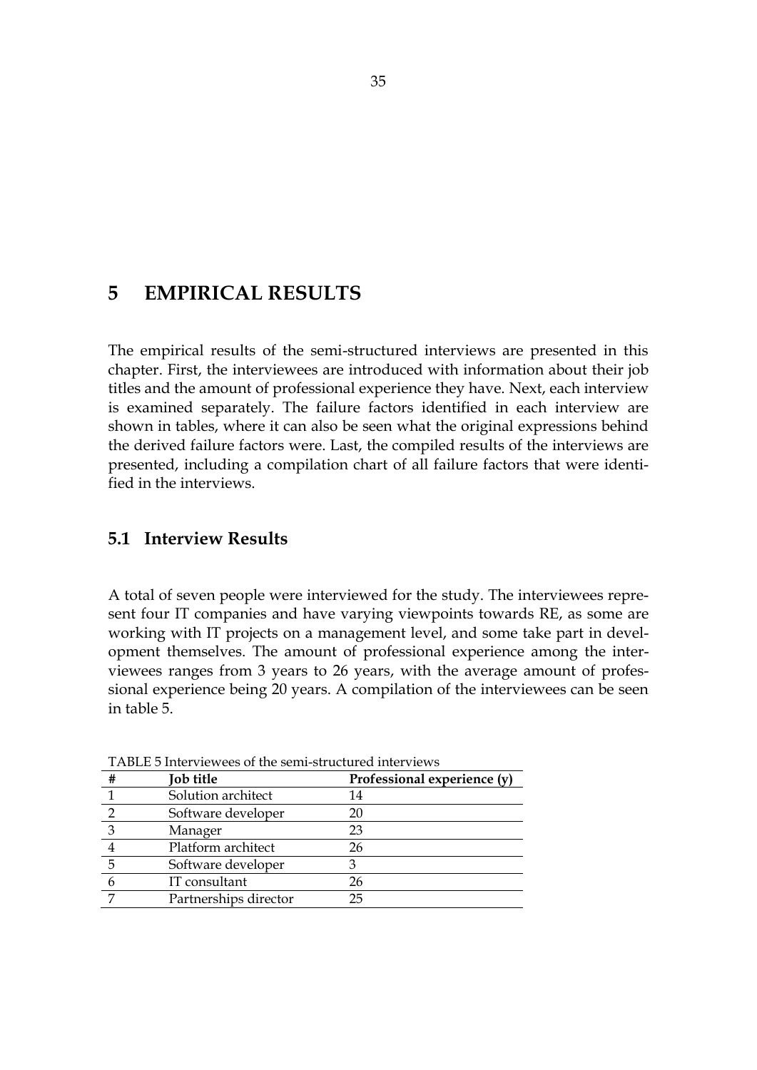# 5 EMPIRICAL RESULTS

The empirical results of the semi-structured interviews are presented in this chapter. First, the interviewees are introduced with information about their job titles and the amount of professional experience they have. Next, each interview is examined separately. The failure factors identified in each interview are shown in tables, where it can also be seen what the original expressions behind the derived failure factors were. Last, the compiled results of the interviews are presented, including a compilation chart of all failure factors that were identified in the interviews.

## 5.1 Interview Results

A total of seven people were interviewed for the study. The interviewees represent four IT companies and have varying viewpoints towards RE, as some are working with IT projects on a management level, and some take part in development themselves. The amount of professional experience among the interviewees ranges from 3 years to 26 years, with the average amount of professional experience being 20 years. A compilation of the interviewees can be seen in table 5.

TABLE 5 Interviewees of the semi-structured interviews

| # | Job title | Professional experience (y) |
|---|---|---|
| 1 | Solution architect | 14 |
| 2 | Software developer | 20 |
| 3 | Manager | 23 |
| 4 | Platform architect | 26 |
| 5 | Software developer | 3 |
| 6 | IT consultant | 26 |
| 7 | Partnerships director | 25 |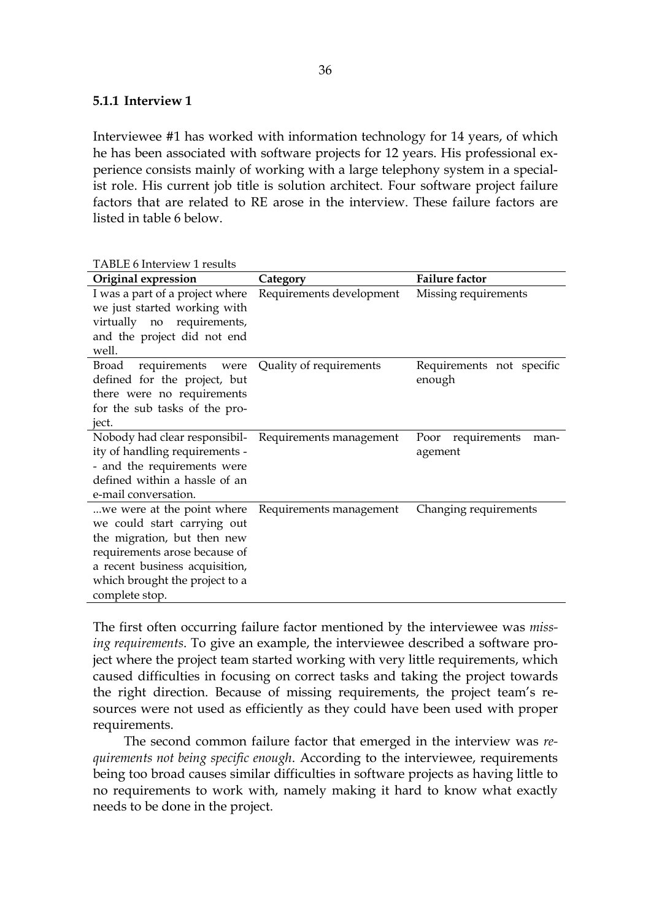### 5.1.1 Interview 1

Interviewee #1 has worked with information technology for 14 years, of which he has been associated with software projects for 12 years. His professional experience consists mainly of working with a large telephony system in a specialist role. His current job title is solution architect. Four software project failure factors that are related to RE arose in the interview. These failure factors are listed in table 6 below.

TABLE 6 Interview 1 results

| Original expression | Category | Failure factor |
|---|---|---|
| I was a part of a project where we just started working with virtually no requirements, and the project did not end well. | Requirements development | Missing requirements |
| Broad requirements were defined for the project, but there were no requirements for the sub tasks of the project. | Quality of requirements | Requirements not specific enough |
| Nobody had clear responsibility of handling requirements -- and the requirements were defined within a hassle of an e-mail conversation. | Requirements management | Poor requirements management |
| ...we were at the point where we could start carrying out the migration, but then new requirements arose because of a recent business acquisition, which brought the project to a complete stop. | Requirements management | Changing requirements |

The first often occurring failure factor mentioned by the interviewee was *missing requirements*. To give an example, the interviewee described a software project where the project team started working with very little requirements, which caused difficulties in focusing on correct tasks and taking the project towards the right direction. Because of missing requirements, the project team's resources were not used as efficiently as they could have been used with proper requirements.

The second common failure factor that emerged in the interview was *requirements not being specific enough*. According to the interviewee, requirements being too broad causes similar difficulties in software projects as having little to no requirements to work with, namely making it hard to know what exactly needs to be done in the project.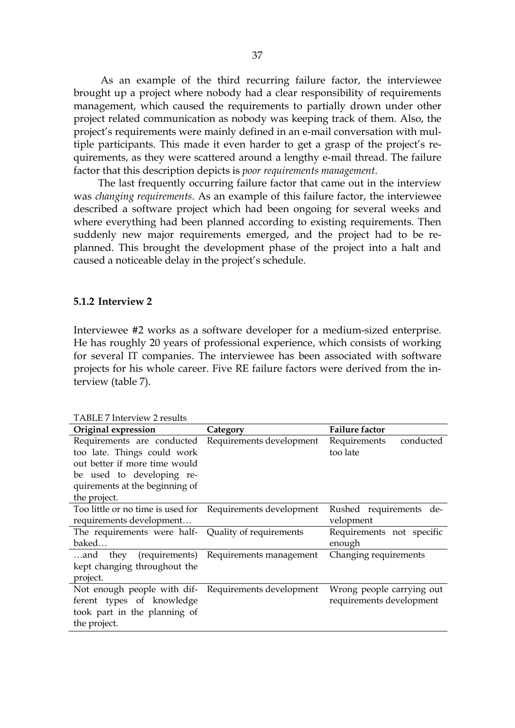As an example of the third recurring failure factor, the interviewee brought up a project where nobody had a clear responsibility of requirements management, which caused the requirements to partially drown under other project related communication as nobody was keeping track of them. Also, the project's requirements were mainly defined in an e-mail conversation with multiple participants. This made it even harder to get a grasp of the project's requirements, as they were scattered around a lengthy e-mail thread. The failure factor that this description depicts is *poor requirements management*.

The last frequently occurring failure factor that came out in the interview was *changing requirements*. As an example of this failure factor, the interviewee described a software project which had been ongoing for several weeks and where everything had been planned according to existing requirements. Then suddenly new major requirements emerged, and the project had to be replanned. This brought the development phase of the project into a halt and caused a noticeable delay in the project's schedule.

### 5.1.2 Interview 2

Interviewee #2 works as a software developer for a medium-sized enterprise. He has roughly 20 years of professional experience, which consists of working for several IT companies. The interviewee has been associated with software projects for his whole career. Five RE failure factors were derived from the interview (table 7).

TABLE 7 Interview 2 results

| Original expression | Category | Failure factor |
| --- | --- | --- |
| Requirements are conducted too late. Things could work out better if more time would be used to developing requirements at the beginning of the project. | Requirements development | Requirements conducted too late |
| Too little or no time is used for requirements development… | Requirements development | Rushed requirements development |
| The requirements were half-baked… | Quality of requirements | Requirements not specific enough |
| …and they (requirements) kept changing throughout the project. | Requirements management | Changing requirements |
| Not enough people with different types of knowledge took part in the planning of the project. | Requirements development | Wrong people carrying out requirements development |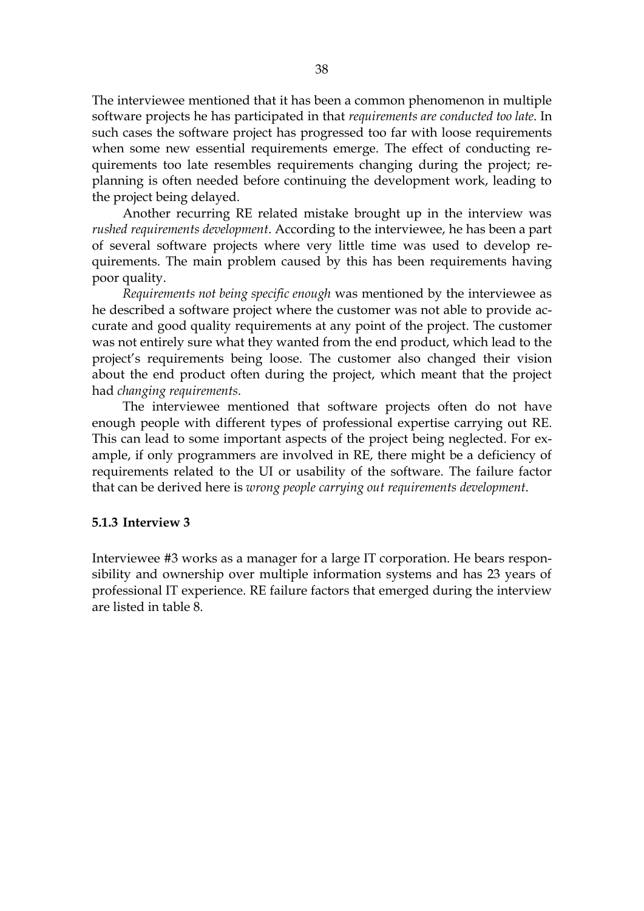The interviewee mentioned that it has been a common phenomenon in multiple software projects he has participated in that *requirements are conducted too late*. In such cases the software project has progressed too far with loose requirements when some new essential requirements emerge. The effect of conducting requirements too late resembles requirements changing during the project; re-planning is often needed before continuing the development work, leading to the project being delayed.

Another recurring RE related mistake brought up in the interview was *rushed requirements development*. According to the interviewee, he has been a part of several software projects where very little time was used to develop requirements. The main problem caused by this has been requirements having poor quality.

*Requirements not being specific enough* was mentioned by the interviewee as he described a software project where the customer was not able to provide accurate and good quality requirements at any point of the project. The customer was not entirely sure what they wanted from the end product, which lead to the project's requirements being loose. The customer also changed their vision about the end product often during the project, which meant that the project had *changing requirements*.

The interviewee mentioned that software projects often do not have enough people with different types of professional expertise carrying out RE. This can lead to some important aspects of the project being neglected. For example, if only programmers are involved in RE, there might be a deficiency of requirements related to the UI or usability of the software. The failure factor that can be derived here is *wrong people carrying out requirements development*.

### 5.1.3 Interview 3

Interviewee #3 works as a manager for a large IT corporation. He bears responsibility and ownership over multiple information systems and has 23 years of professional IT experience. RE failure factors that emerged during the interview are listed in table 8.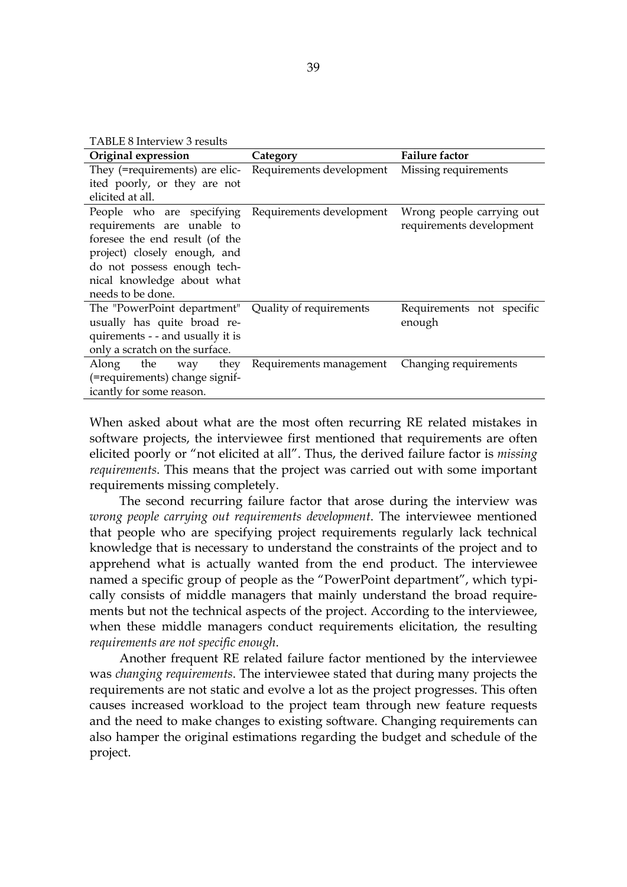TABLE 8 Interview 3 results

| Original expression | Category | Failure factor |
|---|---|---|
| They (=requirements) are elicited poorly, or they are not elicited at all. | Requirements development | Missing requirements |
| People who are specifying requirements are unable to foresee the end result (of the project) closely enough, and do not possess enough technical knowledge about what needs to be done. | Requirements development | Wrong people carrying out requirements development |
| The "PowerPoint department" usually has quite broad requirements - - and usually it is only a scratch on the surface. | Quality of requirements | Requirements not specific enough |
| Along the way they (=requirements) change significantly for some reason. | Requirements management | Changing requirements |

When asked about what are the most often recurring RE related mistakes in software projects, the interviewee first mentioned that requirements are often elicited poorly or "not elicited at all". Thus, the derived failure factor is *missing requirements*. This means that the project was carried out with some important requirements missing completely.

The second recurring failure factor that arose during the interview was *wrong people carrying out requirements development*. The interviewee mentioned that people who are specifying project requirements regularly lack technical knowledge that is necessary to understand the constraints of the project and to apprehend what is actually wanted from the end product. The interviewee named a specific group of people as the "PowerPoint department", which typically consists of middle managers that mainly understand the broad requirements but not the technical aspects of the project. According to the interviewee, when these middle managers conduct requirements elicitation, the resulting *requirements are not specific enough*.

Another frequent RE related failure factor mentioned by the interviewee was *changing requirements*. The interviewee stated that during many projects the requirements are not static and evolve a lot as the project progresses. This often causes increased workload to the project team through new feature requests and the need to make changes to existing software. Changing requirements can also hamper the original estimations regarding the budget and schedule of the project.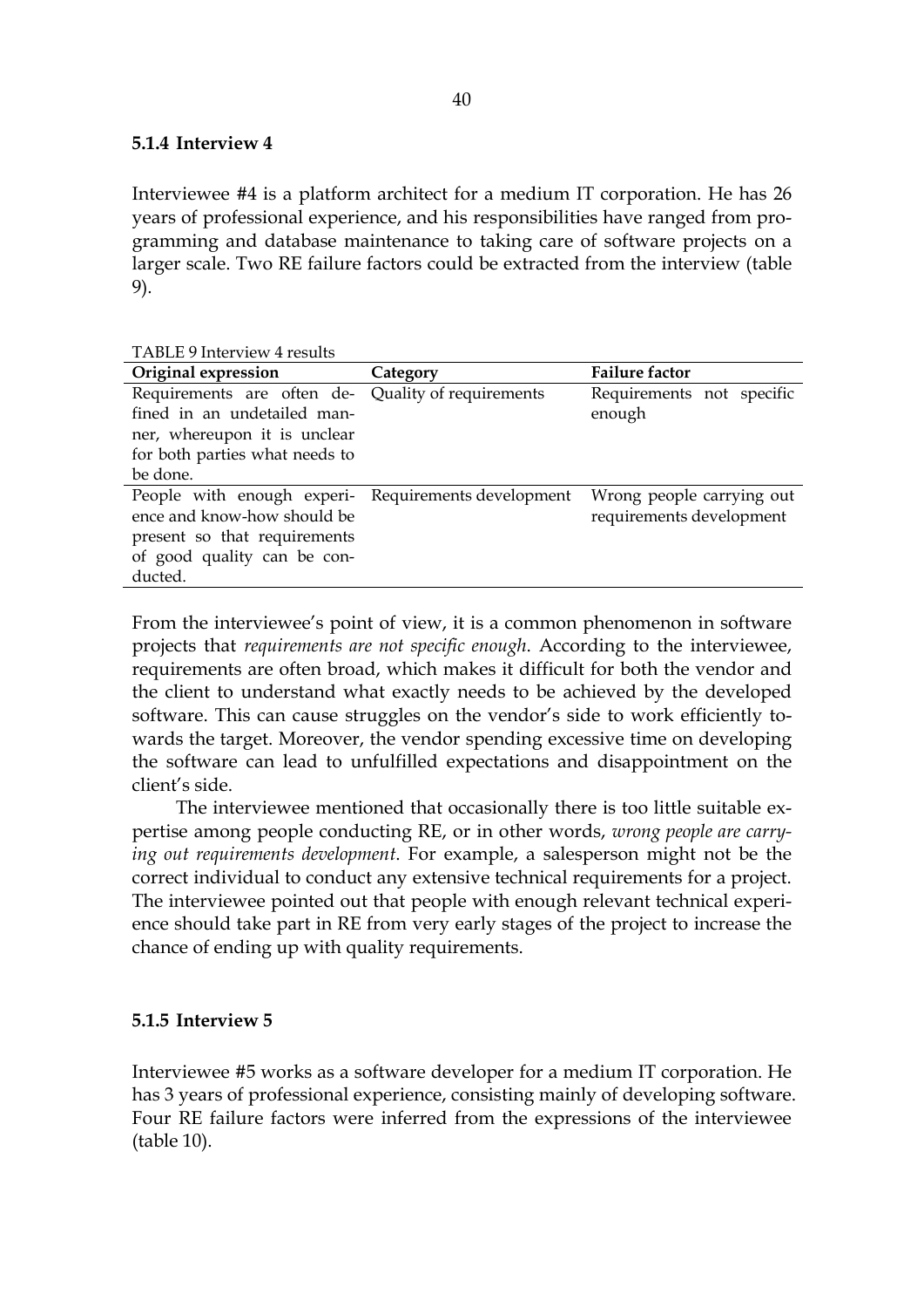### 5.1.4 Interview 4

Interviewee #4 is a platform architect for a medium IT corporation. He has 26 years of professional experience, and his responsibilities have ranged from programming and database maintenance to taking care of software projects on a larger scale. Two RE failure factors could be extracted from the interview (table 9).

TABLE 9 Interview 4 results

| Original expression | Category | Failure factor |
|---|---|---|
| Requirements are often defined in an undetailed manner, whereupon it is unclear for both parties what needs to be done. | Quality of requirements | Requirements not specific enough |
| People with enough experience and know-how should be present so that requirements of good quality can be conducted. | Requirements development | Wrong people carrying out requirements development |

From the interviewee's point of view, it is a common phenomenon in software projects that *requirements are not specific enough*. According to the interviewee, requirements are often broad, which makes it difficult for both the vendor and the client to understand what exactly needs to be achieved by the developed software. This can cause struggles on the vendor's side to work efficiently towards the target. Moreover, the vendor spending excessive time on developing the software can lead to unfulfilled expectations and disappointment on the client's side.

The interviewee mentioned that occasionally there is too little suitable expertise among people conducting RE, or in other words, *wrong people are carrying out requirements development*. For example, a salesperson might not be the correct individual to conduct any extensive technical requirements for a project. The interviewee pointed out that people with enough relevant technical experience should take part in RE from very early stages of the project to increase the chance of ending up with quality requirements.

### 5.1.5 Interview 5

Interviewee #5 works as a software developer for a medium IT corporation. He has 3 years of professional experience, consisting mainly of developing software. Four RE failure factors were inferred from the expressions of the interviewee (table 10).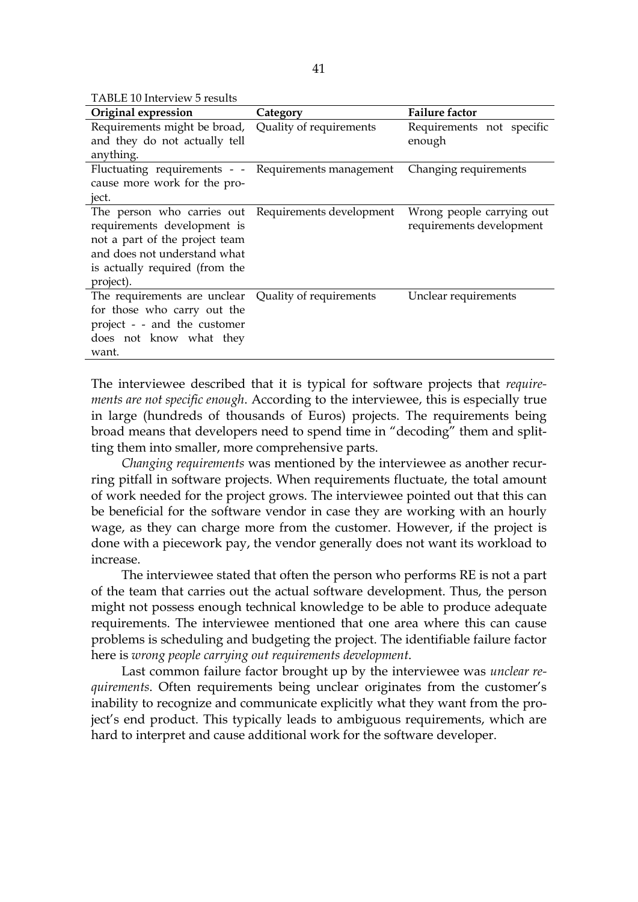TABLE 10 Interview 5 results

| Original expression | Category | Failure factor |
| --- | --- | --- |
| Requirements might be broad, and they do not actually tell anything. | Quality of requirements | Requirements not specific enough |
| Fluctuating requirements - - cause more work for the project. | Requirements management | Changing requirements |
| The person who carries out requirements development is not a part of the project team and does not understand what is actually required (from the project). | Requirements development | Wrong people carrying out requirements development |
| The requirements are unclear for those who carry out the project - - and the customer does not know what they want. | Quality of requirements | Unclear requirements |

The interviewee described that it is typical for software projects that *requirements are not specific enough*. According to the interviewee, this is especially true in large (hundreds of thousands of Euros) projects. The requirements being broad means that developers need to spend time in "decoding" them and splitting them into smaller, more comprehensive parts.

*Changing requirements* was mentioned by the interviewee as another recurring pitfall in software projects. When requirements fluctuate, the total amount of work needed for the project grows. The interviewee pointed out that this can be beneficial for the software vendor in case they are working with an hourly wage, as they can charge more from the customer. However, if the project is done with a piecework pay, the vendor generally does not want its workload to increase.

The interviewee stated that often the person who performs RE is not a part of the team that carries out the actual software development. Thus, the person might not possess enough technical knowledge to be able to produce adequate requirements. The interviewee mentioned that one area where this can cause problems is scheduling and budgeting the project. The identifiable failure factor here is *wrong people carrying out requirements development*.

Last common failure factor brought up by the interviewee was *unclear requirements*. Often requirements being unclear originates from the customer's inability to recognize and communicate explicitly what they want from the project's end product. This typically leads to ambiguous requirements, which are hard to interpret and cause additional work for the software developer.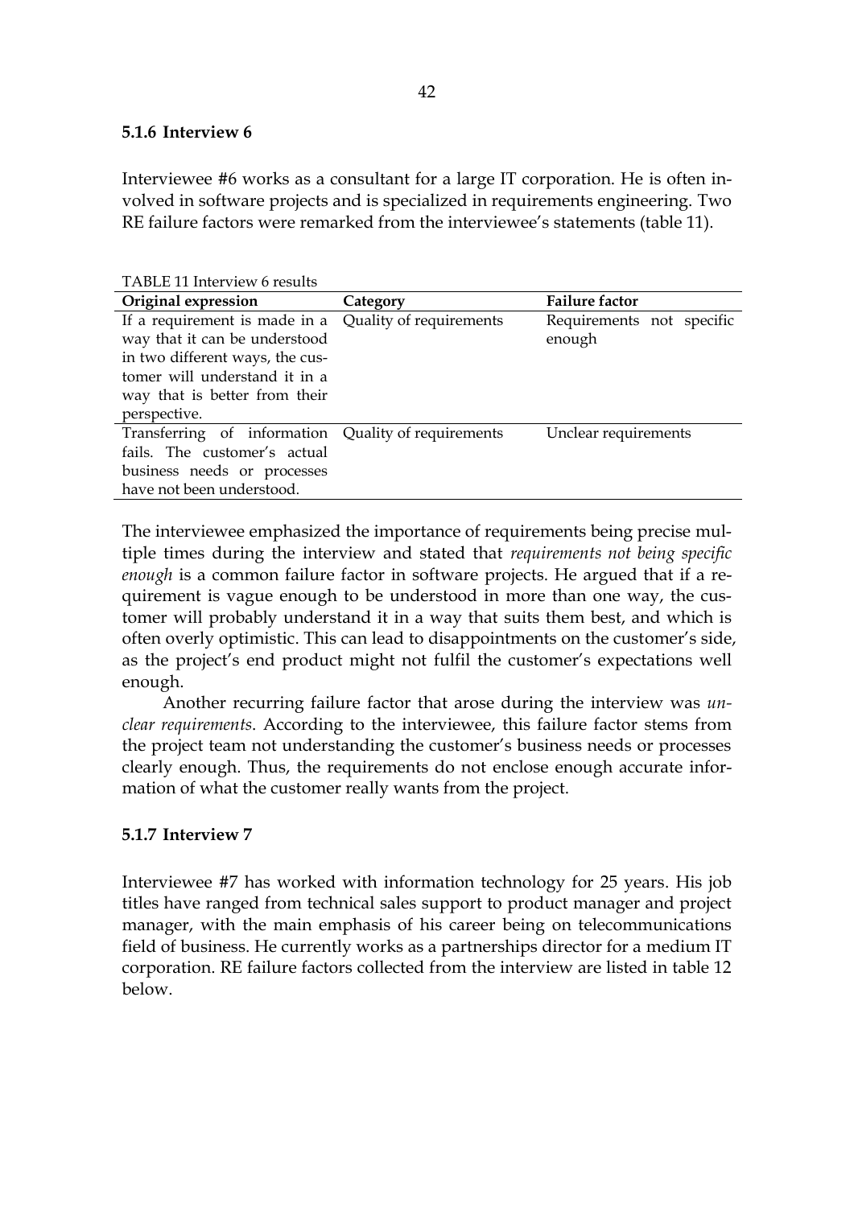### 5.1.6 Interview 6

Interviewee #6 works as a consultant for a large IT corporation. He is often involved in software projects and is specialized in requirements engineering. Two RE failure factors were remarked from the interviewee's statements (table 11).

TABLE 11 Interview 6 results

| Original expression | Category | Failure factor |
|---|---|---|
| If a requirement is made in a way that it can be understood in two different ways, the customer will understand it in a way that is better from their perspective. | Quality of requirements | Requirements not specific enough |
| Transferring of information fails. The customer's actual business needs or processes have not been understood. | Quality of requirements | Unclear requirements |

The interviewee emphasized the importance of requirements being precise multiple times during the interview and stated that *requirements not being specific enough* is a common failure factor in software projects. He argued that if a requirement is vague enough to be understood in more than one way, the customer will probably understand it in a way that suits them best, and which is often overly optimistic. This can lead to disappointments on the customer's side, as the project's end product might not fulfil the customer's expectations well enough.

Another recurring failure factor that arose during the interview was *unclear requirements*. According to the interviewee, this failure factor stems from the project team not understanding the customer's business needs or processes clearly enough. Thus, the requirements do not enclose enough accurate information of what the customer really wants from the project.

### 5.1.7 Interview 7

Interviewee #7 has worked with information technology for 25 years. His job titles have ranged from technical sales support to product manager and project manager, with the main emphasis of his career being on telecommunications field of business. He currently works as a partnerships director for a medium IT corporation. RE failure factors collected from the interview are listed in table 12 below.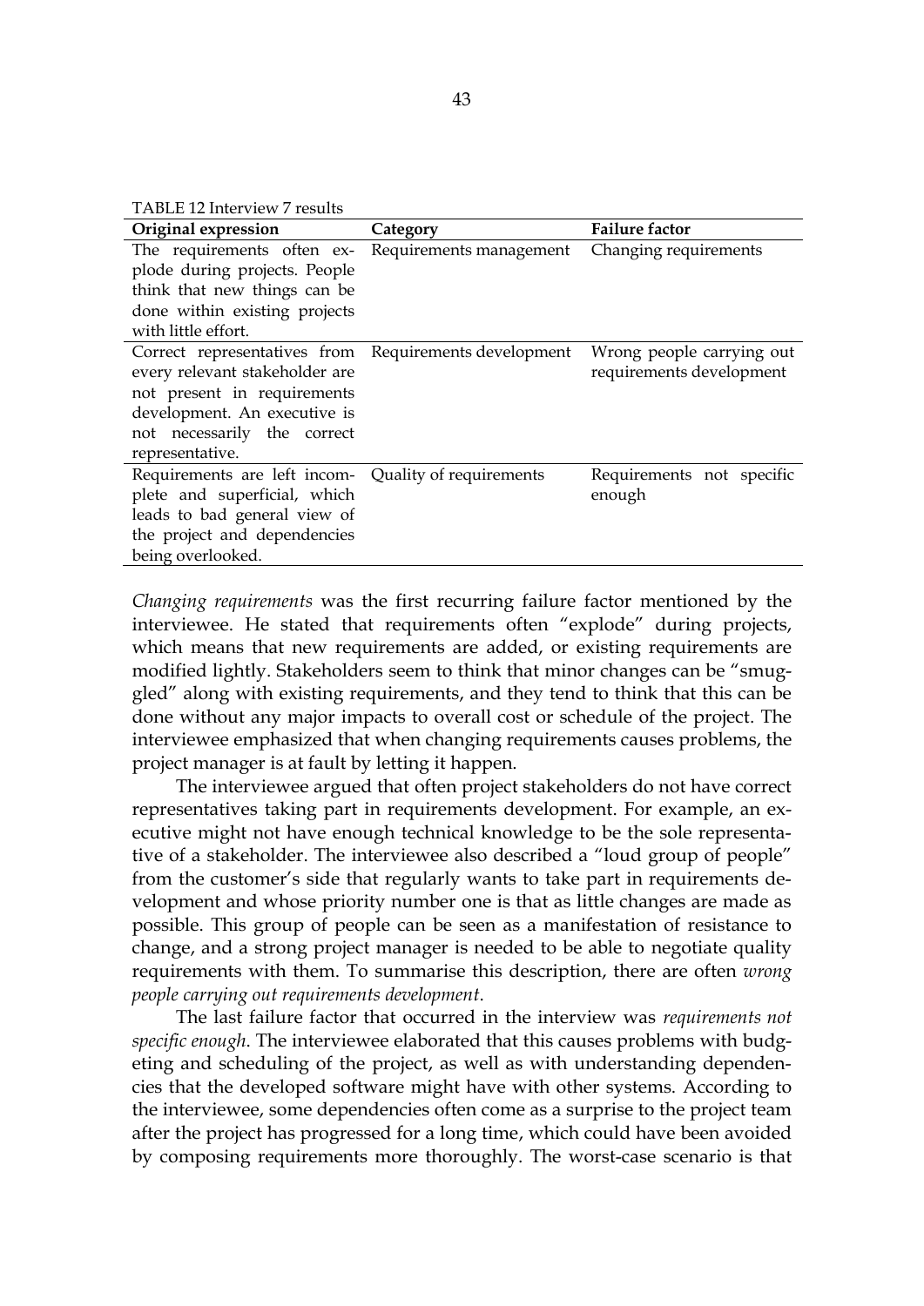TABLE 12 Interview 7 results

| Original expression | Category | Failure factor |
|---|---|---|
| The requirements often explode during projects. People think that new things can be done within existing projects with little effort. | Requirements management | Changing requirements |
| Correct representatives from every relevant stakeholder are not present in requirements development. An executive is not necessarily the correct representative. | Requirements development | Wrong people carrying out requirements development |
| Requirements are left incomplete and superficial, which leads to bad general view of the project and dependencies being overlooked. | Quality of requirements | Requirements not specific enough |

*Changing requirements* was the first recurring failure factor mentioned by the interviewee. He stated that requirements often "explode" during projects, which means that new requirements are added, or existing requirements are modified lightly. Stakeholders seem to think that minor changes can be "smuggled" along with existing requirements, and they tend to think that this can be done without any major impacts to overall cost or schedule of the project. The interviewee emphasized that when changing requirements causes problems, the project manager is at fault by letting it happen.

The interviewee argued that often project stakeholders do not have correct representatives taking part in requirements development. For example, an executive might not have enough technical knowledge to be the sole representative of a stakeholder. The interviewee also described a "loud group of people" from the customer's side that regularly wants to take part in requirements development and whose priority number one is that as little changes are made as possible. This group of people can be seen as a manifestation of resistance to change, and a strong project manager is needed to be able to negotiate quality requirements with them. To summarise this description, there are often *wrong people carrying out requirements development*.

The last failure factor that occurred in the interview was *requirements not specific enough*. The interviewee elaborated that this causes problems with budgeting and scheduling of the project, as well as with understanding dependencies that the developed software might have with other systems. According to the interviewee, some dependencies often come as a surprise to the project team after the project has progressed for a long time, which could have been avoided by composing requirements more thoroughly. The worst-case scenario is that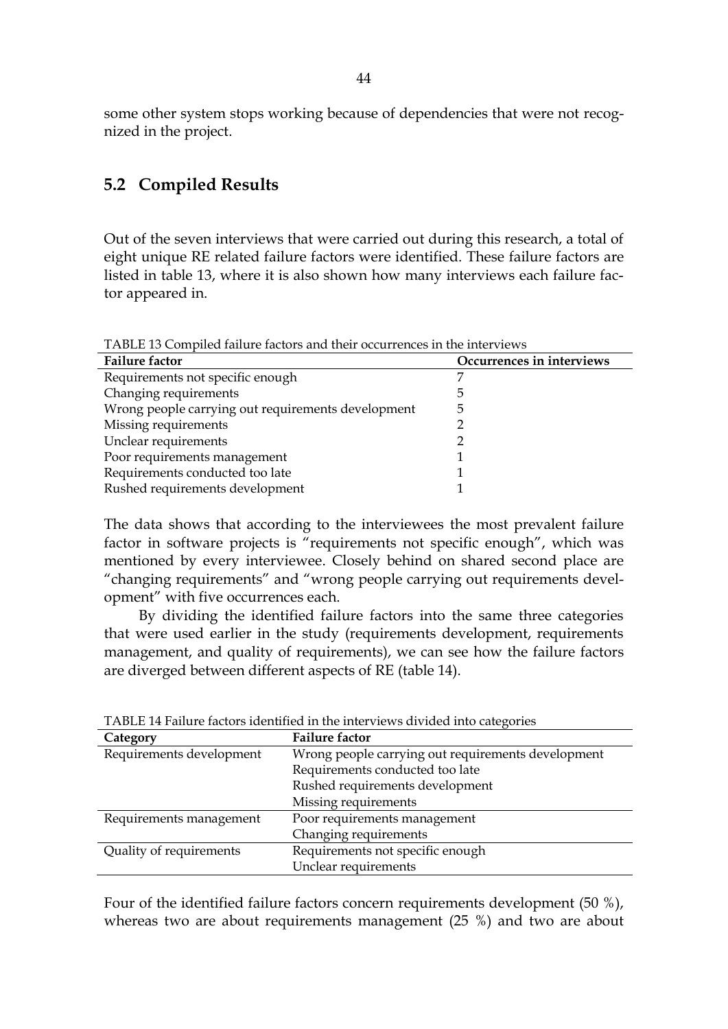some other system stops working because of dependencies that were not recognized in the project.

## 5.2 Compiled Results

Out of the seven interviews that were carried out during this research, a total of eight unique RE related failure factors were identified. These failure factors are listed in table 13, where it is also shown how many interviews each failure factor appeared in.

TABLE 13 Compiled failure factors and their occurrences in the interviews

| Failure factor | Occurrences in interviews |
|---|---|
| Requirements not specific enough | 7 |
| Changing requirements | 5 |
| Wrong people carrying out requirements development | 5 |
| Missing requirements | 2 |
| Unclear requirements | 2 |
| Poor requirements management | 1 |
| Requirements conducted too late | 1 |
| Rushed requirements development | 1 |

The data shows that according to the interviewees the most prevalent failure factor in software projects is "requirements not specific enough", which was mentioned by every interviewee. Closely behind on shared second place are "changing requirements" and "wrong people carrying out requirements development" with five occurrences each.

By dividing the identified failure factors into the same three categories that were used earlier in the study (requirements development, requirements management, and quality of requirements), we can see how the failure factors are diverged between different aspects of RE (table 14).

TABLE 14 Failure factors identified in the interviews divided into categories

| Category | Failure factor |
|---|---|
| Requirements development | Wrong people carrying out requirements development |
| | Requirements conducted too late |
| | Rushed requirements development |
| | Missing requirements |
| Requirements management | Poor requirements management |
| | Changing requirements |
| Quality of requirements | Requirements not specific enough |
| | Unclear requirements |

Four of the identified failure factors concern requirements development (50 %), whereas two are about requirements management (25 %) and two are about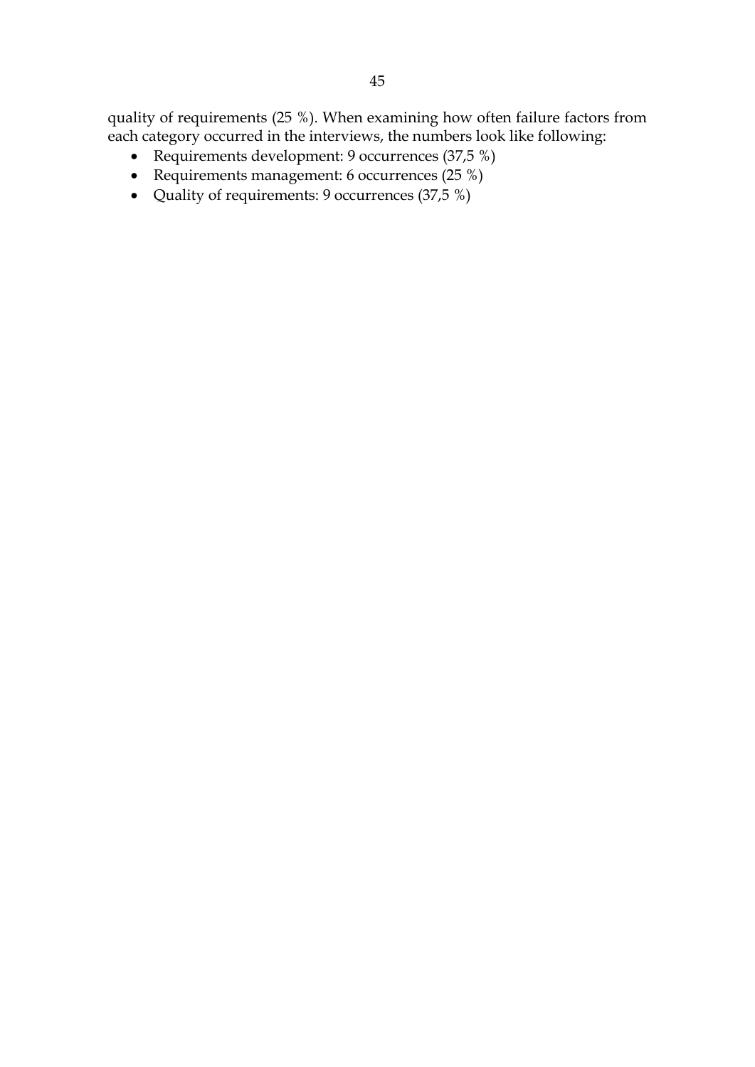quality of requirements (25 %). When examining how often failure factors from each category occurred in the interviews, the numbers look like following:

- Requirements development: 9 occurrences (37,5 %)
- Requirements management: 6 occurrences (25 %)
- Quality of requirements: 9 occurrences (37,5 %)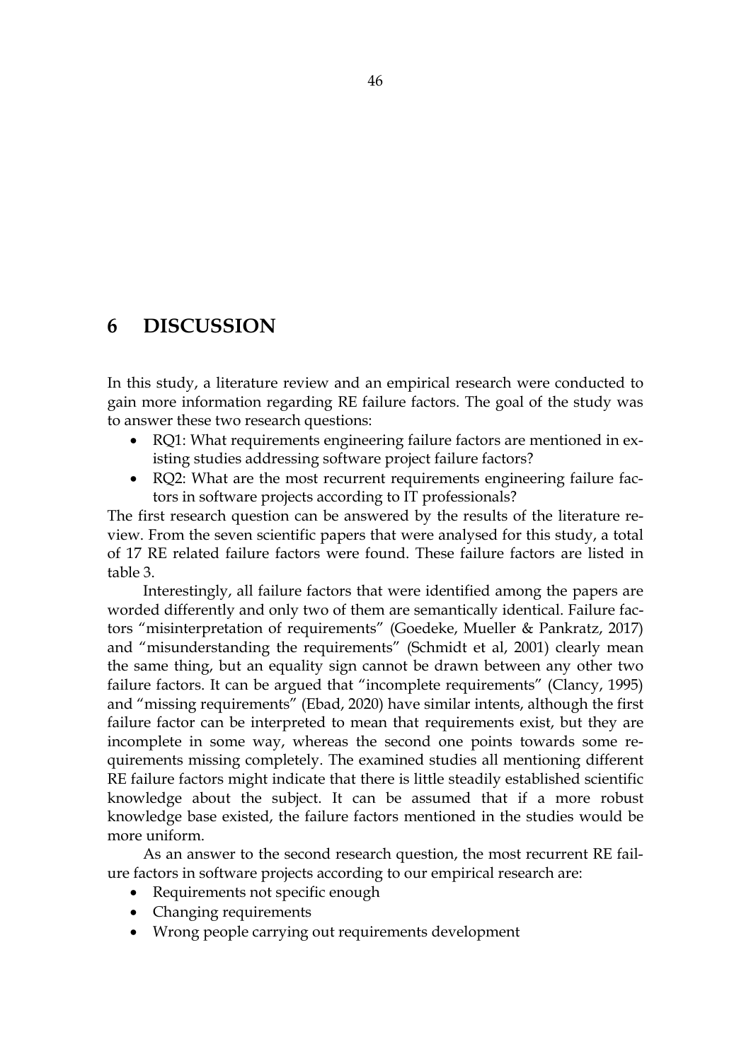# 6 DISCUSSION

In this study, a literature review and an empirical research were conducted to gain more information regarding RE failure factors. The goal of the study was to answer these two research questions:

- RQ1: What requirements engineering failure factors are mentioned in existing studies addressing software project failure factors?
- RQ2: What are the most recurrent requirements engineering failure factors in software projects according to IT professionals?

The first research question can be answered by the results of the literature review. From the seven scientific papers that were analysed for this study, a total of 17 RE related failure factors were found. These failure factors are listed in table 3.

Interestingly, all failure factors that were identified among the papers are worded differently and only two of them are semantically identical. Failure factors "misinterpretation of requirements" (Goedeke, Mueller & Pankratz, 2017) and "misunderstanding the requirements" (Schmidt et al, 2001) clearly mean the same thing, but an equality sign cannot be drawn between any other two failure factors. It can be argued that "incomplete requirements" (Clancy, 1995) and "missing requirements" (Ebad, 2020) have similar intents, although the first failure factor can be interpreted to mean that requirements exist, but they are incomplete in some way, whereas the second one points towards some requirements missing completely. The examined studies all mentioning different RE failure factors might indicate that there is little steadily established scientific knowledge about the subject. It can be assumed that if a more robust knowledge base existed, the failure factors mentioned in the studies would be more uniform.

As an answer to the second research question, the most recurrent RE failure factors in software projects according to our empirical research are:

- Requirements not specific enough
- Changing requirements
- Wrong people carrying out requirements development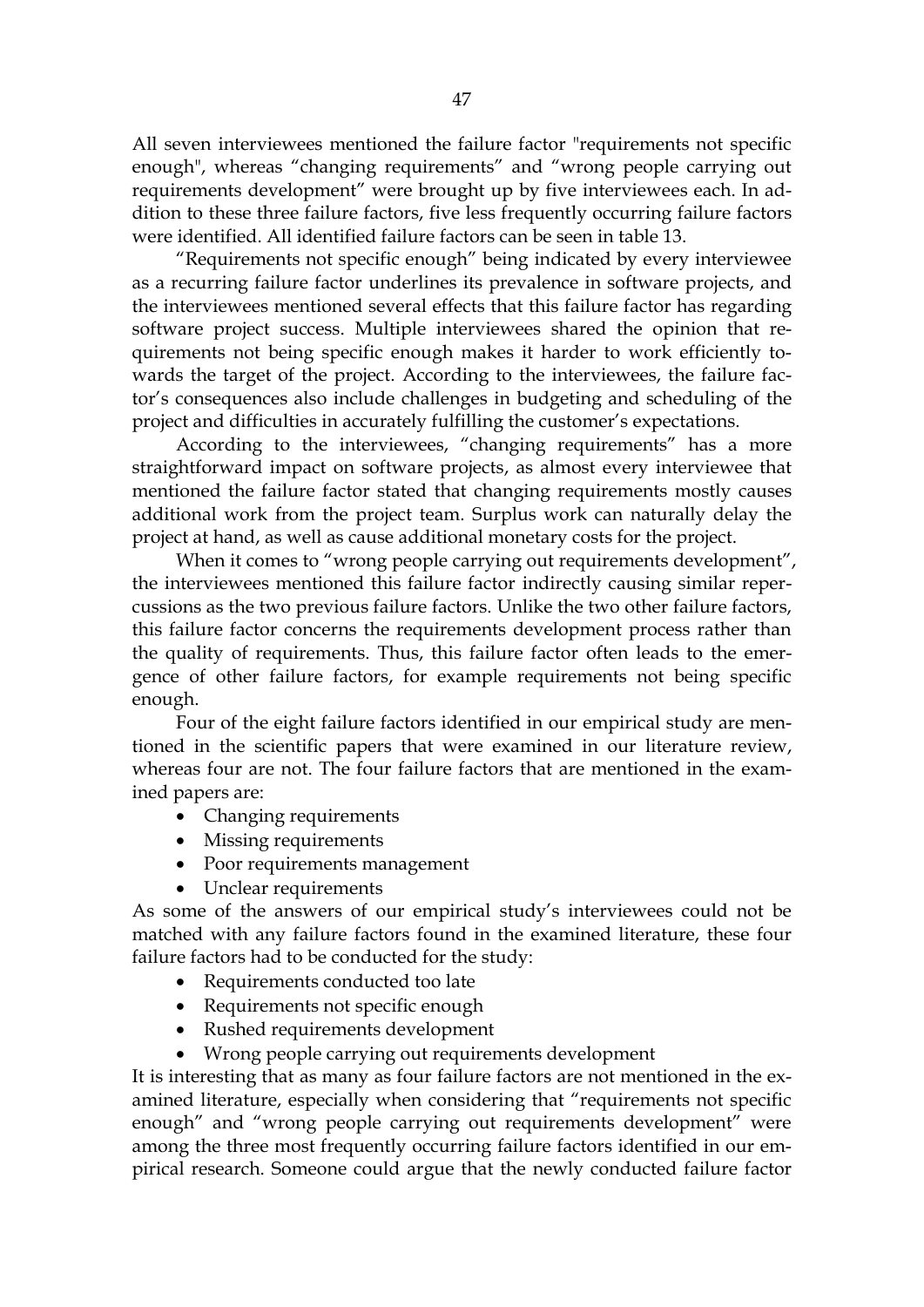All seven interviewees mentioned the failure factor "requirements not specific enough", whereas "changing requirements" and "wrong people carrying out requirements development" were brought up by five interviewees each. In addition to these three failure factors, five less frequently occurring failure factors were identified. All identified failure factors can be seen in table 13.

"Requirements not specific enough" being indicated by every interviewee as a recurring failure factor underlines its prevalence in software projects, and the interviewees mentioned several effects that this failure factor has regarding software project success. Multiple interviewees shared the opinion that requirements not being specific enough makes it harder to work efficiently towards the target of the project. According to the interviewees, the failure factor's consequences also include challenges in budgeting and scheduling of the project and difficulties in accurately fulfilling the customer's expectations.

According to the interviewees, "changing requirements" has a more straightforward impact on software projects, as almost every interviewee that mentioned the failure factor stated that changing requirements mostly causes additional work from the project team. Surplus work can naturally delay the project at hand, as well as cause additional monetary costs for the project.

When it comes to "wrong people carrying out requirements development", the interviewees mentioned this failure factor indirectly causing similar repercussions as the two previous failure factors. Unlike the two other failure factors, this failure factor concerns the requirements development process rather than the quality of requirements. Thus, this failure factor often leads to the emergence of other failure factors, for example requirements not being specific enough.

Four of the eight failure factors identified in our empirical study are mentioned in the scientific papers that were examined in our literature review, whereas four are not. The four failure factors that are mentioned in the examined papers are:

- Changing requirements
- Missing requirements
- Poor requirements management
- Unclear requirements

As some of the answers of our empirical study's interviewees could not be matched with any failure factors found in the examined literature, these four failure factors had to be conducted for the study:

- Requirements conducted too late
- Requirements not specific enough
- Rushed requirements development
- Wrong people carrying out requirements development

It is interesting that as many as four failure factors are not mentioned in the examined literature, especially when considering that "requirements not specific enough" and "wrong people carrying out requirements development" were among the three most frequently occurring failure factors identified in our empirical research. Someone could argue that the newly conducted failure factor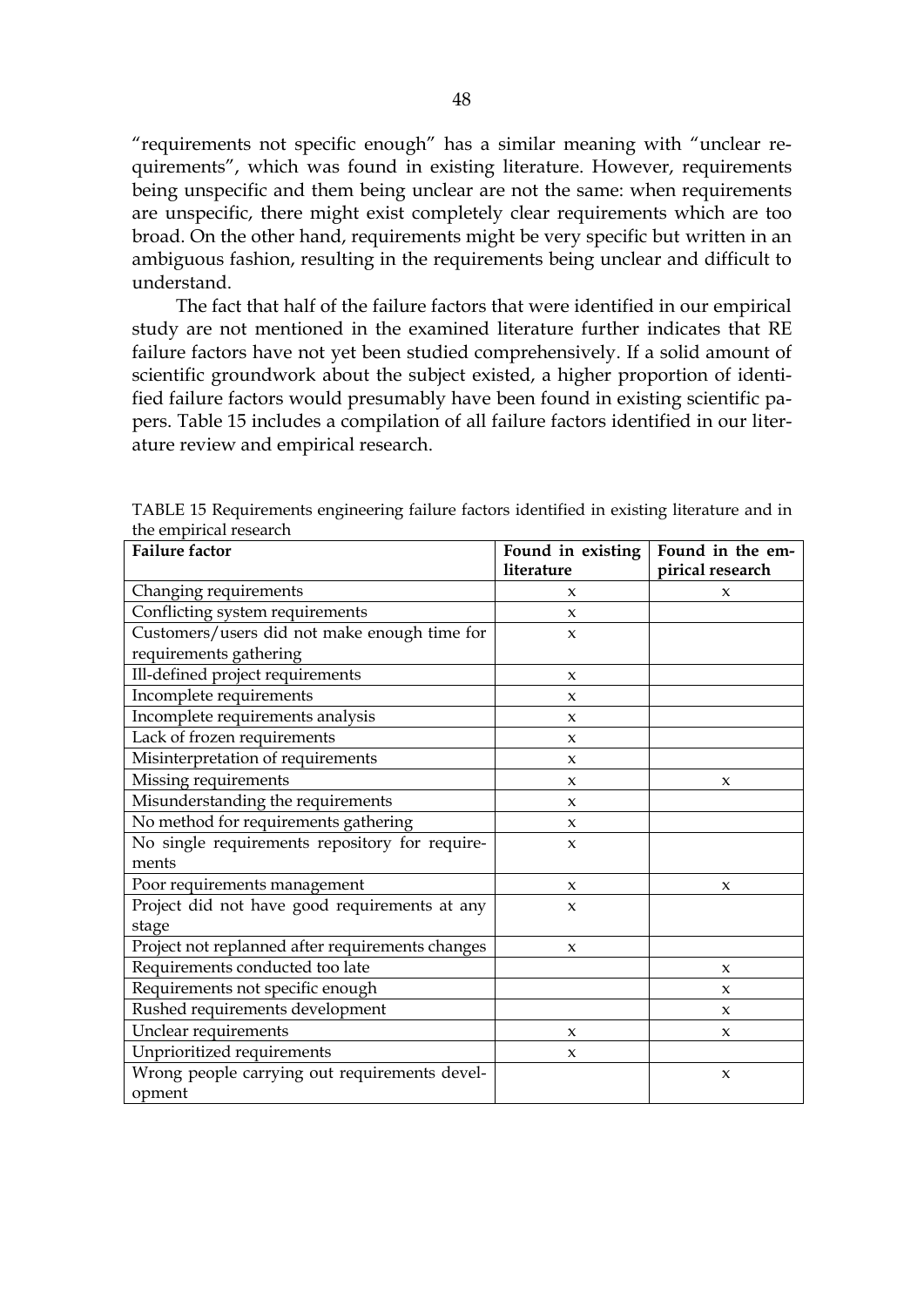"requirements not specific enough" has a similar meaning with "unclear requirements", which was found in existing literature. However, requirements being unspecific and them being unclear are not the same: when requirements are unspecific, there might exist completely clear requirements which are too broad. On the other hand, requirements might be very specific but written in an ambiguous fashion, resulting in the requirements being unclear and difficult to understand.

The fact that half of the failure factors that were identified in our empirical study are not mentioned in the examined literature further indicates that RE failure factors have not yet been studied comprehensively. If a solid amount of scientific groundwork about the subject existed, a higher proportion of identified failure factors would presumably have been found in existing scientific papers. Table 15 includes a compilation of all failure factors identified in our literature review and empirical research.

TABLE 15 Requirements engineering failure factors identified in existing literature and in the empirical research

| **Failure factor** | **Found in existing literature** | **Found in the empirical research** |
|---|---|---|
| Changing requirements | x | x |
| Conflicting system requirements | x | |
| Customers/users did not make enough time for requirements gathering | x | |
| Ill-defined project requirements | x | |
| Incomplete requirements | x | |
| Incomplete requirements analysis | x | |
| Lack of frozen requirements | x | |
| Misinterpretation of requirements | x | |
| Missing requirements | x | x |
| Misunderstanding the requirements | x | |
| No method for requirements gathering | x | |
| No single requirements repository for requirements | x | |
| Poor requirements management | x | x |
| Project did not have good requirements at any stage | x | |
| Project not replanned after requirements changes | x | |
| Requirements conducted too late | | x |
| Requirements not specific enough | | x |
| Rushed requirements development | | x |
| Unclear requirements | x | x |
| Unprioritized requirements | x | |
| Wrong people carrying out requirements development | | x |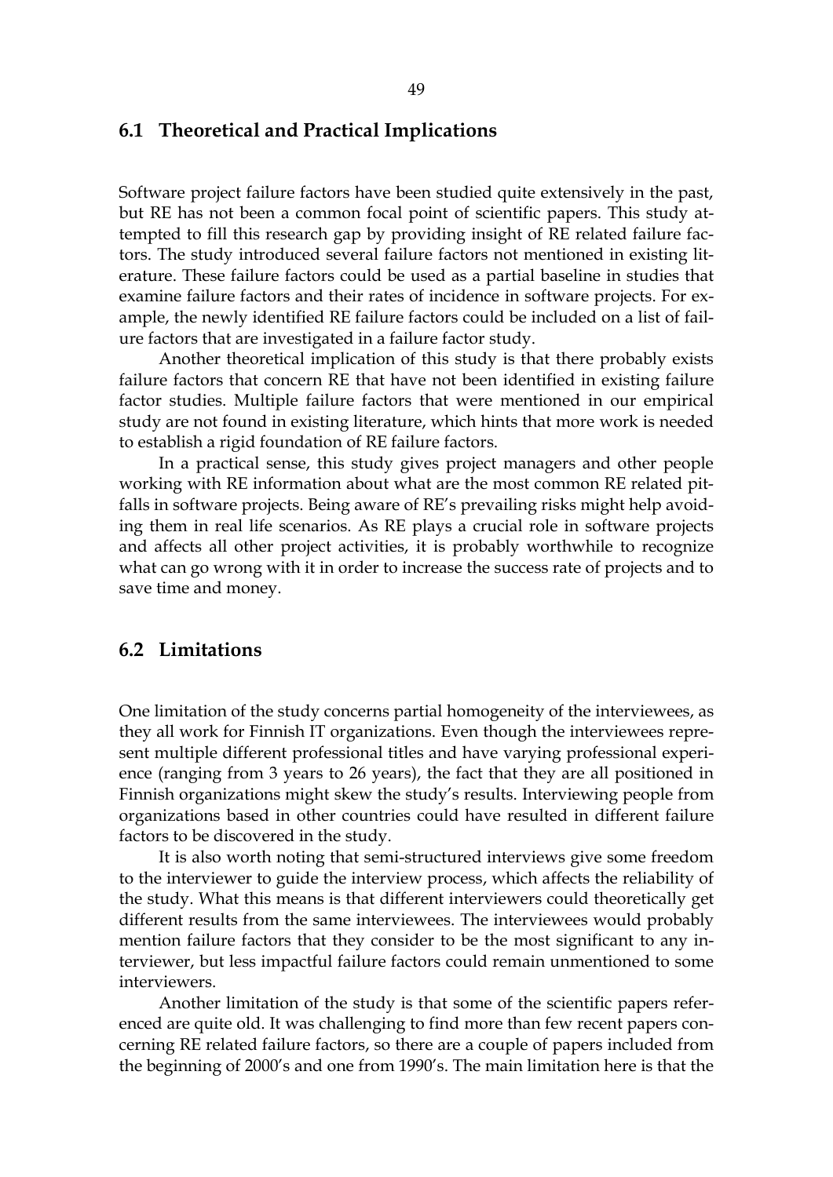## 6.1 Theoretical and Practical Implications

Software project failure factors have been studied quite extensively in the past, but RE has not been a common focal point of scientific papers. This study attempted to fill this research gap by providing insight of RE related failure factors. The study introduced several failure factors not mentioned in existing literature. These failure factors could be used as a partial baseline in studies that examine failure factors and their rates of incidence in software projects. For example, the newly identified RE failure factors could be included on a list of failure factors that are investigated in a failure factor study.

Another theoretical implication of this study is that there probably exists failure factors that concern RE that have not been identified in existing failure factor studies. Multiple failure factors that were mentioned in our empirical study are not found in existing literature, which hints that more work is needed to establish a rigid foundation of RE failure factors.

In a practical sense, this study gives project managers and other people working with RE information about what are the most common RE related pitfalls in software projects. Being aware of RE's prevailing risks might help avoiding them in real life scenarios. As RE plays a crucial role in software projects and affects all other project activities, it is probably worthwhile to recognize what can go wrong with it in order to increase the success rate of projects and to save time and money.

## 6.2 Limitations

One limitation of the study concerns partial homogeneity of the interviewees, as they all work for Finnish IT organizations. Even though the interviewees represent multiple different professional titles and have varying professional experience (ranging from 3 years to 26 years), the fact that they are all positioned in Finnish organizations might skew the study's results. Interviewing people from organizations based in other countries could have resulted in different failure factors to be discovered in the study.

It is also worth noting that semi-structured interviews give some freedom to the interviewer to guide the interview process, which affects the reliability of the study. What this means is that different interviewers could theoretically get different results from the same interviewees. The interviewees would probably mention failure factors that they consider to be the most significant to any interviewer, but less impactful failure factors could remain unmentioned to some interviewers.

Another limitation of the study is that some of the scientific papers referenced are quite old. It was challenging to find more than few recent papers concerning RE related failure factors, so there are a couple of papers included from the beginning of 2000's and one from 1990's. The main limitation here is that the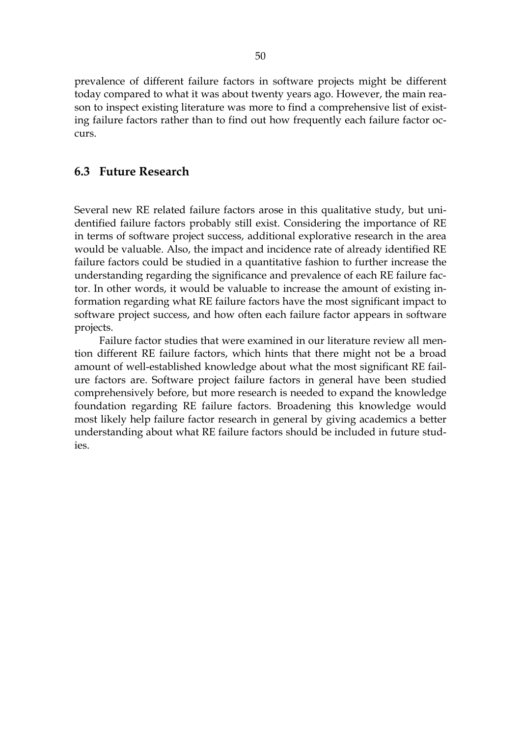prevalence of different failure factors in software projects might be different today compared to what it was about twenty years ago. However, the main reason to inspect existing literature was more to find a comprehensive list of existing failure factors rather than to find out how frequently each failure factor occurs.

## 6.3 Future Research

Several new RE related failure factors arose in this qualitative study, but unidentified failure factors probably still exist. Considering the importance of RE in terms of software project success, additional explorative research in the area would be valuable. Also, the impact and incidence rate of already identified RE failure factors could be studied in a quantitative fashion to further increase the understanding regarding the significance and prevalence of each RE failure factor. In other words, it would be valuable to increase the amount of existing information regarding what RE failure factors have the most significant impact to software project success, and how often each failure factor appears in software projects.

Failure factor studies that were examined in our literature review all mention different RE failure factors, which hints that there might not be a broad amount of well-established knowledge about what the most significant RE failure factors are. Software project failure factors in general have been studied comprehensively before, but more research is needed to expand the knowledge foundation regarding RE failure factors. Broadening this knowledge would most likely help failure factor research in general by giving academics a better understanding about what RE failure factors should be included in future studies.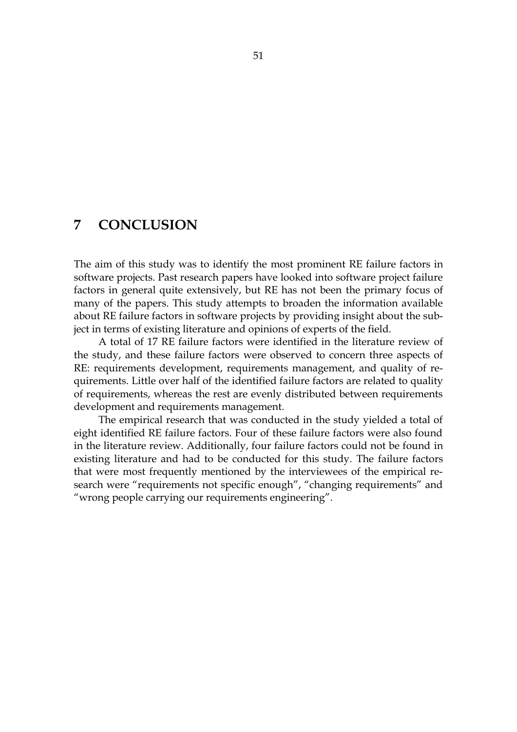# 7 CONCLUSION

The aim of this study was to identify the most prominent RE failure factors in software projects. Past research papers have looked into software project failure factors in general quite extensively, but RE has not been the primary focus of many of the papers. This study attempts to broaden the information available about RE failure factors in software projects by providing insight about the subject in terms of existing literature and opinions of experts of the field.

A total of 17 RE failure factors were identified in the literature review of the study, and these failure factors were observed to concern three aspects of RE: requirements development, requirements management, and quality of requirements. Little over half of the identified failure factors are related to quality of requirements, whereas the rest are evenly distributed between requirements development and requirements management.

The empirical research that was conducted in the study yielded a total of eight identified RE failure factors. Four of these failure factors were also found in the literature review. Additionally, four failure factors could not be found in existing literature and had to be conducted for this study. The failure factors that were most frequently mentioned by the interviewees of the empirical research were "requirements not specific enough", "changing requirements" and "wrong people carrying our requirements engineering".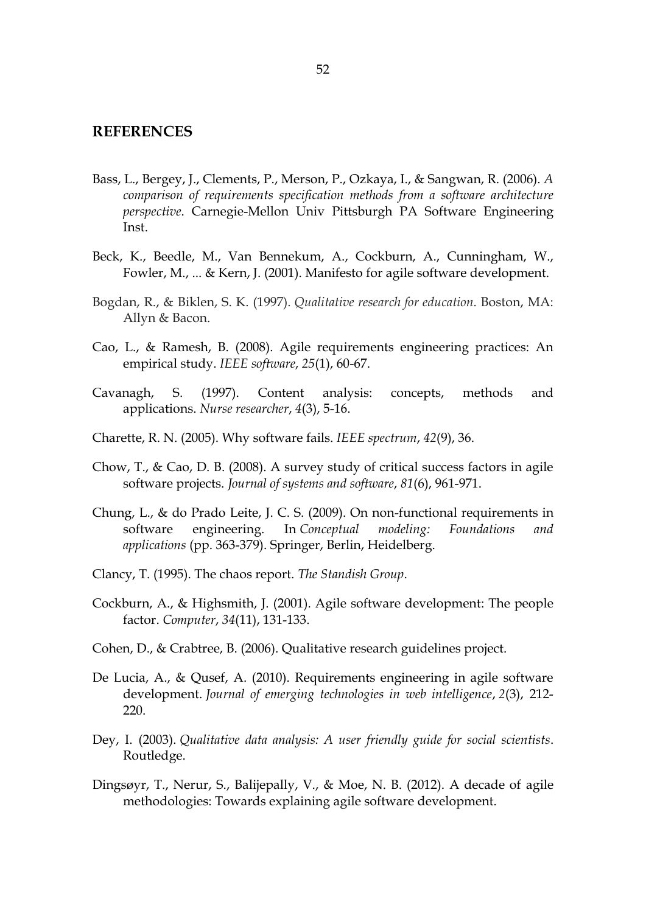# REFERENCES

Bass, L., Bergey, J., Clements, P., Merson, P., Ozkaya, I., & Sangwan, R. (2006). *A comparison of requirements specification methods from a software architecture perspective*. Carnegie-Mellon Univ Pittsburgh PA Software Engineering Inst.

Beck, K., Beedle, M., Van Bennekum, A., Cockburn, A., Cunningham, W., Fowler, M., ... & Kern, J. (2001). Manifesto for agile software development.

Bogdan, R., & Biklen, S. K. (1997). *Qualitative research for education*. Boston, MA: Allyn & Bacon.

Cao, L., & Ramesh, B. (2008). Agile requirements engineering practices: An empirical study. *IEEE software*, *25*(1), 60-67.

Cavanagh, S. (1997). Content analysis: concepts, methods and applications. *Nurse researcher*, *4*(3), 5-16.

Charette, R. N. (2005). Why software fails. *IEEE spectrum*, *42*(9), 36.

Chow, T., & Cao, D. B. (2008). A survey study of critical success factors in agile software projects. *Journal of systems and software*, *81*(6), 961-971.

Chung, L., & do Prado Leite, J. C. S. (2009). On non-functional requirements in software engineering. In *Conceptual modeling: Foundations and applications* (pp. 363-379). Springer, Berlin, Heidelberg.

Clancy, T. (1995). The chaos report. *The Standish Group*.

Cockburn, A., & Highsmith, J. (2001). Agile software development: The people factor. *Computer*, *34*(11), 131-133.

Cohen, D., & Crabtree, B. (2006). Qualitative research guidelines project.

De Lucia, A., & Qusef, A. (2010). Requirements engineering in agile software development. *Journal of emerging technologies in web intelligence*, *2*(3), 212-220.

Dey, I. (2003). *Qualitative data analysis: A user friendly guide for social scientists*. Routledge.

Dingsøyr, T., Nerur, S., Balijepally, V., & Moe, N. B. (2012). A decade of agile methodologies: Towards explaining agile software development.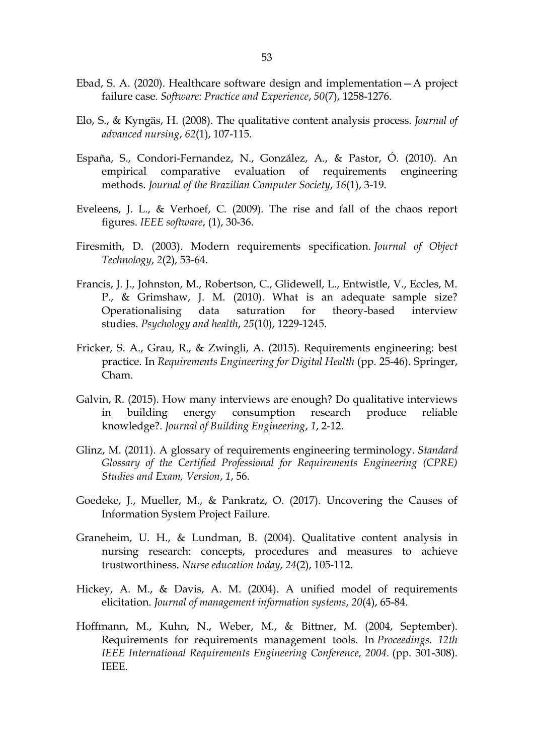Ebad, S. A. (2020). Healthcare software design and implementation—A project failure case. *Software: Practice and Experience*, *50*(7), 1258-1276.

Elo, S., & Kyngäs, H. (2008). The qualitative content analysis process. *Journal of advanced nursing*, *62*(1), 107-115.

España, S., Condori-Fernandez, N., González, A., & Pastor, Ó. (2010). An empirical comparative evaluation of requirements engineering methods. *Journal of the Brazilian Computer Society*, *16*(1), 3-19.

Eveleens, J. L., & Verhoef, C. (2009). The rise and fall of the chaos report figures. *IEEE software*, (1), 30-36.

Firesmith, D. (2003). Modern requirements specification. *Journal of Object Technology*, *2*(2), 53-64.

Francis, J. J., Johnston, M., Robertson, C., Glidewell, L., Entwistle, V., Eccles, M. P., & Grimshaw, J. M. (2010). What is an adequate sample size? Operationalising data saturation for theory-based interview studies. *Psychology and health*, *25*(10), 1229-1245.

Fricker, S. A., Grau, R., & Zwingli, A. (2015). Requirements engineering: best practice. In *Requirements Engineering for Digital Health* (pp. 25-46). Springer, Cham.

Galvin, R. (2015). How many interviews are enough? Do qualitative interviews in building energy consumption research produce reliable knowledge?. *Journal of Building Engineering*, *1*, 2-12.

Glinz, M. (2011). A glossary of requirements engineering terminology. *Standard Glossary of the Certified Professional for Requirements Engineering (CPRE) Studies and Exam, Version*, *1*, 56.

Goedeke, J., Mueller, M., & Pankratz, O. (2017). Uncovering the Causes of Information System Project Failure.

Graneheim, U. H., & Lundman, B. (2004). Qualitative content analysis in nursing research: concepts, procedures and measures to achieve trustworthiness. *Nurse education today*, *24*(2), 105-112.

Hickey, A. M., & Davis, A. M. (2004). A unified model of requirements elicitation. *Journal of management information systems*, *20*(4), 65-84.

Hoffmann, M., Kuhn, N., Weber, M., & Bittner, M. (2004, September). Requirements for requirements management tools. In *Proceedings. 12th IEEE International Requirements Engineering Conference, 2004.* (pp. 301-308). IEEE.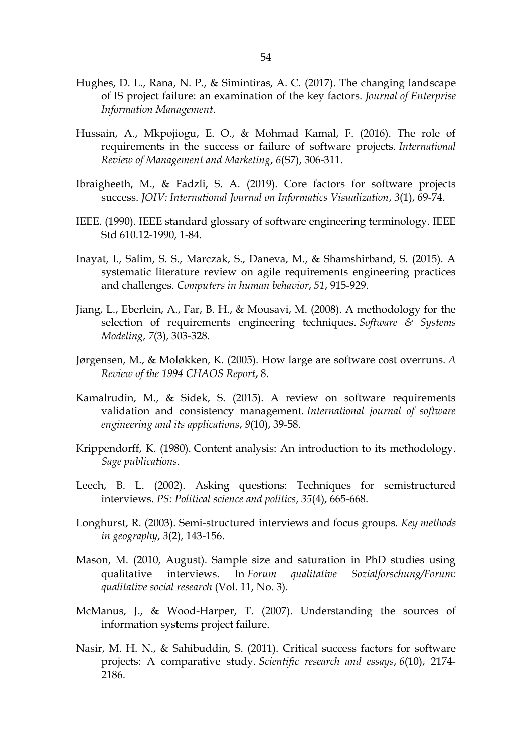Hughes, D. L., Rana, N. P., & Simintiras, A. C. (2017). The changing landscape of IS project failure: an examination of the key factors. *Journal of Enterprise Information Management*.

Hussain, A., Mkpojiogu, E. O., & Mohmad Kamal, F. (2016). The role of requirements in the success or failure of software projects. *International Review of Management and Marketing*, *6*(S7), 306-311.

Ibraigheeth, M., & Fadzli, S. A. (2019). Core factors for software projects success. *JOIV: International Journal on Informatics Visualization*, *3*(1), 69-74.

IEEE. (1990). IEEE standard glossary of software engineering terminology. IEEE Std 610.12-1990, 1-84.

Inayat, I., Salim, S. S., Marczak, S., Daneva, M., & Shamshirband, S. (2015). A systematic literature review on agile requirements engineering practices and challenges. *Computers in human behavior*, *51*, 915-929.

Jiang, L., Eberlein, A., Far, B. H., & Mousavi, M. (2008). A methodology for the selection of requirements engineering techniques. *Software & Systems Modeling*, *7*(3), 303-328.

Jørgensen, M., & Moløkken, K. (2005). How large are software cost overruns. *A Review of the 1994 CHAOS Report*, 8.

Kamalrudin, M., & Sidek, S. (2015). A review on software requirements validation and consistency management. *International journal of software engineering and its applications*, *9*(10), 39-58.

Krippendorff, K. (1980). Content analysis: An introduction to its methodology. *Sage publications*.

Leech, B. L. (2002). Asking questions: Techniques for semistructured interviews. *PS: Political science and politics*, *35*(4), 665-668.

Longhurst, R. (2003). Semi-structured interviews and focus groups. *Key methods in geography*, *3*(2), 143-156.

Mason, M. (2010, August). Sample size and saturation in PhD studies using qualitative interviews. In *Forum qualitative Sozialforschung/Forum: qualitative social research* (Vol. 11, No. 3).

McManus, J., & Wood-Harper, T. (2007). Understanding the sources of information systems project failure.

Nasir, M. H. N., & Sahibuddin, S. (2011). Critical success factors for software projects: A comparative study. *Scientific research and essays*, *6*(10), 2174-2186.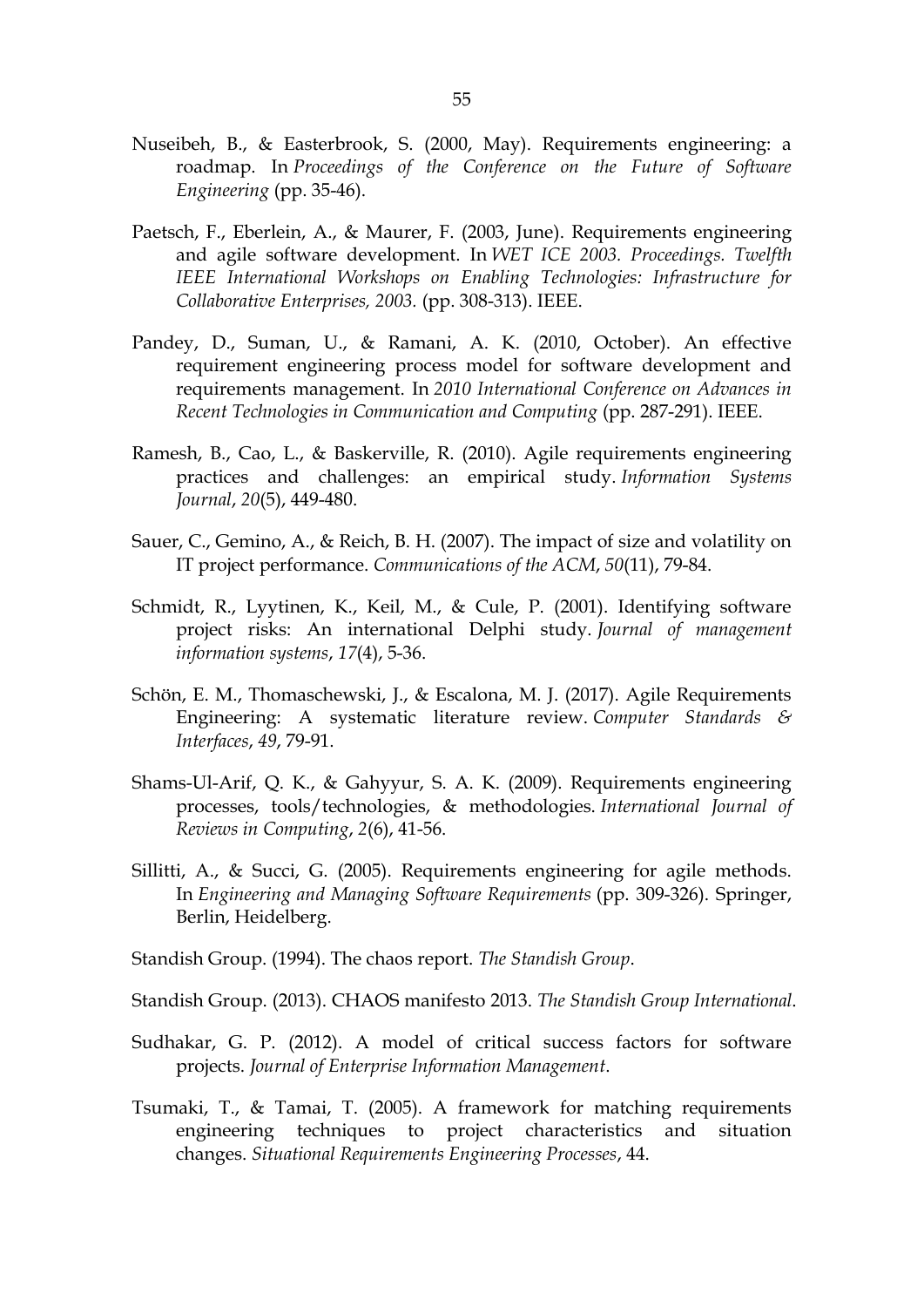Nuseibeh, B., & Easterbrook, S. (2000, May). Requirements engineering: a roadmap. In *Proceedings of the Conference on the Future of Software Engineering* (pp. 35-46).

Paetsch, F., Eberlein, A., & Maurer, F. (2003, June). Requirements engineering and agile software development. In *WET ICE 2003. Proceedings. Twelfth IEEE International Workshops on Enabling Technologies: Infrastructure for Collaborative Enterprises, 2003.* (pp. 308-313). IEEE.

Pandey, D., Suman, U., & Ramani, A. K. (2010, October). An effective requirement engineering process model for software development and requirements management. In *2010 International Conference on Advances in Recent Technologies in Communication and Computing* (pp. 287-291). IEEE.

Ramesh, B., Cao, L., & Baskerville, R. (2010). Agile requirements engineering practices and challenges: an empirical study. *Information Systems Journal*, *20*(5), 449-480.

Sauer, C., Gemino, A., & Reich, B. H. (2007). The impact of size and volatility on IT project performance. *Communications of the ACM*, *50*(11), 79-84.

Schmidt, R., Lyytinen, K., Keil, M., & Cule, P. (2001). Identifying software project risks: An international Delphi study. *Journal of management information systems*, *17*(4), 5-36.

Schön, E. M., Thomaschewski, J., & Escalona, M. J. (2017). Agile Requirements Engineering: A systematic literature review. *Computer Standards & Interfaces*, *49*, 79-91.

Shams-Ul-Arif, Q. K., & Gahyyur, S. A. K. (2009). Requirements engineering processes, tools/technologies, & methodologies. *International Journal of Reviews in Computing*, *2*(6), 41-56.

Sillitti, A., & Succi, G. (2005). Requirements engineering for agile methods. In *Engineering and Managing Software Requirements* (pp. 309-326). Springer, Berlin, Heidelberg.

Standish Group. (1994). The chaos report. *The Standish Group*.

Standish Group. (2013). CHAOS manifesto 2013. *The Standish Group International*.

Sudhakar, G. P. (2012). A model of critical success factors for software projects. *Journal of Enterprise Information Management*.

Tsumaki, T., & Tamai, T. (2005). A framework for matching requirements engineering techniques to project characteristics and situation changes. *Situational Requirements Engineering Processes*, 44.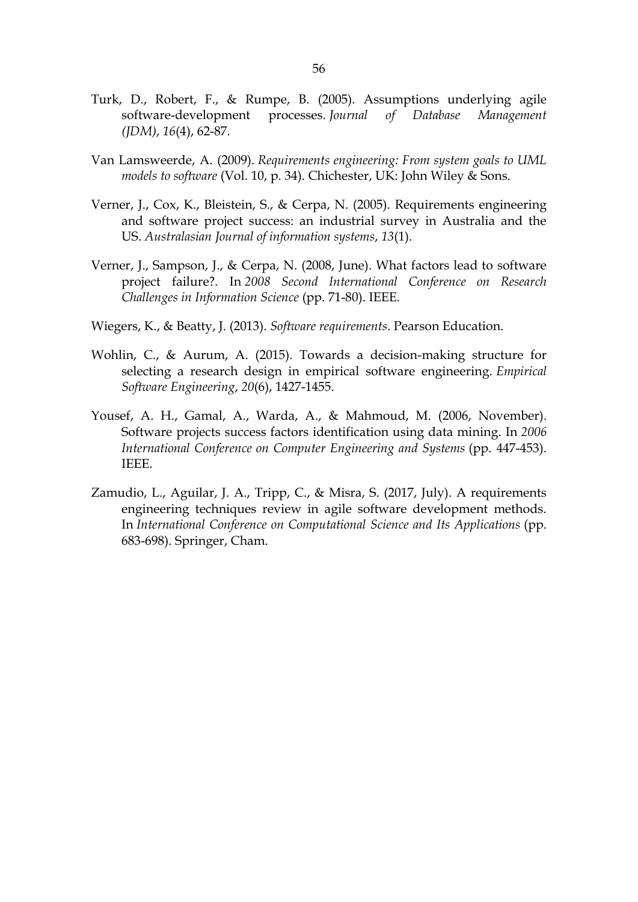Turk, D., Robert, F., & Rumpe, B. (2005). Assumptions underlying agile software-development processes. *Journal of Database Management (JDM)*, *16*(4), 62-87.

Van Lamsweerde, A. (2009). *Requirements engineering: From system goals to UML models to software* (Vol. 10, p. 34). Chichester, UK: John Wiley & Sons.

Verner, J., Cox, K., Bleistein, S., & Cerpa, N. (2005). Requirements engineering and software project success: an industrial survey in Australia and the US. *Australasian Journal of information systems*, *13*(1).

Verner, J., Sampson, J., & Cerpa, N. (2008, June). What factors lead to software project failure?. In *2008 Second International Conference on Research Challenges in Information Science* (pp. 71-80). IEEE.

Wiegers, K., & Beatty, J. (2013). *Software requirements*. Pearson Education.

Wohlin, C., & Aurum, A. (2015). Towards a decision-making structure for selecting a research design in empirical software engineering. *Empirical Software Engineering*, *20*(6), 1427-1455.

Yousef, A. H., Gamal, A., Warda, A., & Mahmoud, M. (2006, November). Software projects success factors identification using data mining. In *2006 International Conference on Computer Engineering and Systems* (pp. 447-453). IEEE.

Zamudio, L., Aguilar, J. A., Tripp, C., & Misra, S. (2017, July). A requirements engineering techniques review in agile software development methods. In *International Conference on Computational Science and Its Applications* (pp. 683-698). Springer, Cham.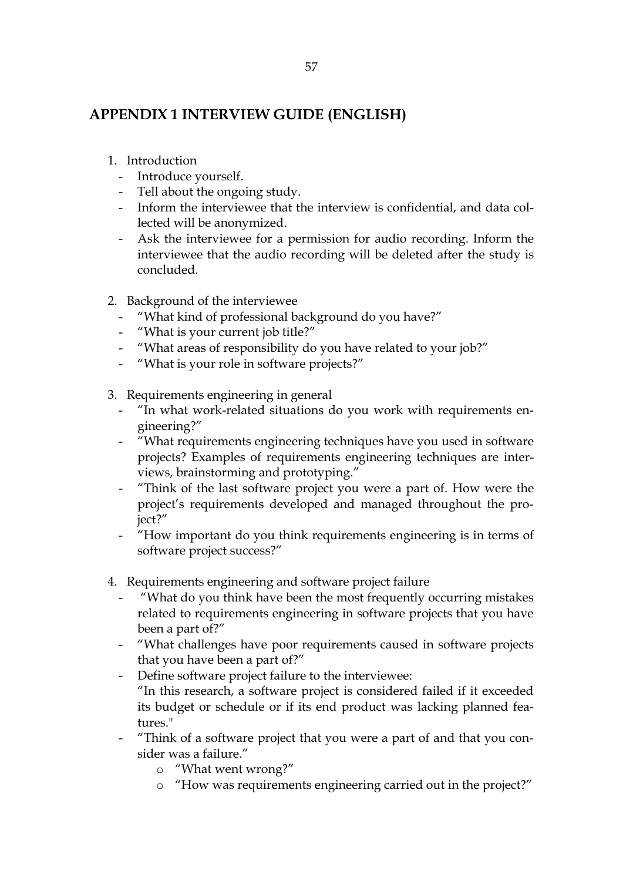# APPENDIX 1 INTERVIEW GUIDE (ENGLISH)

1. Introduction
   - Introduce yourself.
   - Tell about the ongoing study.
   - Inform the interviewee that the interview is confidential, and data collected will be anonymized.
   - Ask the interviewee for a permission for audio recording. Inform the interviewee that the audio recording will be deleted after the study is concluded.

2. Background of the interviewee
   - "What kind of professional background do you have?"
   - "What is your current job title?"
   - "What areas of responsibility do you have related to your job?"
   - "What is your role in software projects?"

3. Requirements engineering in general
   - "In what work-related situations do you work with requirements engineering?"
   - "What requirements engineering techniques have you used in software projects? Examples of requirements engineering techniques are interviews, brainstorming and prototyping."
   - "Think of the last software project you were a part of. How were the project's requirements developed and managed throughout the project?"
   - "How important do you think requirements engineering is in terms of software project success?"

4. Requirements engineering and software project failure
   - "What do you think have been the most frequently occurring mistakes related to requirements engineering in software projects that you have been a part of?"
   - "What challenges have poor requirements caused in software projects that you have been a part of?"
   - Define software project failure to the interviewee: "In this research, a software project is considered failed if it exceeded its budget or schedule or if its end product was lacking planned features."
   - "Think of a software project that you were a part of and that you consider was a failure."
     - "What went wrong?"
     - "How was requirements engineering carried out in the project?"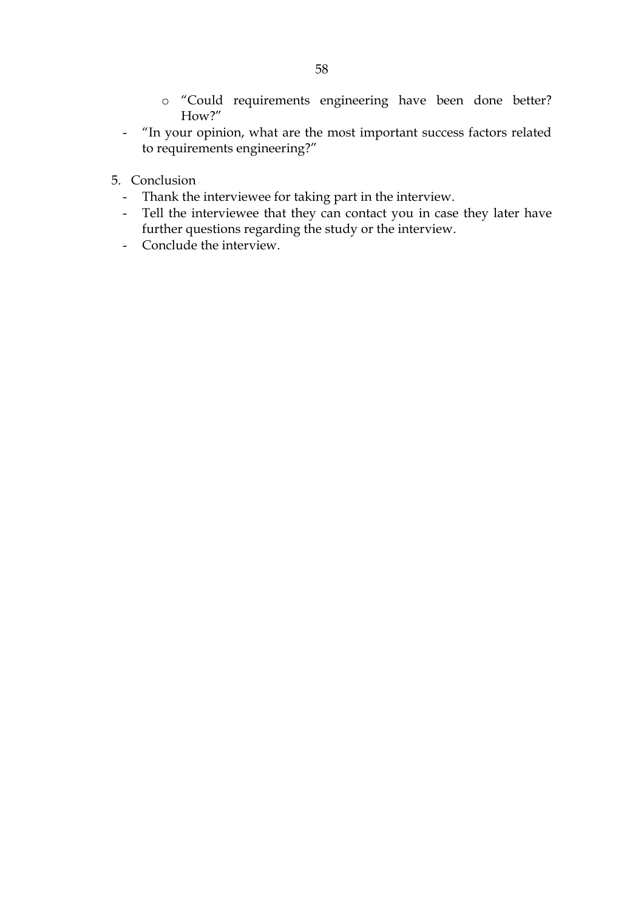- "Could requirements engineering have been done better? How?"
- "In your opinion, what are the most important success factors related to requirements engineering?"

5. Conclusion
   - Thank the interviewee for taking part in the interview.
   - Tell the interviewee that they can contact you in case they later have further questions regarding the study or the interview.
   - Conclude the interview.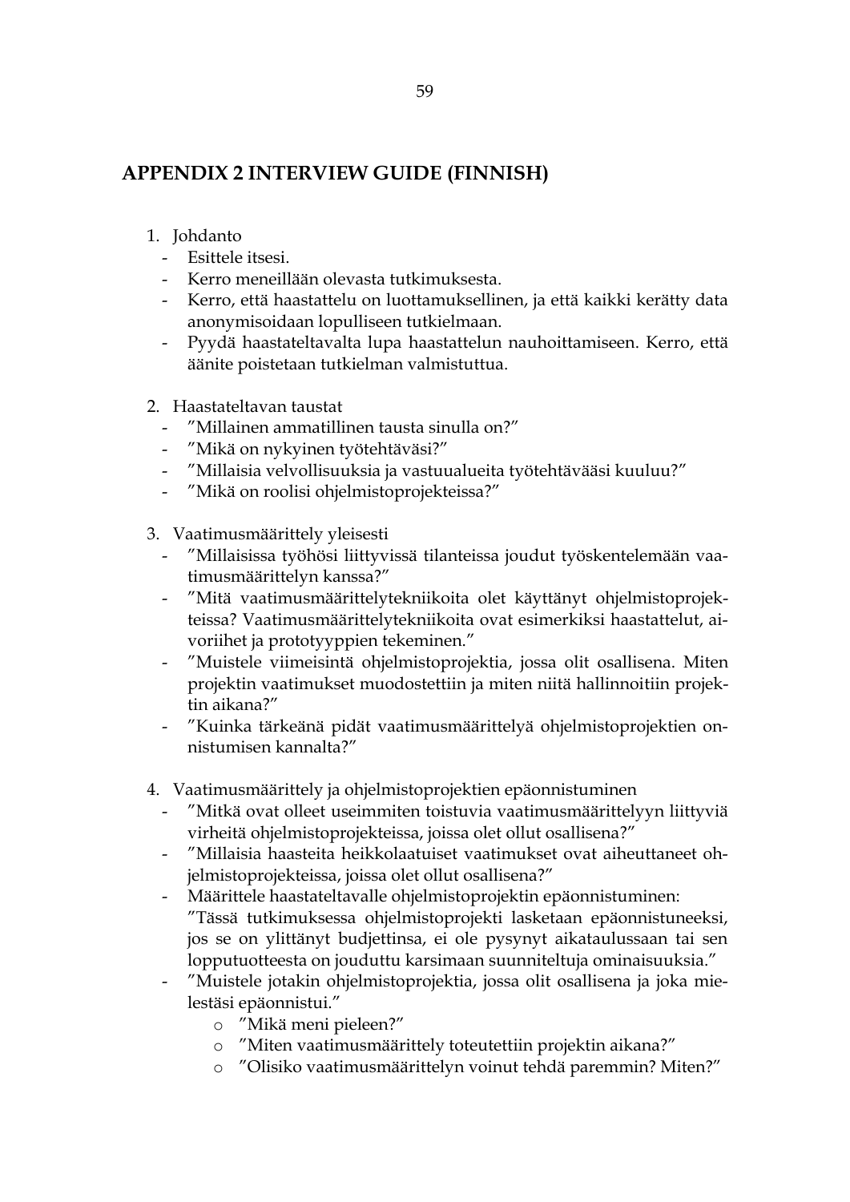## APPENDIX 2 INTERVIEW GUIDE (FINNISH)

1. Johdanto
   - Esittele itsesi.
   - Kerro meneillään olevasta tutkimuksesta.
   - Kerro, että haastattelu on luottamuksellinen, ja että kaikki kerätty data anonymisoidaan lopulliseen tutkielmaan.
   - Pyydä haastateltavalta lupa haastattelun nauhoittamiseen. Kerro, että äänite poistetaan tutkielman valmistuttua.

2. Haastateltavan taustat
   - ”Millainen ammatillinen tausta sinulla on?”
   - ”Mikä on nykyinen työtehtäväsi?”
   - ”Millaisia velvollisuuksia ja vastuualueita työtehtävääsi kuuluu?”
   - ”Mikä on roolisi ohjelmistoprojekteissa?”

3. Vaatimusmäärittely yleisesti
   - ”Millaisissa työhösi liittyvissä tilanteissa joudut työskentelemään vaatimusmäärittelyn kanssa?”
   - ”Mitä vaatimusmäärittelytekniikoita olet käyttänyt ohjelmistoprojekteissa? Vaatimusmäärittelytekniikoita ovat esimerkiksi haastattelut, aivoriihet ja prototyyppien tekeminen.”
   - ”Muistele viimeisintä ohjelmistoprojektia, jossa olit osallisena. Miten projektin vaatimukset muodostettiin ja miten niitä hallinnoitiin projektin aikana?”
   - ”Kuinka tärkeänä pidät vaatimusmäärittelyä ohjelmistoprojektien onnistumisen kannalta?”

4. Vaatimusmäärittely ja ohjelmistoprojektien epäonnistuminen
   - ”Mitkä ovat olleet useimmiten toistuvia vaatimusmäärittelyyn liittyviä virheitä ohjelmistoprojekteissa, joissa olet ollut osallisena?”
   - ”Millaisia haasteita heikkolaatuiset vaatimukset ovat aiheuttaneet ohjelmistoprojekteissa, joissa olet ollut osallisena?”
   - Määrittele haastateltavalle ohjelmistoprojektin epäonnistuminen: ”Tässä tutkimuksessa ohjelmistoprojekti lasketaan epäonnistuneeksi, jos se on ylittänyt budjettinsa, ei ole pysynyt aikataulussaan tai sen lopputuotteesta on jouduttu karsimaan suunniteltuja ominaisuuksia.”
   - ”Muistele jotakin ohjelmistoprojektia, jossa olit osallisena ja joka mielestäsi epäonnistui.”
     - ”Mikä meni pieleen?”
     - ”Miten vaatimusmäärittely toteutettiin projektin aikana?”
     - ”Olisiko vaatimusmäärittelyn voinut tehdä paremmin? Miten?”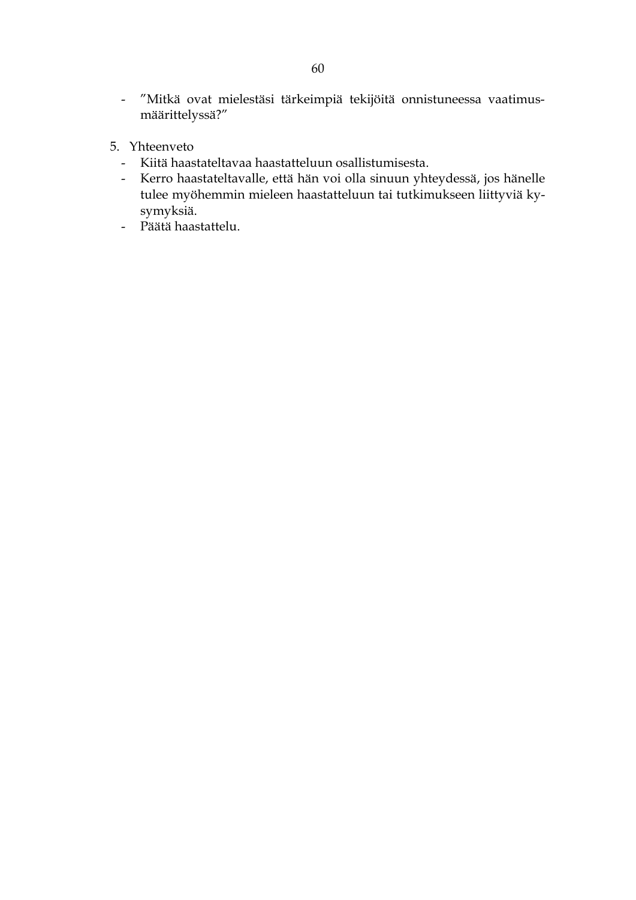- ”Mitkä ovat mielestäsi tärkeimpiä tekijöitä onnistuneessa vaatimusmäärittelyssä?”

5. Yhteenveto
   - Kiitä haastateltavaa haastatteluun osallistumisesta.
   - Kerro haastateltavalle, että hän voi olla sinuun yhteydessä, jos hänelle tulee myöhemmin mieleen haastatteluun tai tutkimukseen liittyviä kysymyksiä.
   - Päätä haastattelu.